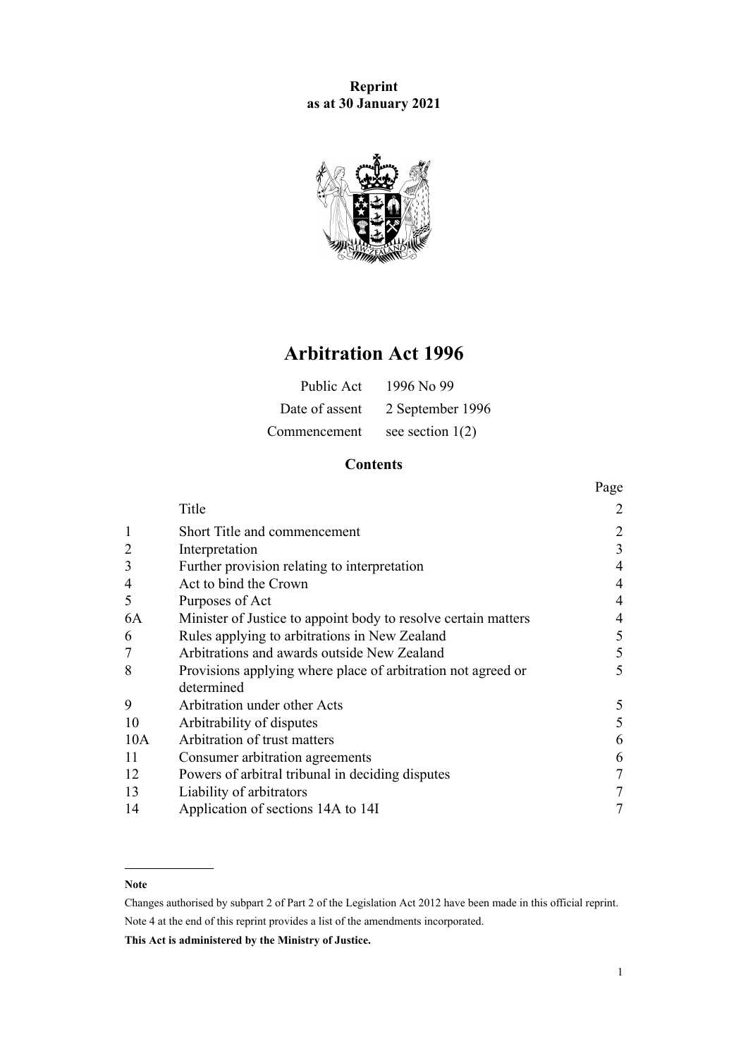**Reprint**
**as at 30 January 2021**

# Arbitration Act 1996

| | |
|---|---|
| Public Act | 1996 No 99 |
| Date of assent | 2 September 1996 |
| Commencement | see section 1(2) |

## Contents

| | | Page |
|---|---|---|
| | Title | 2 |
| 1 | Short Title and commencement | 2 |
| 2 | Interpretation | 3 |
| 3 | Further provision relating to interpretation | 4 |
| 4 | Act to bind the Crown | 4 |
| 5 | Purposes of Act | 4 |
| 6A | Minister of Justice to appoint body to resolve certain matters | 4 |
| 6 | Rules applying to arbitrations in New Zealand | 5 |
| 7 | Arbitrations and awards outside New Zealand | 5 |
| 8 | Provisions applying where place of arbitration not agreed or determined | 5 |
| 9 | Arbitration under other Acts | 5 |
| 10 | Arbitrability of disputes | 5 |
| 10A | Arbitration of trust matters | 6 |
| 11 | Consumer arbitration agreements | 6 |
| 12 | Powers of arbitral tribunal in deciding disputes | 7 |
| 13 | Liability of arbitrators | 7 |
| 14 | Application of sections 14A to 14I | 7 |

**Note**

Changes authorised by subpart 2 of Part 2 of the Legislation Act 2012 have been made in this official reprint.

Note 4 at the end of this reprint provides a list of the amendments incorporated.

**This Act is administered by the Ministry of Justice.**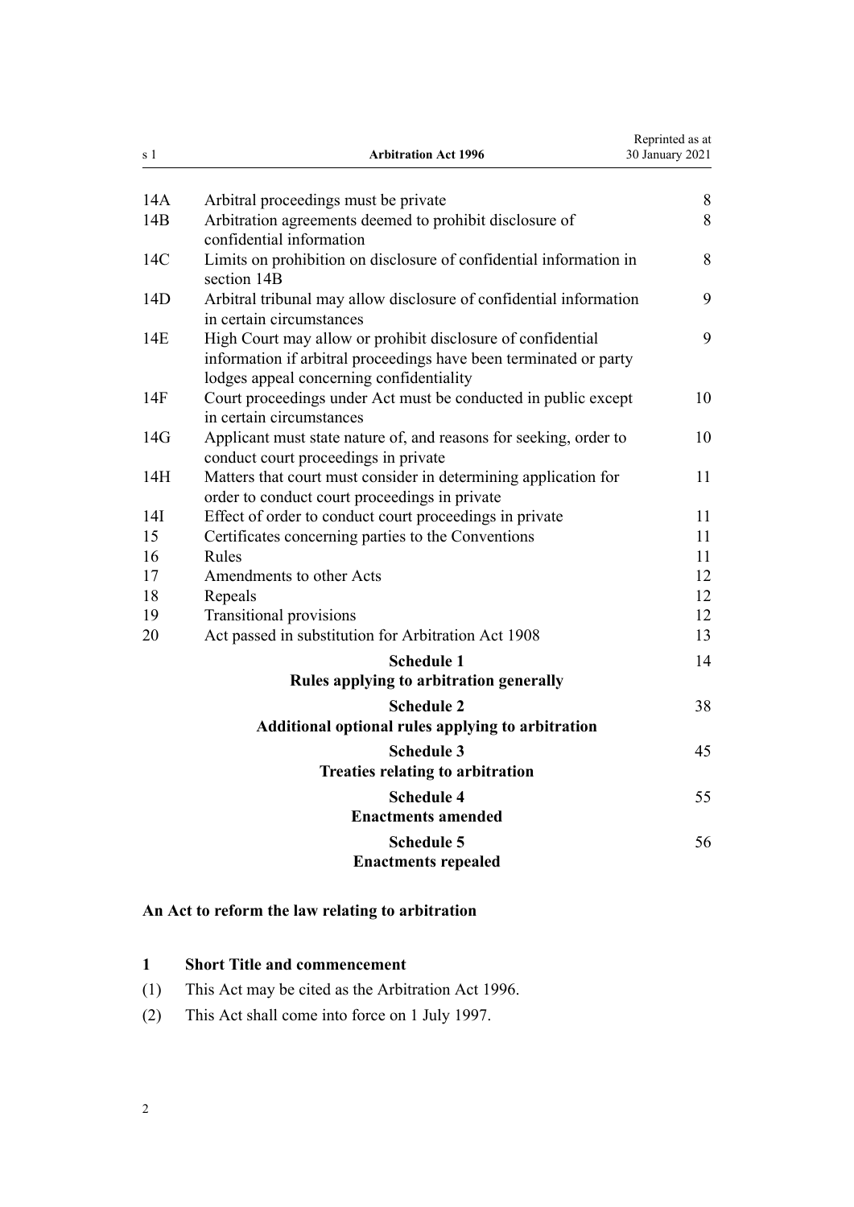| | | |
|---|---|---|
| 14A | Arbitral proceedings must be private | 8 |
| 14B | Arbitration agreements deemed to prohibit disclosure of confidential information | 8 |
| 14C | Limits on prohibition on disclosure of confidential information in section 14B | 8 |
| 14D | Arbitral tribunal may allow disclosure of confidential information in certain circumstances | 9 |
| 14E | High Court may allow or prohibit disclosure of confidential information if arbitral proceedings have been terminated or party lodges appeal concerning confidentiality | 9 |
| 14F | Court proceedings under Act must be conducted in public except in certain circumstances | 10 |
| 14G | Applicant must state nature of, and reasons for seeking, order to conduct court proceedings in private | 10 |
| 14H | Matters that court must consider in determining application for order to conduct court proceedings in private | 11 |
| 14I | Effect of order to conduct court proceedings in private | 11 |
| 15 | Certificates concerning parties to the Conventions | 11 |
| 16 | Rules | 11 |
| 17 | Amendments to other Acts | 12 |
| 18 | Repeals | 12 |
| 19 | Transitional provisions | 12 |
| 20 | Act passed in substitution for Arbitration Act 1908 | 13 |
| | **Schedule 1** **Rules applying to arbitration generally** | 14 |
| | **Schedule 2** **Additional optional rules applying to arbitration** | 38 |
| | **Schedule 3** **Treaties relating to arbitration** | 45 |
| | **Schedule 4** **Enactments amended** | 55 |
| | **Schedule 5** **Enactments repealed** | 56 |

**An Act to reform the law relating to arbitration**

### 1 Short Title and commencement

(1) This Act may be cited as the Arbitration Act 1996.

(2) This Act shall come into force on 1 July 1997.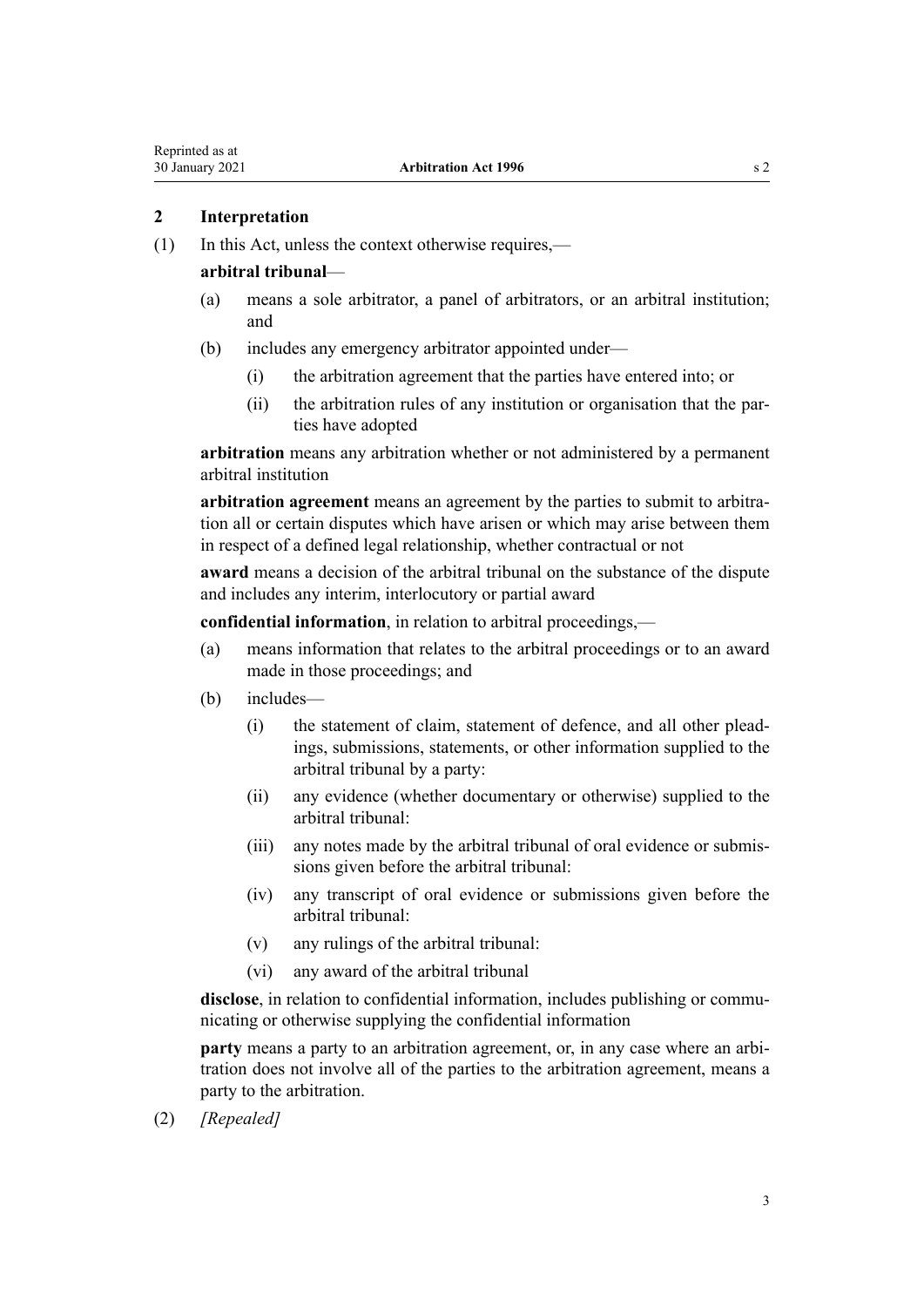## 2 Interpretation

(1) In this Act, unless the context otherwise requires,—

**arbitral tribunal**—

- (a) means a sole arbitrator, a panel of arbitrators, or an arbitral institution; and
- (b) includes any emergency arbitrator appointed under—
  - (i) the arbitration agreement that the parties have entered into; or
  - (ii) the arbitration rules of any institution or organisation that the parties have adopted

**arbitration** means any arbitration whether or not administered by a permanent arbitral institution

**arbitration agreement** means an agreement by the parties to submit to arbitration all or certain disputes which have arisen or which may arise between them in respect of a defined legal relationship, whether contractual or not

**award** means a decision of the arbitral tribunal on the substance of the dispute and includes any interim, interlocutory or partial award

**confidential information**, in relation to arbitral proceedings,—

- (a) means information that relates to the arbitral proceedings or to an award made in those proceedings; and
- (b) includes—
  - (i) the statement of claim, statement of defence, and all other pleadings, submissions, statements, or other information supplied to the arbitral tribunal by a party:
  - (ii) any evidence (whether documentary or otherwise) supplied to the arbitral tribunal:
  - (iii) any notes made by the arbitral tribunal of oral evidence or submissions given before the arbitral tribunal:
  - (iv) any transcript of oral evidence or submissions given before the arbitral tribunal:
  - (v) any rulings of the arbitral tribunal:
  - (vi) any award of the arbitral tribunal

**disclose**, in relation to confidential information, includes publishing or communicating or otherwise supplying the confidential information

**party** means a party to an arbitration agreement, or, in any case where an arbitration does not involve all of the parties to the arbitration agreement, means a party to the arbitration.

(2) *[Repealed]*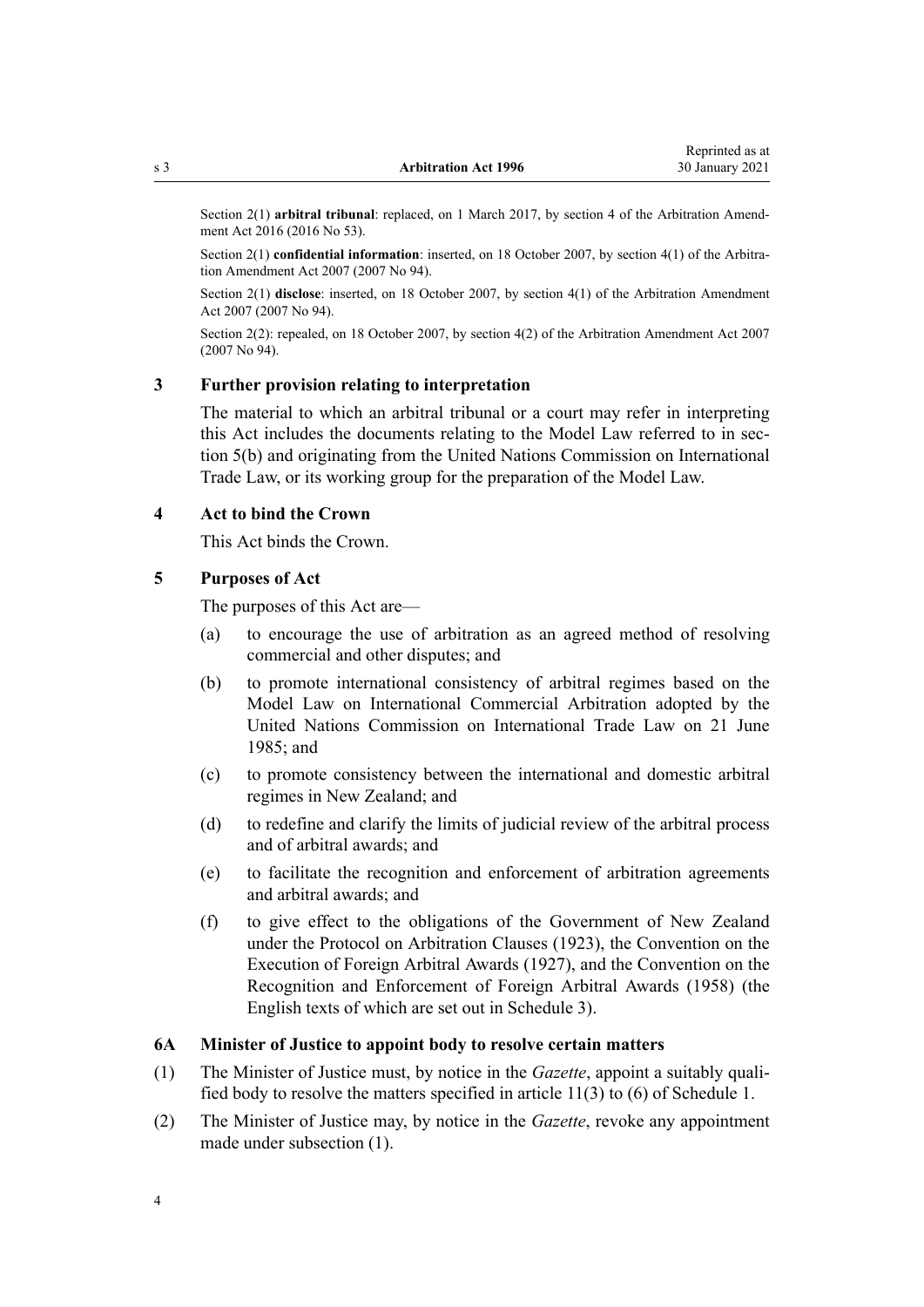Section 2(1) **arbitral tribunal**: replaced, on 1 March 2017, by section 4 of the Arbitration Amendment Act 2016 (2016 No 53).

Section 2(1) **confidential information**: inserted, on 18 October 2007, by section 4(1) of the Arbitration Amendment Act 2007 (2007 No 94).

Section 2(1) **disclose**: inserted, on 18 October 2007, by section 4(1) of the Arbitration Amendment Act 2007 (2007 No 94).

Section 2(2): repealed, on 18 October 2007, by section 4(2) of the Arbitration Amendment Act 2007 (2007 No 94).

### 3 Further provision relating to interpretation

The material to which an arbitral tribunal or a court may refer in interpreting this Act includes the documents relating to the Model Law referred to in section 5(b) and originating from the United Nations Commission on International Trade Law, or its working group for the preparation of the Model Law.

### 4 Act to bind the Crown

This Act binds the Crown.

### 5 Purposes of Act

The purposes of this Act are—

(a) to encourage the use of arbitration as an agreed method of resolving commercial and other disputes; and

(b) to promote international consistency of arbitral regimes based on the Model Law on International Commercial Arbitration adopted by the United Nations Commission on International Trade Law on 21 June 1985; and

(c) to promote consistency between the international and domestic arbitral regimes in New Zealand; and

(d) to redefine and clarify the limits of judicial review of the arbitral process and of arbitral awards; and

(e) to facilitate the recognition and enforcement of arbitration agreements and arbitral awards; and

(f) to give effect to the obligations of the Government of New Zealand under the Protocol on Arbitration Clauses (1923), the Convention on the Execution of Foreign Arbitral Awards (1927), and the Convention on the Recognition and Enforcement of Foreign Arbitral Awards (1958) (the English texts of which are set out in Schedule 3).

### 6A Minister of Justice to appoint body to resolve certain matters

(1) The Minister of Justice must, by notice in the *Gazette*, appoint a suitably qualified body to resolve the matters specified in article 11(3) to (6) of Schedule 1.

(2) The Minister of Justice may, by notice in the *Gazette*, revoke any appointment made under subsection (1).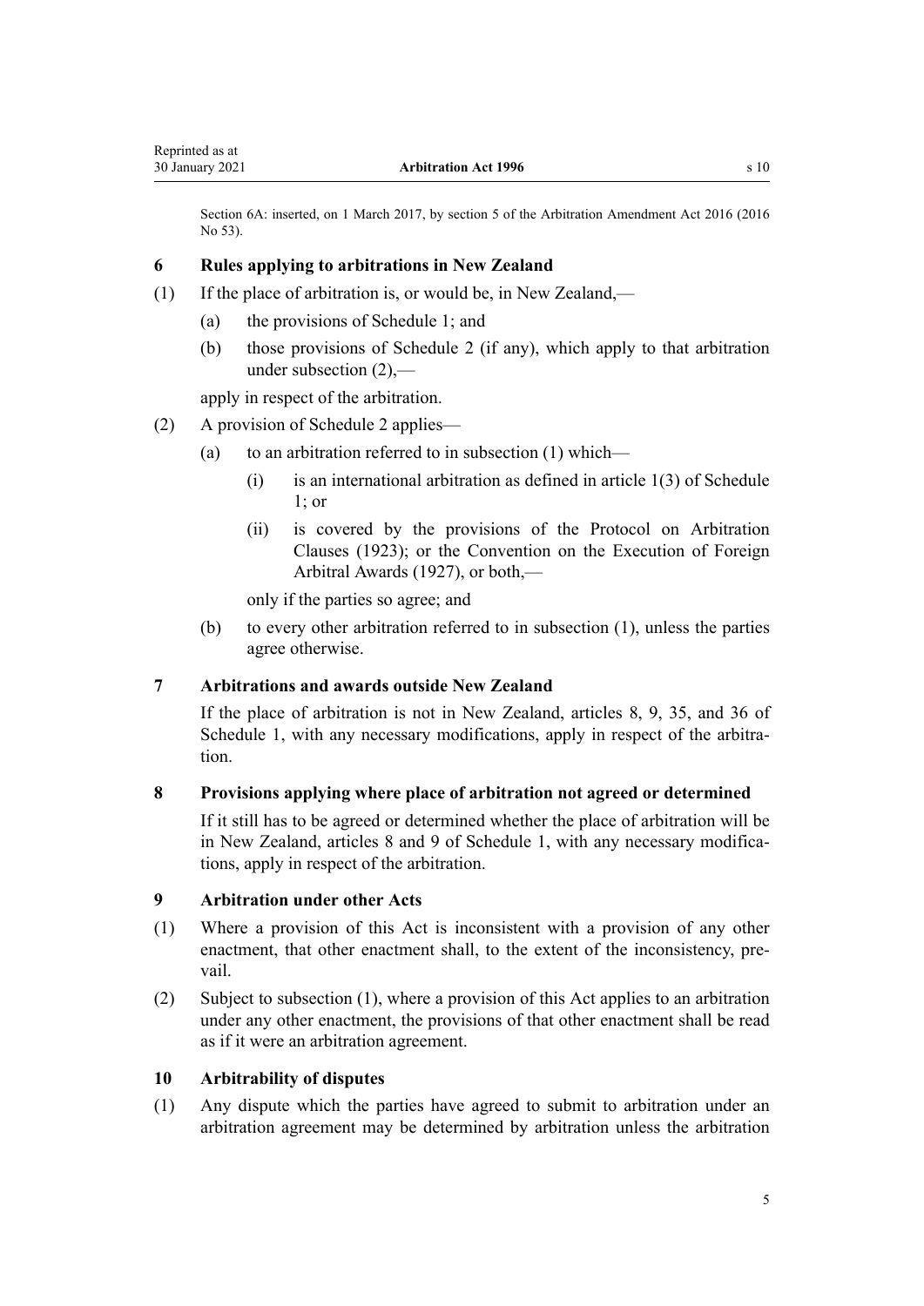Section 6A: inserted, on 1 March 2017, by section 5 of the Arbitration Amendment Act 2016 (2016 No 53).

### 6 Rules applying to arbitrations in New Zealand

(1) If the place of arbitration is, or would be, in New Zealand,—

(a) the provisions of Schedule 1; and

(b) those provisions of Schedule 2 (if any), which apply to that arbitration under subsection (2),—

apply in respect of the arbitration.

(2) A provision of Schedule 2 applies—

(a) to an arbitration referred to in subsection (1) which—

(i) is an international arbitration as defined in article 1(3) of Schedule 1; or

(ii) is covered by the provisions of the Protocol on Arbitration Clauses (1923); or the Convention on the Execution of Foreign Arbitral Awards (1927), or both,—

only if the parties so agree; and

(b) to every other arbitration referred to in subsection (1), unless the parties agree otherwise.

### 7 Arbitrations and awards outside New Zealand

If the place of arbitration is not in New Zealand, articles 8, 9, 35, and 36 of Schedule 1, with any necessary modifications, apply in respect of the arbitration.

### 8 Provisions applying where place of arbitration not agreed or determined

If it still has to be agreed or determined whether the place of arbitration will be in New Zealand, articles 8 and 9 of Schedule 1, with any necessary modifications, apply in respect of the arbitration.

### 9 Arbitration under other Acts

(1) Where a provision of this Act is inconsistent with a provision of any other enactment, that other enactment shall, to the extent of the inconsistency, prevail.

(2) Subject to subsection (1), where a provision of this Act applies to an arbitration under any other enactment, the provisions of that other enactment shall be read as if it were an arbitration agreement.

### 10 Arbitrability of disputes

(1) Any dispute which the parties have agreed to submit to arbitration under an arbitration agreement may be determined by arbitration unless the arbitration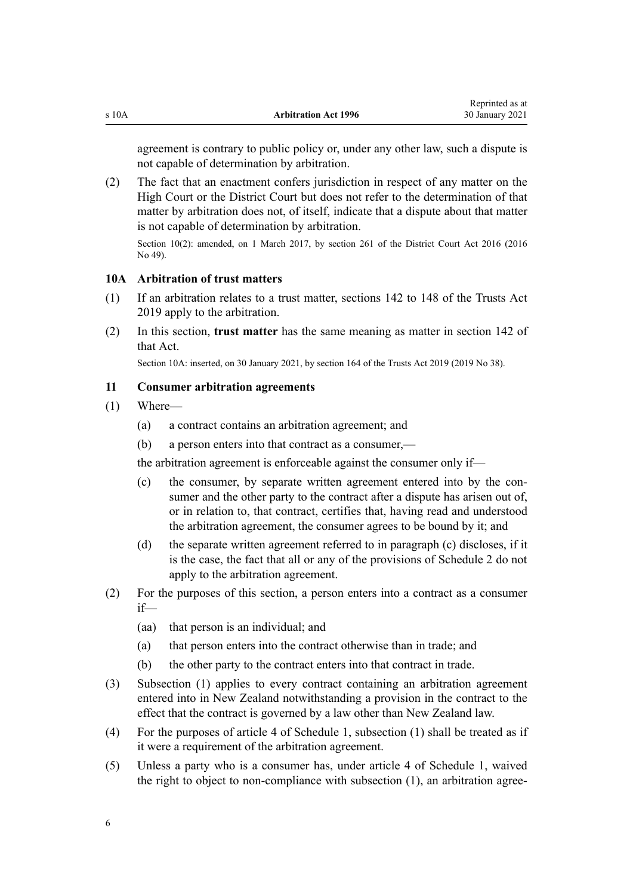agreement is contrary to public policy or, under any other law, such a dispute is not capable of determination by arbitration.

(2) The fact that an enactment confers jurisdiction in respect of any matter on the High Court or the District Court but does not refer to the determination of that matter by arbitration does not, of itself, indicate that a dispute about that matter is not capable of determination by arbitration.

Section 10(2): amended, on 1 March 2017, by section 261 of the District Court Act 2016 (2016 No 49).

### 10A Arbitration of trust matters

(1) If an arbitration relates to a trust matter, sections 142 to 148 of the Trusts Act 2019 apply to the arbitration.

(2) In this section, **trust matter** has the same meaning as matter in section 142 of that Act.

Section 10A: inserted, on 30 January 2021, by section 164 of the Trusts Act 2019 (2019 No 38).

### 11 Consumer arbitration agreements

(1) Where—

(a) a contract contains an arbitration agreement; and

(b) a person enters into that contract as a consumer,—

the arbitration agreement is enforceable against the consumer only if—

(c) the consumer, by separate written agreement entered into by the consumer and the other party to the contract after a dispute has arisen out of, or in relation to, that contract, certifies that, having read and understood the arbitration agreement, the consumer agrees to be bound by it; and

(d) the separate written agreement referred to in paragraph (c) discloses, if it is the case, the fact that all or any of the provisions of Schedule 2 do not apply to the arbitration agreement.

(2) For the purposes of this section, a person enters into a contract as a consumer if—

(aa) that person is an individual; and

(a) that person enters into the contract otherwise than in trade; and

(b) the other party to the contract enters into that contract in trade.

(3) Subsection (1) applies to every contract containing an arbitration agreement entered into in New Zealand notwithstanding a provision in the contract to the effect that the contract is governed by a law other than New Zealand law.

(4) For the purposes of article 4 of Schedule 1, subsection (1) shall be treated as if it were a requirement of the arbitration agreement.

(5) Unless a party who is a consumer has, under article 4 of Schedule 1, waived the right to object to non-compliance with subsection (1), an arbitration agree-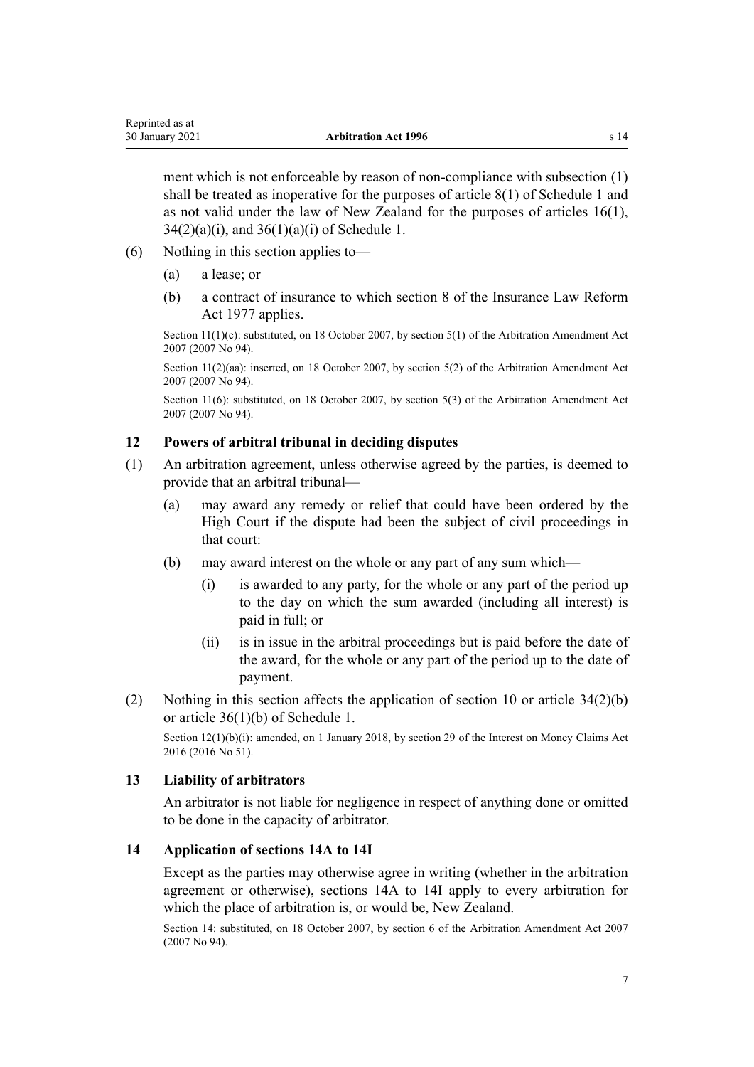ment which is not enforceable by reason of non-compliance with subsection (1) shall be treated as inoperative for the purposes of article 8(1) of Schedule 1 and as not valid under the law of New Zealand for the purposes of articles 16(1), 34(2)(a)(i), and 36(1)(a)(i) of Schedule 1.

(6) Nothing in this section applies to—

(a) a lease; or

(b) a contract of insurance to which section 8 of the Insurance Law Reform Act 1977 applies.

Section 11(1)(c): substituted, on 18 October 2007, by section 5(1) of the Arbitration Amendment Act 2007 (2007 No 94).

Section 11(2)(aa): inserted, on 18 October 2007, by section 5(2) of the Arbitration Amendment Act 2007 (2007 No 94).

Section 11(6): substituted, on 18 October 2007, by section 5(3) of the Arbitration Amendment Act 2007 (2007 No 94).

### 12 Powers of arbitral tribunal in deciding disputes

(1) An arbitration agreement, unless otherwise agreed by the parties, is deemed to provide that an arbitral tribunal—

(a) may award any remedy or relief that could have been ordered by the High Court if the dispute had been the subject of civil proceedings in that court:

(b) may award interest on the whole or any part of any sum which—

(i) is awarded to any party, for the whole or any part of the period up to the day on which the sum awarded (including all interest) is paid in full; or

(ii) is in issue in the arbitral proceedings but is paid before the date of the award, for the whole or any part of the period up to the date of payment.

(2) Nothing in this section affects the application of section 10 or article 34(2)(b) or article 36(1)(b) of Schedule 1.

Section 12(1)(b)(i): amended, on 1 January 2018, by section 29 of the Interest on Money Claims Act 2016 (2016 No 51).

### 13 Liability of arbitrators

An arbitrator is not liable for negligence in respect of anything done or omitted to be done in the capacity of arbitrator.

### 14 Application of sections 14A to 14I

Except as the parties may otherwise agree in writing (whether in the arbitration agreement or otherwise), sections 14A to 14I apply to every arbitration for which the place of arbitration is, or would be, New Zealand.

Section 14: substituted, on 18 October 2007, by section 6 of the Arbitration Amendment Act 2007 (2007 No 94).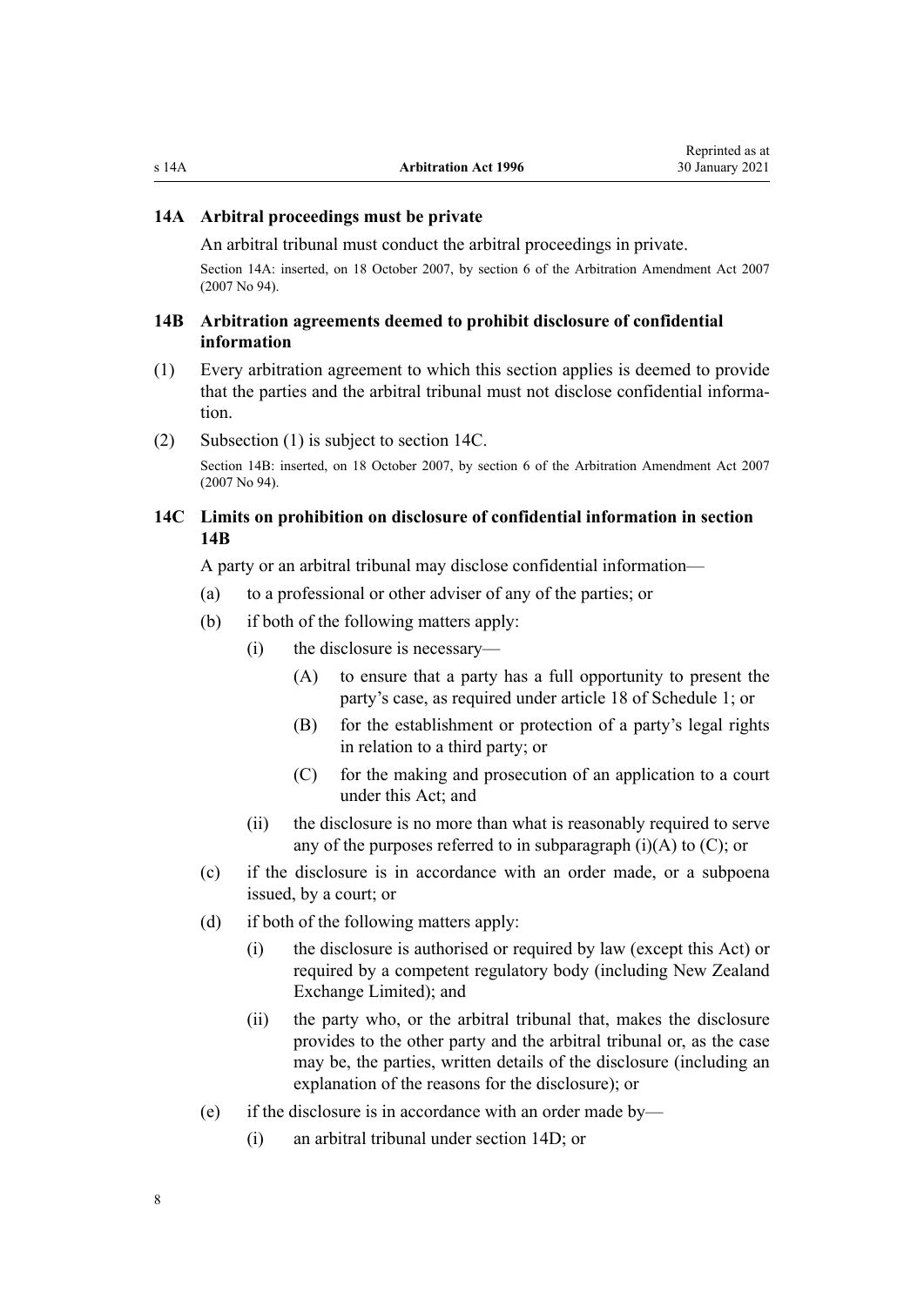### 14A Arbitral proceedings must be private

An arbitral tribunal must conduct the arbitral proceedings in private.

Section 14A: inserted, on 18 October 2007, by section 6 of the Arbitration Amendment Act 2007 (2007 No 94).

### 14B Arbitration agreements deemed to prohibit disclosure of confidential information

(1) Every arbitration agreement to which this section applies is deemed to provide that the parties and the arbitral tribunal must not disclose confidential information.

(2) Subsection (1) is subject to section 14C.

Section 14B: inserted, on 18 October 2007, by section 6 of the Arbitration Amendment Act 2007 (2007 No 94).

### 14C Limits on prohibition on disclosure of confidential information in section 14B

A party or an arbitral tribunal may disclose confidential information—

- (a) to a professional or other adviser of any of the parties; or
- (b) if both of the following matters apply:
  - (i) the disclosure is necessary—
    - (A) to ensure that a party has a full opportunity to present the party's case, as required under article 18 of Schedule 1; or
    - (B) for the establishment or protection of a party's legal rights in relation to a third party; or
    - (C) for the making and prosecution of an application to a court under this Act; and
  - (ii) the disclosure is no more than what is reasonably required to serve any of the purposes referred to in subparagraph (i)(A) to (C); or
- (c) if the disclosure is in accordance with an order made, or a subpoena issued, by a court; or
- (d) if both of the following matters apply:
  - (i) the disclosure is authorised or required by law (except this Act) or required by a competent regulatory body (including New Zealand Exchange Limited); and
  - (ii) the party who, or the arbitral tribunal that, makes the disclosure provides to the other party and the arbitral tribunal or, as the case may be, the parties, written details of the disclosure (including an explanation of the reasons for the disclosure); or
- (e) if the disclosure is in accordance with an order made by—
  - (i) an arbitral tribunal under section 14D; or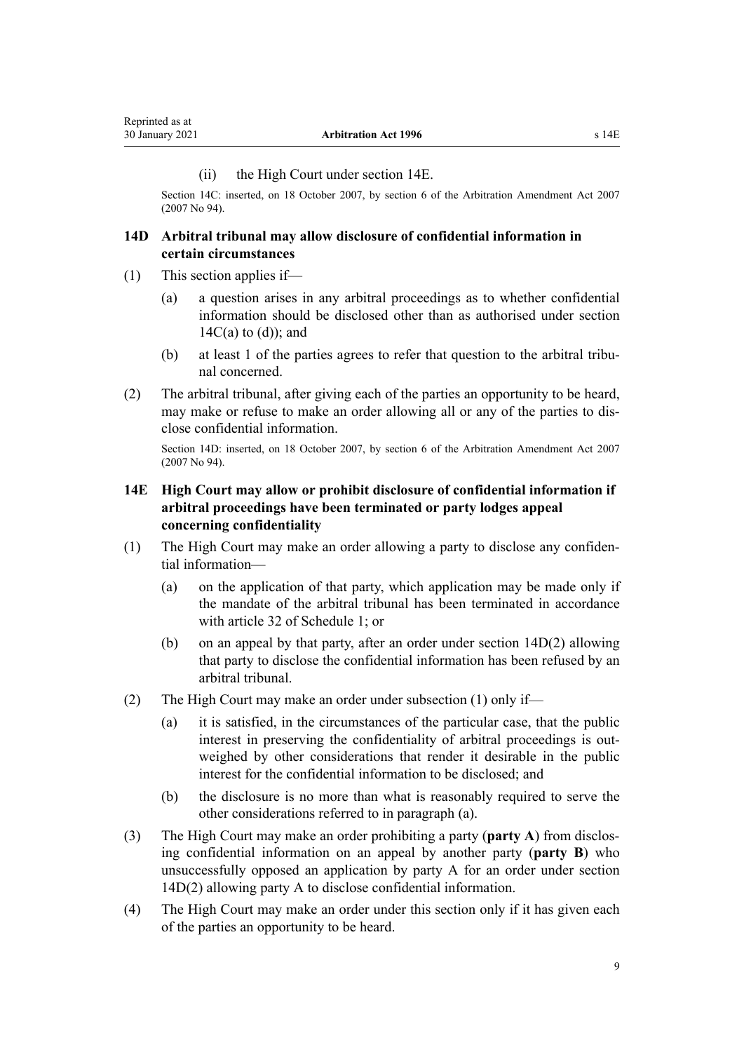(ii) the High Court under section 14E.

Section 14C: inserted, on 18 October 2007, by section 6 of the Arbitration Amendment Act 2007 (2007 No 94).

### 14D Arbitral tribunal may allow disclosure of confidential information in certain circumstances

(1) This section applies if—

(a) a question arises in any arbitral proceedings as to whether confidential information should be disclosed other than as authorised under section 14C(a) to (d)); and

(b) at least 1 of the parties agrees to refer that question to the arbitral tribunal concerned.

(2) The arbitral tribunal, after giving each of the parties an opportunity to be heard, may make or refuse to make an order allowing all or any of the parties to disclose confidential information.

Section 14D: inserted, on 18 October 2007, by section 6 of the Arbitration Amendment Act 2007 (2007 No 94).

### 14E High Court may allow or prohibit disclosure of confidential information if arbitral proceedings have been terminated or party lodges appeal concerning confidentiality

(1) The High Court may make an order allowing a party to disclose any confidential information—

(a) on the application of that party, which application may be made only if the mandate of the arbitral tribunal has been terminated in accordance with article 32 of Schedule 1; or

(b) on an appeal by that party, after an order under section 14D(2) allowing that party to disclose the confidential information has been refused by an arbitral tribunal.

(2) The High Court may make an order under subsection (1) only if—

(a) it is satisfied, in the circumstances of the particular case, that the public interest in preserving the confidentiality of arbitral proceedings is outweighed by other considerations that render it desirable in the public interest for the confidential information to be disclosed; and

(b) the disclosure is no more than what is reasonably required to serve the other considerations referred to in paragraph (a).

(3) The High Court may make an order prohibiting a party (**party A**) from disclosing confidential information on an appeal by another party (**party B**) who unsuccessfully opposed an application by party A for an order under section 14D(2) allowing party A to disclose confidential information.

(4) The High Court may make an order under this section only if it has given each of the parties an opportunity to be heard.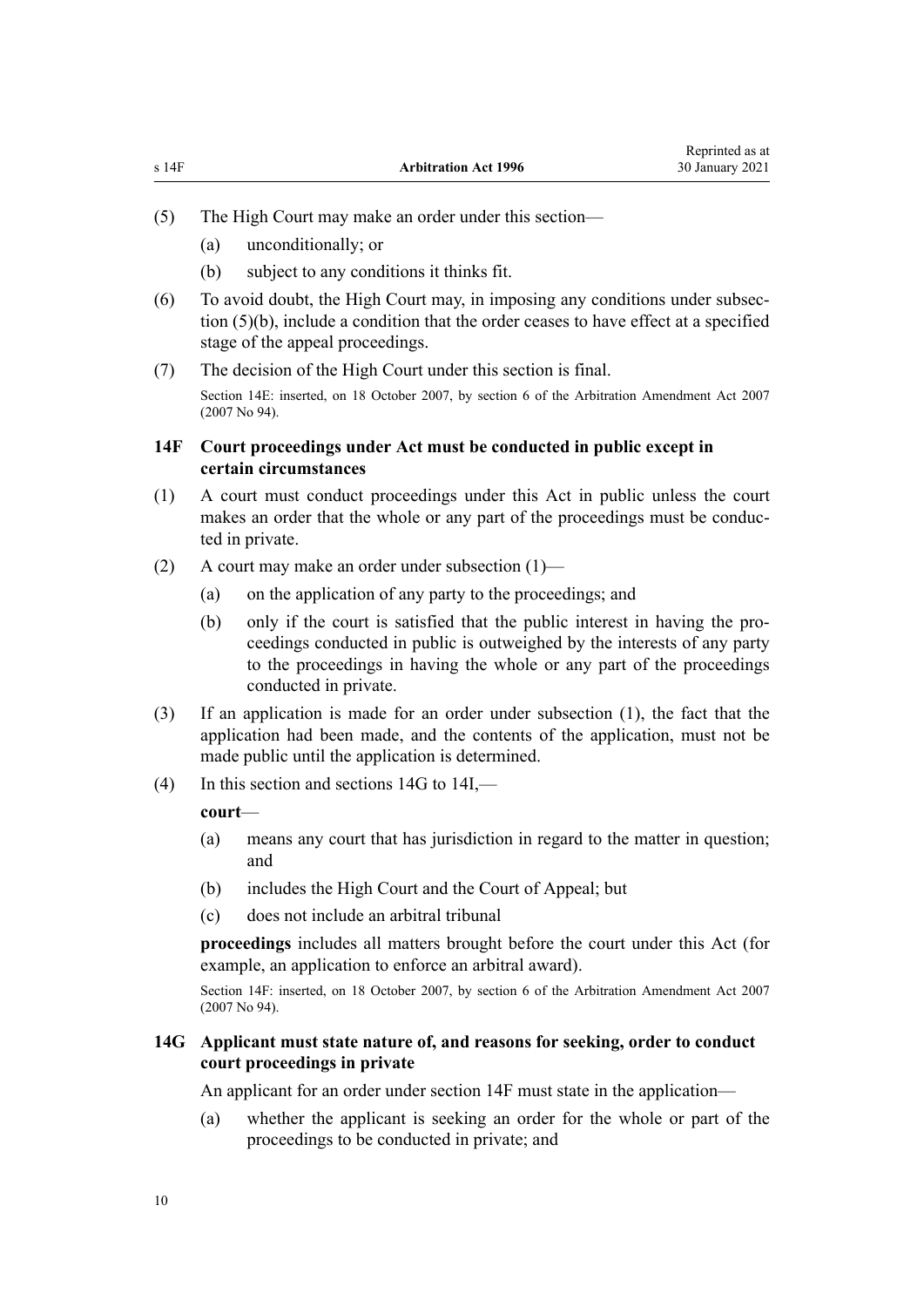(5) The High Court may make an order under this section—

   (a) unconditionally; or

   (b) subject to any conditions it thinks fit.

(6) To avoid doubt, the High Court may, in imposing any conditions under subsection (5)(b), include a condition that the order ceases to have effect at a specified stage of the appeal proceedings.

(7) The decision of the High Court under this section is final.

Section 14E: inserted, on 18 October 2007, by section 6 of the Arbitration Amendment Act 2007 (2007 No 94).

### 14F Court proceedings under Act must be conducted in public except in certain circumstances

(1) A court must conduct proceedings under this Act in public unless the court makes an order that the whole or any part of the proceedings must be conducted in private.

(2) A court may make an order under subsection (1)—

   (a) on the application of any party to the proceedings; and

   (b) only if the court is satisfied that the public interest in having the proceedings conducted in public is outweighed by the interests of any party to the proceedings in having the whole or any part of the proceedings conducted in private.

(3) If an application is made for an order under subsection (1), the fact that the application had been made, and the contents of the application, must not be made public until the application is determined.

(4) In this section and sections 14G to 14I,—

**court**—

   (a) means any court that has jurisdiction in regard to the matter in question; and

   (b) includes the High Court and the Court of Appeal; but

   (c) does not include an arbitral tribunal

**proceedings** includes all matters brought before the court under this Act (for example, an application to enforce an arbitral award).

Section 14F: inserted, on 18 October 2007, by section 6 of the Arbitration Amendment Act 2007 (2007 No 94).

### 14G Applicant must state nature of, and reasons for seeking, order to conduct court proceedings in private

An applicant for an order under section 14F must state in the application—

   (a) whether the applicant is seeking an order for the whole or part of the proceedings to be conducted in private; and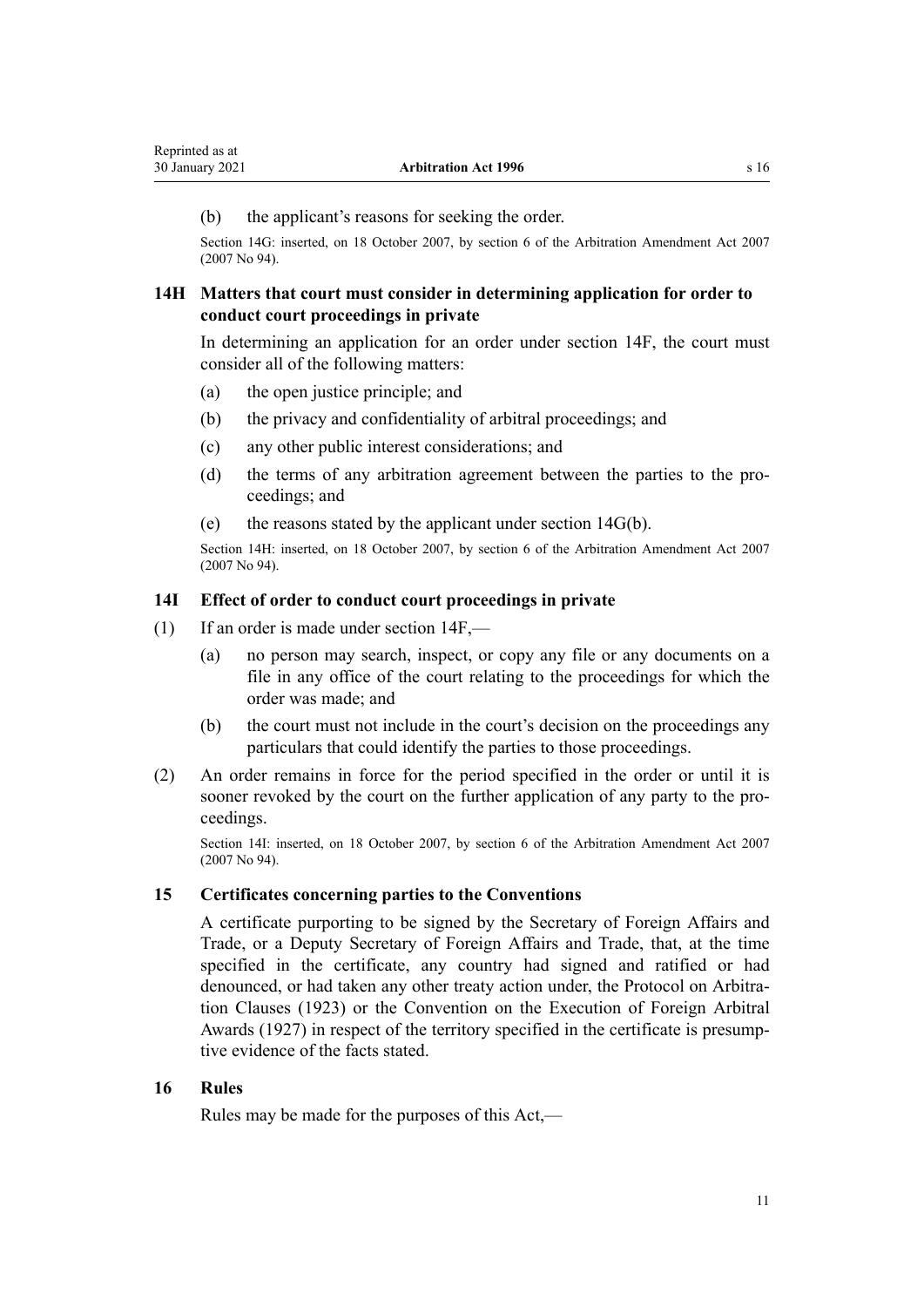(b) the applicant's reasons for seeking the order.

Section 14G: inserted, on 18 October 2007, by section 6 of the Arbitration Amendment Act 2007 (2007 No 94).

### 14H Matters that court must consider in determining application for order to conduct court proceedings in private

In determining an application for an order under section 14F, the court must consider all of the following matters:

(a) the open justice principle; and

(b) the privacy and confidentiality of arbitral proceedings; and

(c) any other public interest considerations; and

(d) the terms of any arbitration agreement between the parties to the proceedings; and

(e) the reasons stated by the applicant under section 14G(b).

Section 14H: inserted, on 18 October 2007, by section 6 of the Arbitration Amendment Act 2007 (2007 No 94).

### 14I Effect of order to conduct court proceedings in private

(1) If an order is made under section 14F,—

(a) no person may search, inspect, or copy any file or any documents on a file in any office of the court relating to the proceedings for which the order was made; and

(b) the court must not include in the court's decision on the proceedings any particulars that could identify the parties to those proceedings.

(2) An order remains in force for the period specified in the order or until it is sooner revoked by the court on the further application of any party to the proceedings.

Section 14I: inserted, on 18 October 2007, by section 6 of the Arbitration Amendment Act 2007 (2007 No 94).

### 15 Certificates concerning parties to the Conventions

A certificate purporting to be signed by the Secretary of Foreign Affairs and Trade, or a Deputy Secretary of Foreign Affairs and Trade, that, at the time specified in the certificate, any country had signed and ratified or had denounced, or had taken any other treaty action under, the Protocol on Arbitration Clauses (1923) or the Convention on the Execution of Foreign Arbitral Awards (1927) in respect of the territory specified in the certificate is presumptive evidence of the facts stated.

### 16 Rules

Rules may be made for the purposes of this Act,—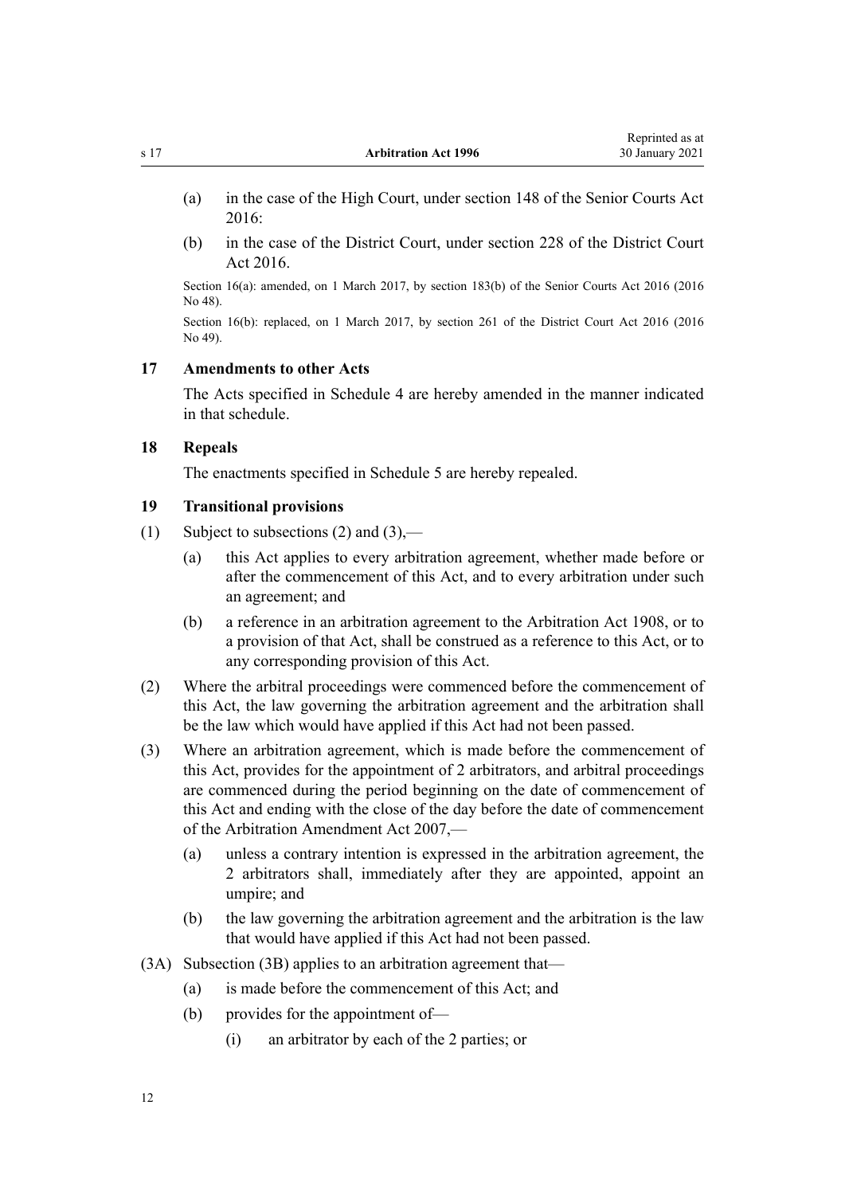(a) in the case of the High Court, under section 148 of the Senior Courts Act 2016:

(b) in the case of the District Court, under section 228 of the District Court Act 2016.

Section 16(a): amended, on 1 March 2017, by section 183(b) of the Senior Courts Act 2016 (2016 No 48).

Section 16(b): replaced, on 1 March 2017, by section 261 of the District Court Act 2016 (2016 No 49).

### 17 Amendments to other Acts

The Acts specified in Schedule 4 are hereby amended in the manner indicated in that schedule.

### 18 Repeals

The enactments specified in Schedule 5 are hereby repealed.

### 19 Transitional provisions

(1) Subject to subsections (2) and (3),—

(a) this Act applies to every arbitration agreement, whether made before or after the commencement of this Act, and to every arbitration under such an agreement; and

(b) a reference in an arbitration agreement to the Arbitration Act 1908, or to a provision of that Act, shall be construed as a reference to this Act, or to any corresponding provision of this Act.

(2) Where the arbitral proceedings were commenced before the commencement of this Act, the law governing the arbitration agreement and the arbitration shall be the law which would have applied if this Act had not been passed.

(3) Where an arbitration agreement, which is made before the commencement of this Act, provides for the appointment of 2 arbitrators, and arbitral proceedings are commenced during the period beginning on the date of commencement of this Act and ending with the close of the day before the date of commencement of the Arbitration Amendment Act 2007,—

(a) unless a contrary intention is expressed in the arbitration agreement, the 2 arbitrators shall, immediately after they are appointed, appoint an umpire; and

(b) the law governing the arbitration agreement and the arbitration is the law that would have applied if this Act had not been passed.

(3A) Subsection (3B) applies to an arbitration agreement that—

(a) is made before the commencement of this Act; and

(b) provides for the appointment of—

(i) an arbitrator by each of the 2 parties; or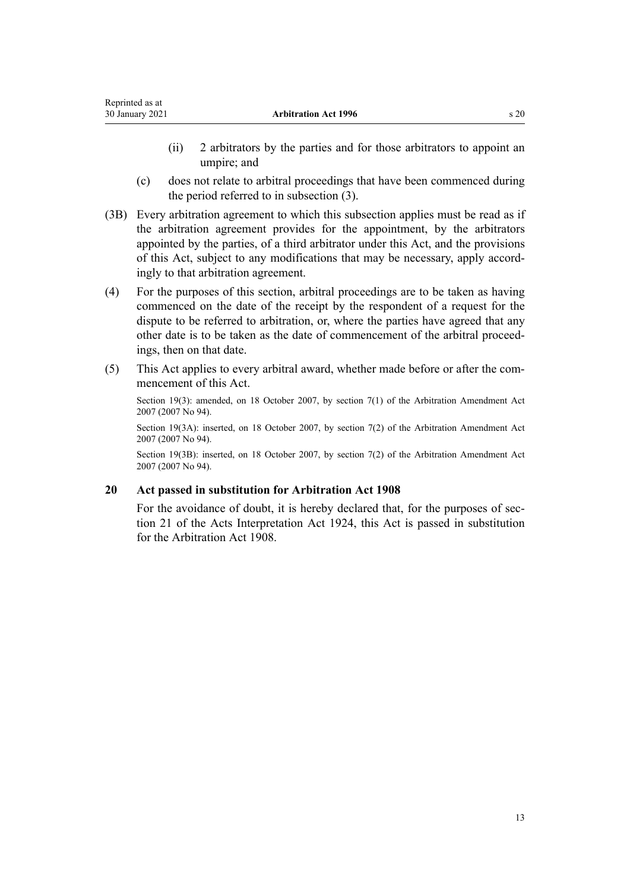(ii) 2 arbitrators by the parties and for those arbitrators to appoint an umpire; and

(c) does not relate to arbitral proceedings that have been commenced during the period referred to in subsection (3).

(3B) Every arbitration agreement to which this subsection applies must be read as if the arbitration agreement provides for the appointment, by the arbitrators appointed by the parties, of a third arbitrator under this Act, and the provisions of this Act, subject to any modifications that may be necessary, apply accordingly to that arbitration agreement.

(4) For the purposes of this section, arbitral proceedings are to be taken as having commenced on the date of the receipt by the respondent of a request for the dispute to be referred to arbitration, or, where the parties have agreed that any other date is to be taken as the date of commencement of the arbitral proceedings, then on that date.

(5) This Act applies to every arbitral award, whether made before or after the commencement of this Act.

Section 19(3): amended, on 18 October 2007, by section 7(1) of the Arbitration Amendment Act 2007 (2007 No 94).

Section 19(3A): inserted, on 18 October 2007, by section 7(2) of the Arbitration Amendment Act 2007 (2007 No 94).

Section 19(3B): inserted, on 18 October 2007, by section 7(2) of the Arbitration Amendment Act 2007 (2007 No 94).

### 20 Act passed in substitution for Arbitration Act 1908

For the avoidance of doubt, it is hereby declared that, for the purposes of section 21 of the Acts Interpretation Act 1924, this Act is passed in substitution for the Arbitration Act 1908.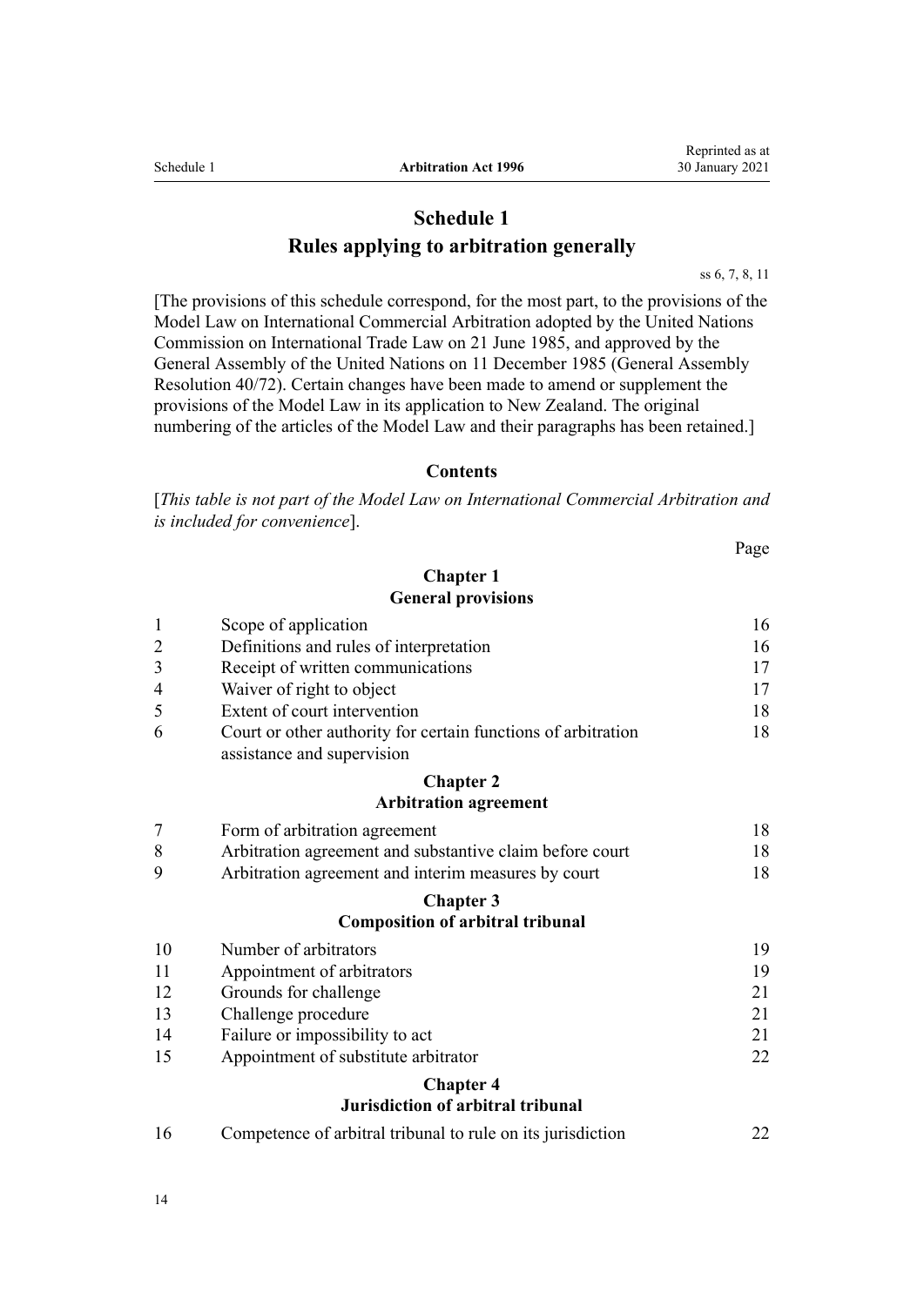# Schedule 1
# Rules applying to arbitration generally

ss 6, 7, 8, 11

[The provisions of this schedule correspond, for the most part, to the provisions of the Model Law on International Commercial Arbitration adopted by the United Nations Commission on International Trade Law on 21 June 1985, and approved by the General Assembly of the United Nations on 11 December 1985 (General Assembly Resolution 40/72). Certain changes have been made to amend or supplement the provisions of the Model Law in its application to New Zealand. The original numbering of the articles of the Model Law and their paragraphs has been retained.]

## Contents

[*This table is not part of the Model Law on International Commercial Arbitration and is included for convenience*].

| | | Page |
|---|---|---|
| | **Chapter 1** **General provisions** | |
| 1 | Scope of application | 16 |
| 2 | Definitions and rules of interpretation | 16 |
| 3 | Receipt of written communications | 17 |
| 4 | Waiver of right to object | 17 |
| 5 | Extent of court intervention | 18 |
| 6 | Court or other authority for certain functions of arbitration assistance and supervision | 18 |
| | **Chapter 2** **Arbitration agreement** | |
| 7 | Form of arbitration agreement | 18 |
| 8 | Arbitration agreement and substantive claim before court | 18 |
| 9 | Arbitration agreement and interim measures by court | 18 |
| | **Chapter 3** **Composition of arbitral tribunal** | |
| 10 | Number of arbitrators | 19 |
| 11 | Appointment of arbitrators | 19 |
| 12 | Grounds for challenge | 21 |
| 13 | Challenge procedure | 21 |
| 14 | Failure or impossibility to act | 21 |
| 15 | Appointment of substitute arbitrator | 22 |
| | **Chapter 4** **Jurisdiction of arbitral tribunal** | |
| 16 | Competence of arbitral tribunal to rule on its jurisdiction | 22 |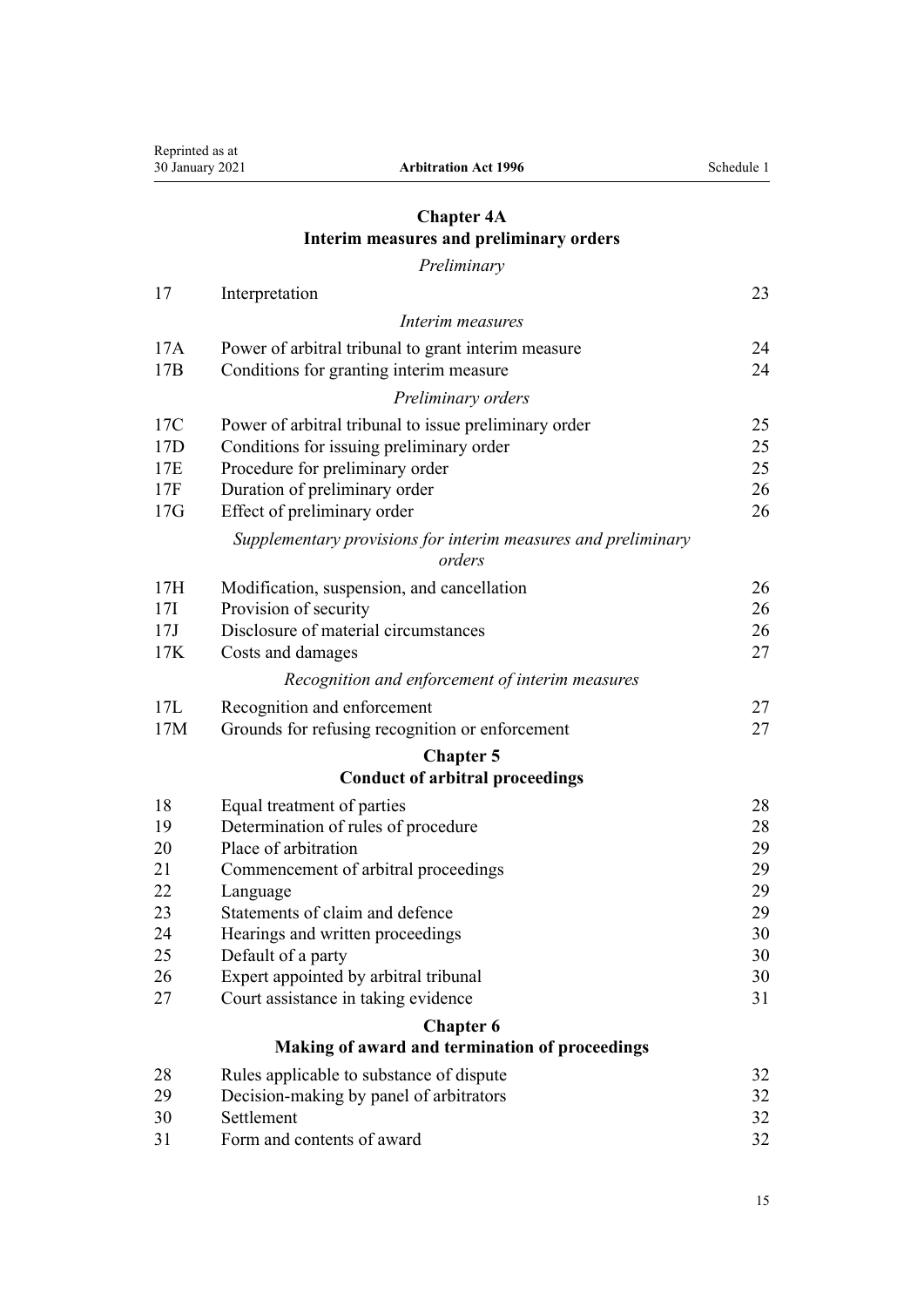## Chapter 4A
## Interim measures and preliminary orders

*Preliminary*

| | | |
|---|---|---|
| 17 | Interpretation | 23 |
| | *Interim measures* | |
| 17A | Power of arbitral tribunal to grant interim measure | 24 |
| 17B | Conditions for granting interim measure | 24 |
| | *Preliminary orders* | |
| 17C | Power of arbitral tribunal to issue preliminary order | 25 |
| 17D | Conditions for issuing preliminary order | 25 |
| 17E | Procedure for preliminary order | 25 |
| 17F | Duration of preliminary order | 26 |
| 17G | Effect of preliminary order | 26 |
| | *Supplementary provisions for interim measures and preliminary orders* | |
| 17H | Modification, suspension, and cancellation | 26 |
| 17I | Provision of security | 26 |
| 17J | Disclosure of material circumstances | 26 |
| 17K | Costs and damages | 27 |
| | *Recognition and enforcement of interim measures* | |
| 17L | Recognition and enforcement | 27 |
| 17M | Grounds for refusing recognition or enforcement | 27 |

## Chapter 5
## Conduct of arbitral proceedings

| | | |
|---|---|---|
| 18 | Equal treatment of parties | 28 |
| 19 | Determination of rules of procedure | 28 |
| 20 | Place of arbitration | 29 |
| 21 | Commencement of arbitral proceedings | 29 |
| 22 | Language | 29 |
| 23 | Statements of claim and defence | 29 |
| 24 | Hearings and written proceedings | 30 |
| 25 | Default of a party | 30 |
| 26 | Expert appointed by arbitral tribunal | 30 |
| 27 | Court assistance in taking evidence | 31 |

## Chapter 6
## Making of award and termination of proceedings

| | | |
|---|---|---|
| 28 | Rules applicable to substance of dispute | 32 |
| 29 | Decision-making by panel of arbitrators | 32 |
| 30 | Settlement | 32 |
| 31 | Form and contents of award | 32 |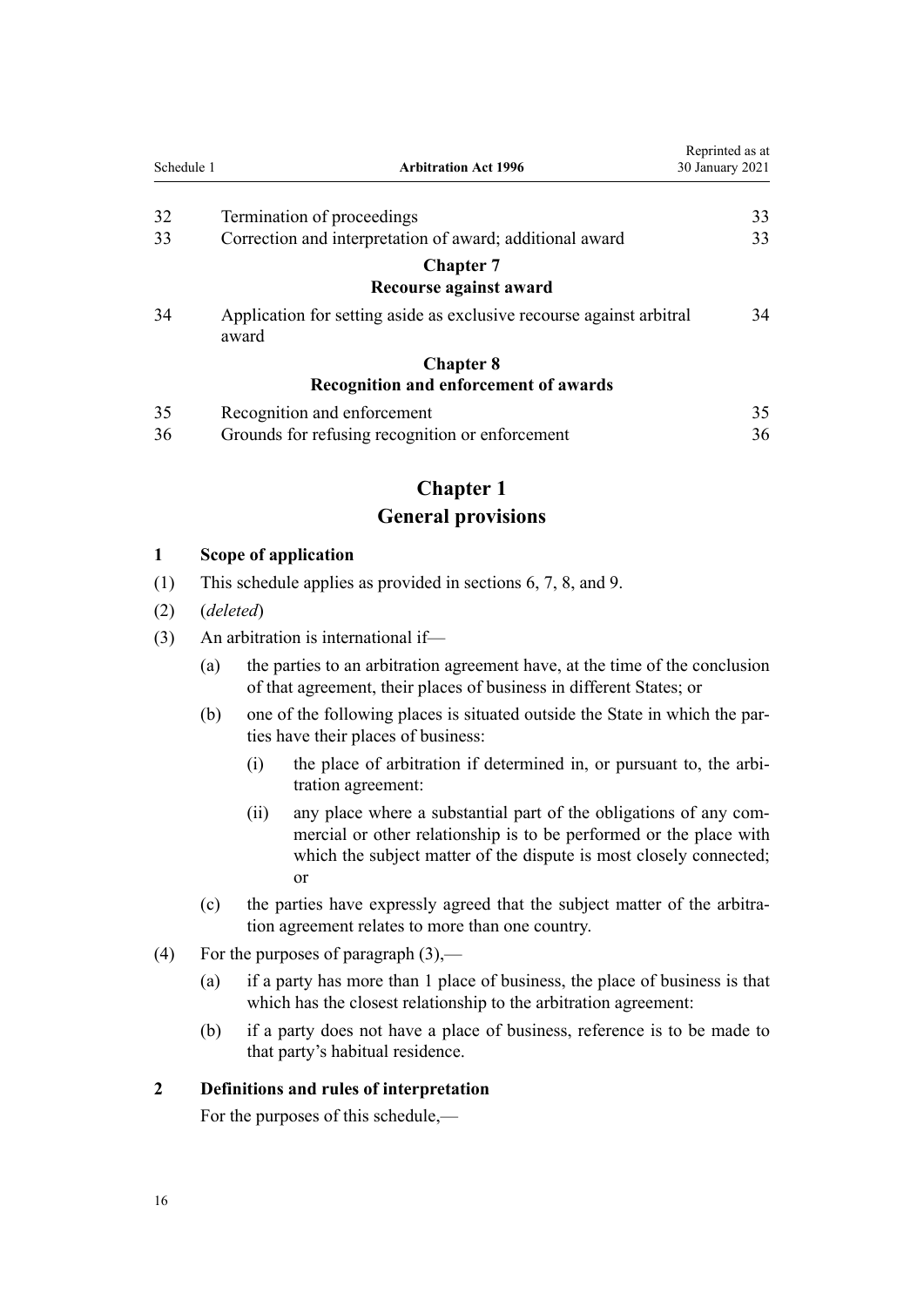| | | |
|---|---|---|
| 32 | Termination of proceedings | 33 |
| 33 | Correction and interpretation of award; additional award | 33 |
| | **Chapter 7** **Recourse against award** | |
| 34 | Application for setting aside as exclusive recourse against arbitral award | 34 |
| | **Chapter 8** **Recognition and enforcement of awards** | |
| 35 | Recognition and enforcement | 35 |
| 36 | Grounds for refusing recognition or enforcement | 36 |

# Chapter 1
# General provisions

### 1 Scope of application

(1) This schedule applies as provided in sections 6, 7, 8, and 9.

(2) (*deleted*)

(3) An arbitration is international if—

   (a) the parties to an arbitration agreement have, at the time of the conclusion of that agreement, their places of business in different States; or

   (b) one of the following places is situated outside the State in which the parties have their places of business:

      (i) the place of arbitration if determined in, or pursuant to, the arbitration agreement:

      (ii) any place where a substantial part of the obligations of any commercial or other relationship is to be performed or the place with which the subject matter of the dispute is most closely connected; or

   (c) the parties have expressly agreed that the subject matter of the arbitration agreement relates to more than one country.

(4) For the purposes of paragraph (3),—

   (a) if a party has more than 1 place of business, the place of business is that which has the closest relationship to the arbitration agreement:

   (b) if a party does not have a place of business, reference is to be made to that party's habitual residence.

### 2 Definitions and rules of interpretation

For the purposes of this schedule,—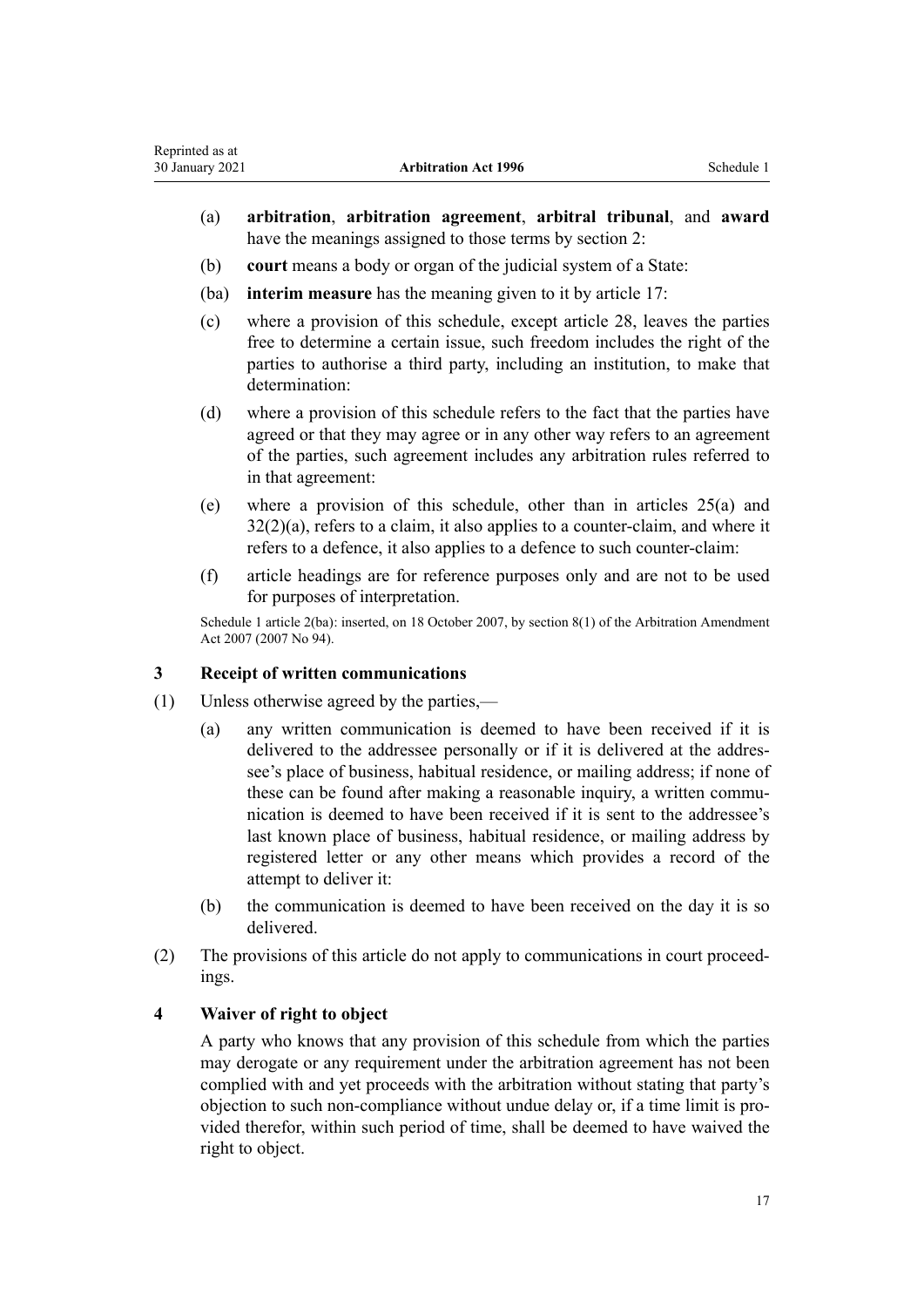(a) **arbitration**, **arbitration agreement**, **arbitral tribunal**, and **award** have the meanings assigned to those terms by section 2:

(b) **court** means a body or organ of the judicial system of a State:

(ba) **interim measure** has the meaning given to it by article 17:

(c) where a provision of this schedule, except article 28, leaves the parties free to determine a certain issue, such freedom includes the right of the parties to authorise a third party, including an institution, to make that determination:

(d) where a provision of this schedule refers to the fact that the parties have agreed or that they may agree or in any other way refers to an agreement of the parties, such agreement includes any arbitration rules referred to in that agreement:

(e) where a provision of this schedule, other than in articles 25(a) and 32(2)(a), refers to a claim, it also applies to a counter-claim, and where it refers to a defence, it also applies to a defence to such counter-claim:

(f) article headings are for reference purposes only and are not to be used for purposes of interpretation.

Schedule 1 article 2(ba): inserted, on 18 October 2007, by section 8(1) of the Arbitration Amendment Act 2007 (2007 No 94).

### 3 Receipt of written communications

(1) Unless otherwise agreed by the parties,—

(a) any written communication is deemed to have been received if it is delivered to the addressee personally or if it is delivered at the addressee's place of business, habitual residence, or mailing address; if none of these can be found after making a reasonable inquiry, a written communication is deemed to have been received if it is sent to the addressee's last known place of business, habitual residence, or mailing address by registered letter or any other means which provides a record of the attempt to deliver it:

(b) the communication is deemed to have been received on the day it is so delivered.

(2) The provisions of this article do not apply to communications in court proceedings.

### 4 Waiver of right to object

A party who knows that any provision of this schedule from which the parties may derogate or any requirement under the arbitration agreement has not been complied with and yet proceeds with the arbitration without stating that party's objection to such non-compliance without undue delay or, if a time limit is provided therefor, within such period of time, shall be deemed to have waived the right to object.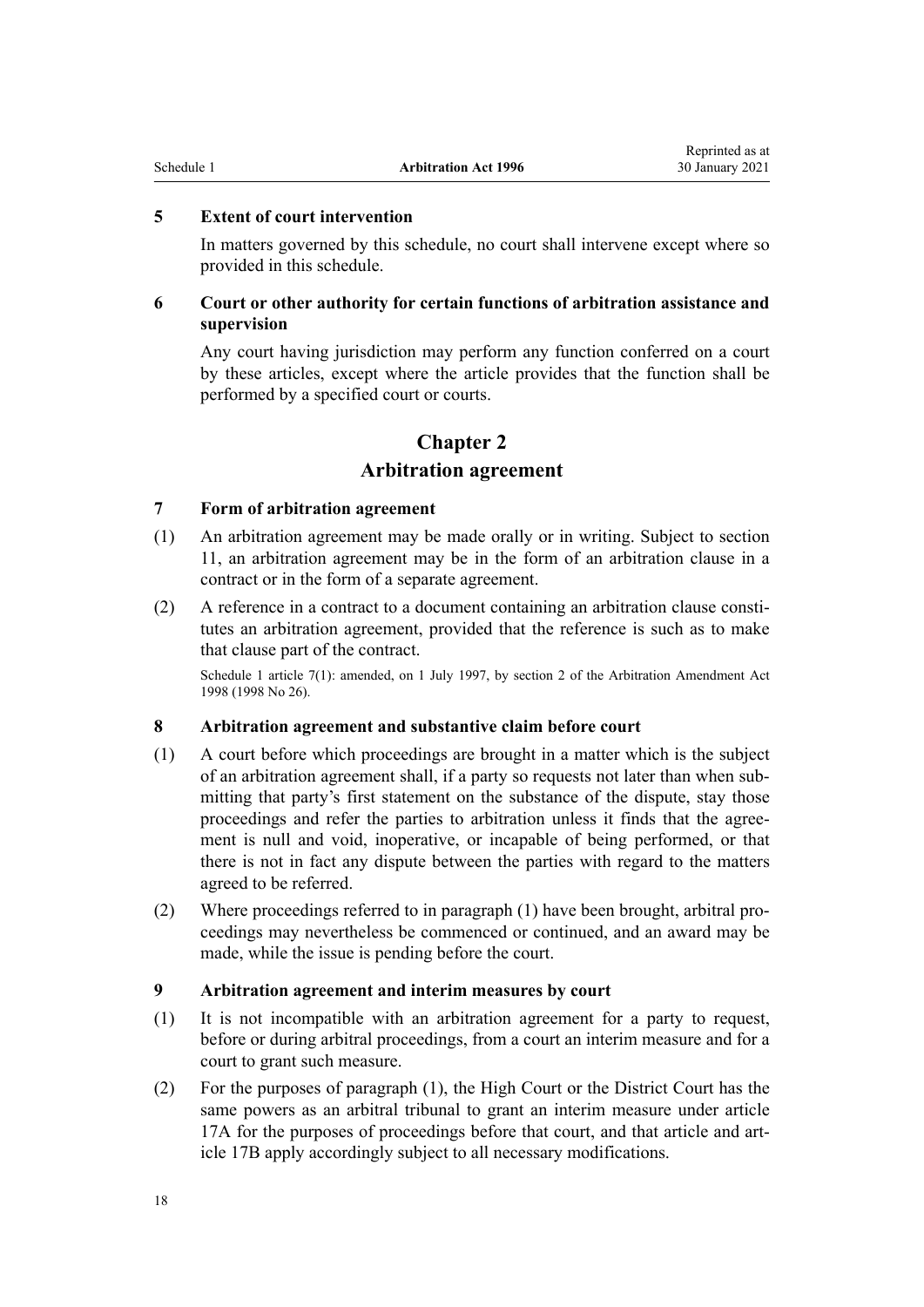### 5 Extent of court intervention

In matters governed by this schedule, no court shall intervene except where so provided in this schedule.

### 6 Court or other authority for certain functions of arbitration assistance and supervision

Any court having jurisdiction may perform any function conferred on a court by these articles, except where the article provides that the function shall be performed by a specified court or courts.

## Chapter 2
## Arbitration agreement

### 7 Form of arbitration agreement

(1) An arbitration agreement may be made orally or in writing. Subject to section 11, an arbitration agreement may be in the form of an arbitration clause in a contract or in the form of a separate agreement.

(2) A reference in a contract to a document containing an arbitration clause constitutes an arbitration agreement, provided that the reference is such as to make that clause part of the contract.

Schedule 1 article 7(1): amended, on 1 July 1997, by section 2 of the Arbitration Amendment Act 1998 (1998 No 26).

### 8 Arbitration agreement and substantive claim before court

(1) A court before which proceedings are brought in a matter which is the subject of an arbitration agreement shall, if a party so requests not later than when submitting that party's first statement on the substance of the dispute, stay those proceedings and refer the parties to arbitration unless it finds that the agreement is null and void, inoperative, or incapable of being performed, or that there is not in fact any dispute between the parties with regard to the matters agreed to be referred.

(2) Where proceedings referred to in paragraph (1) have been brought, arbitral proceedings may nevertheless be commenced or continued, and an award may be made, while the issue is pending before the court.

### 9 Arbitration agreement and interim measures by court

(1) It is not incompatible with an arbitration agreement for a party to request, before or during arbitral proceedings, from a court an interim measure and for a court to grant such measure.

(2) For the purposes of paragraph (1), the High Court or the District Court has the same powers as an arbitral tribunal to grant an interim measure under article 17A for the purposes of proceedings before that court, and that article and article 17B apply accordingly subject to all necessary modifications.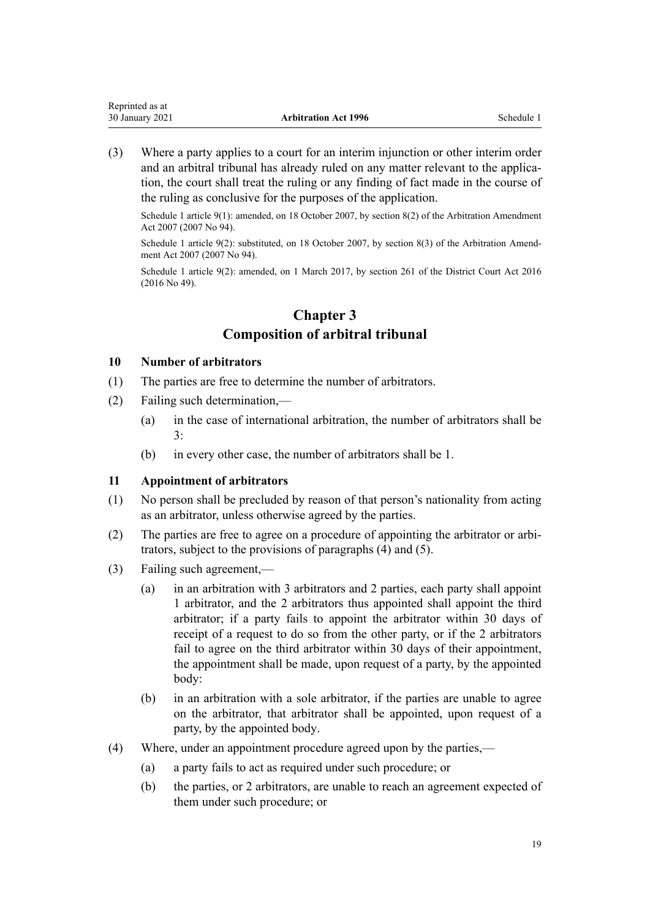(3) Where a party applies to a court for an interim injunction or other interim order and an arbitral tribunal has already ruled on any matter relevant to the application, the court shall treat the ruling or any finding of fact made in the course of the ruling as conclusive for the purposes of the application.

Schedule 1 article 9(1): amended, on 18 October 2007, by section 8(2) of the Arbitration Amendment Act 2007 (2007 No 94).

Schedule 1 article 9(2): substituted, on 18 October 2007, by section 8(3) of the Arbitration Amendment Act 2007 (2007 No 94).

Schedule 1 article 9(2): amended, on 1 March 2017, by section 261 of the District Court Act 2016 (2016 No 49).

## Chapter 3
## Composition of arbitral tribunal

### 10 Number of arbitrators

(1) The parties are free to determine the number of arbitrators.

(2) Failing such determination,—

(a) in the case of international arbitration, the number of arbitrators shall be 3:

(b) in every other case, the number of arbitrators shall be 1.

### 11 Appointment of arbitrators

(1) No person shall be precluded by reason of that person's nationality from acting as an arbitrator, unless otherwise agreed by the parties.

(2) The parties are free to agree on a procedure of appointing the arbitrator or arbitrators, subject to the provisions of paragraphs (4) and (5).

(3) Failing such agreement,—

(a) in an arbitration with 3 arbitrators and 2 parties, each party shall appoint 1 arbitrator, and the 2 arbitrators thus appointed shall appoint the third arbitrator; if a party fails to appoint the arbitrator within 30 days of receipt of a request to do so from the other party, or if the 2 arbitrators fail to agree on the third arbitrator within 30 days of their appointment, the appointment shall be made, upon request of a party, by the appointed body:

(b) in an arbitration with a sole arbitrator, if the parties are unable to agree on the arbitrator, that arbitrator shall be appointed, upon request of a party, by the appointed body.

(4) Where, under an appointment procedure agreed upon by the parties,—

(a) a party fails to act as required under such procedure; or

(b) the parties, or 2 arbitrators, are unable to reach an agreement expected of them under such procedure; or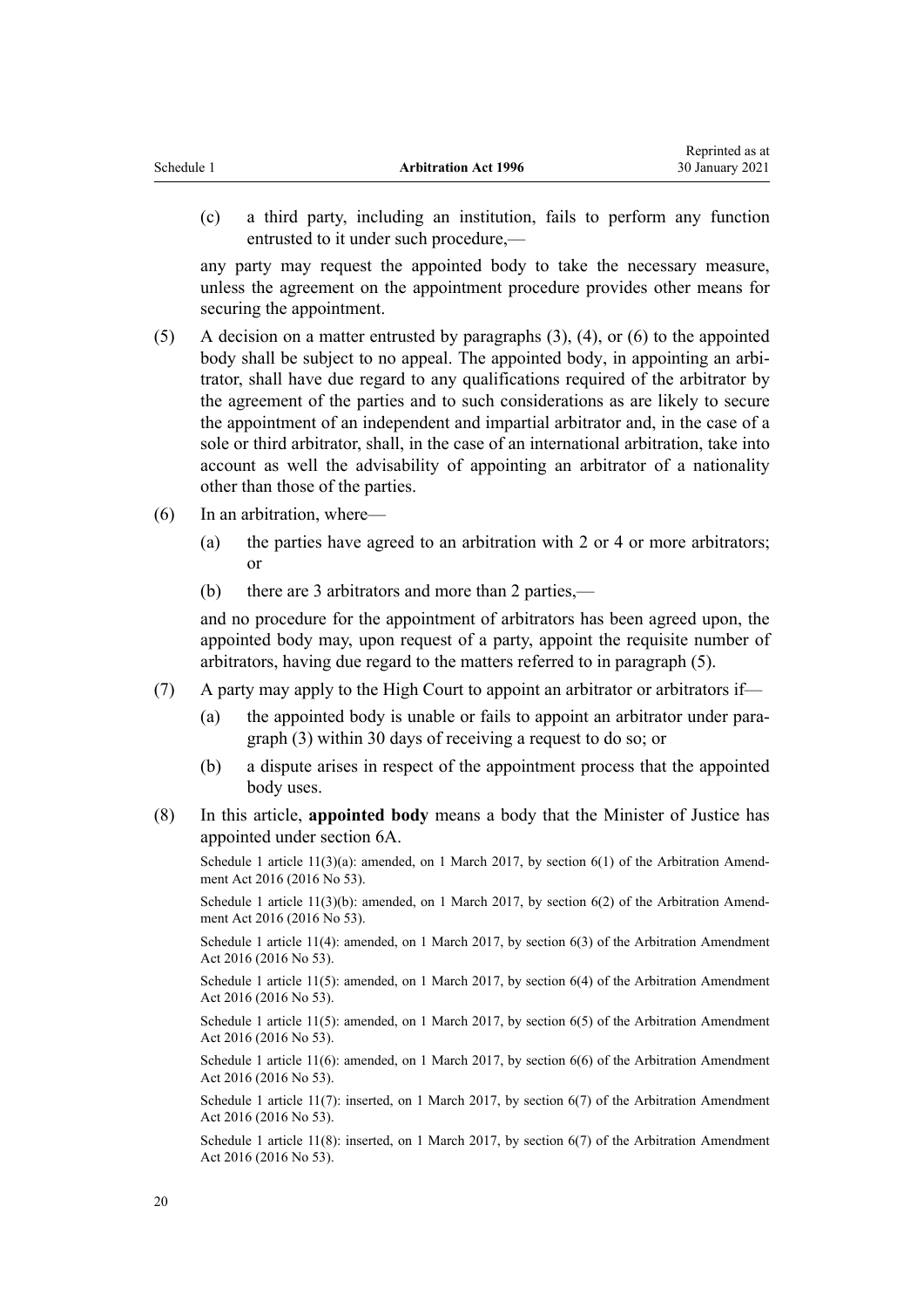(c) a third party, including an institution, fails to perform any function entrusted to it under such procedure,—

any party may request the appointed body to take the necessary measure, unless the agreement on the appointment procedure provides other means for securing the appointment.

(5) A decision on a matter entrusted by paragraphs (3), (4), or (6) to the appointed body shall be subject to no appeal. The appointed body, in appointing an arbitrator, shall have due regard to any qualifications required of the arbitrator by the agreement of the parties and to such considerations as are likely to secure the appointment of an independent and impartial arbitrator and, in the case of a sole or third arbitrator, shall, in the case of an international arbitration, take into account as well the advisability of appointing an arbitrator of a nationality other than those of the parties.

(6) In an arbitration, where—

(a) the parties have agreed to an arbitration with 2 or 4 or more arbitrators; or

(b) there are 3 arbitrators and more than 2 parties,—

and no procedure for the appointment of arbitrators has been agreed upon, the appointed body may, upon request of a party, appoint the requisite number of arbitrators, having due regard to the matters referred to in paragraph (5).

(7) A party may apply to the High Court to appoint an arbitrator or arbitrators if—

(a) the appointed body is unable or fails to appoint an arbitrator under paragraph (3) within 30 days of receiving a request to do so; or

(b) a dispute arises in respect of the appointment process that the appointed body uses.

(8) In this article, **appointed body** means a body that the Minister of Justice has appointed under section 6A.

Schedule 1 article 11(3)(a): amended, on 1 March 2017, by section 6(1) of the Arbitration Amendment Act 2016 (2016 No 53).

Schedule 1 article 11(3)(b): amended, on 1 March 2017, by section 6(2) of the Arbitration Amendment Act 2016 (2016 No 53).

Schedule 1 article 11(4): amended, on 1 March 2017, by section 6(3) of the Arbitration Amendment Act 2016 (2016 No 53).

Schedule 1 article 11(5): amended, on 1 March 2017, by section 6(4) of the Arbitration Amendment Act 2016 (2016 No 53).

Schedule 1 article 11(5): amended, on 1 March 2017, by section 6(5) of the Arbitration Amendment Act 2016 (2016 No 53).

Schedule 1 article 11(6): amended, on 1 March 2017, by section 6(6) of the Arbitration Amendment Act 2016 (2016 No 53).

Schedule 1 article 11(7): inserted, on 1 March 2017, by section 6(7) of the Arbitration Amendment Act 2016 (2016 No 53).

Schedule 1 article 11(8): inserted, on 1 March 2017, by section 6(7) of the Arbitration Amendment Act 2016 (2016 No 53).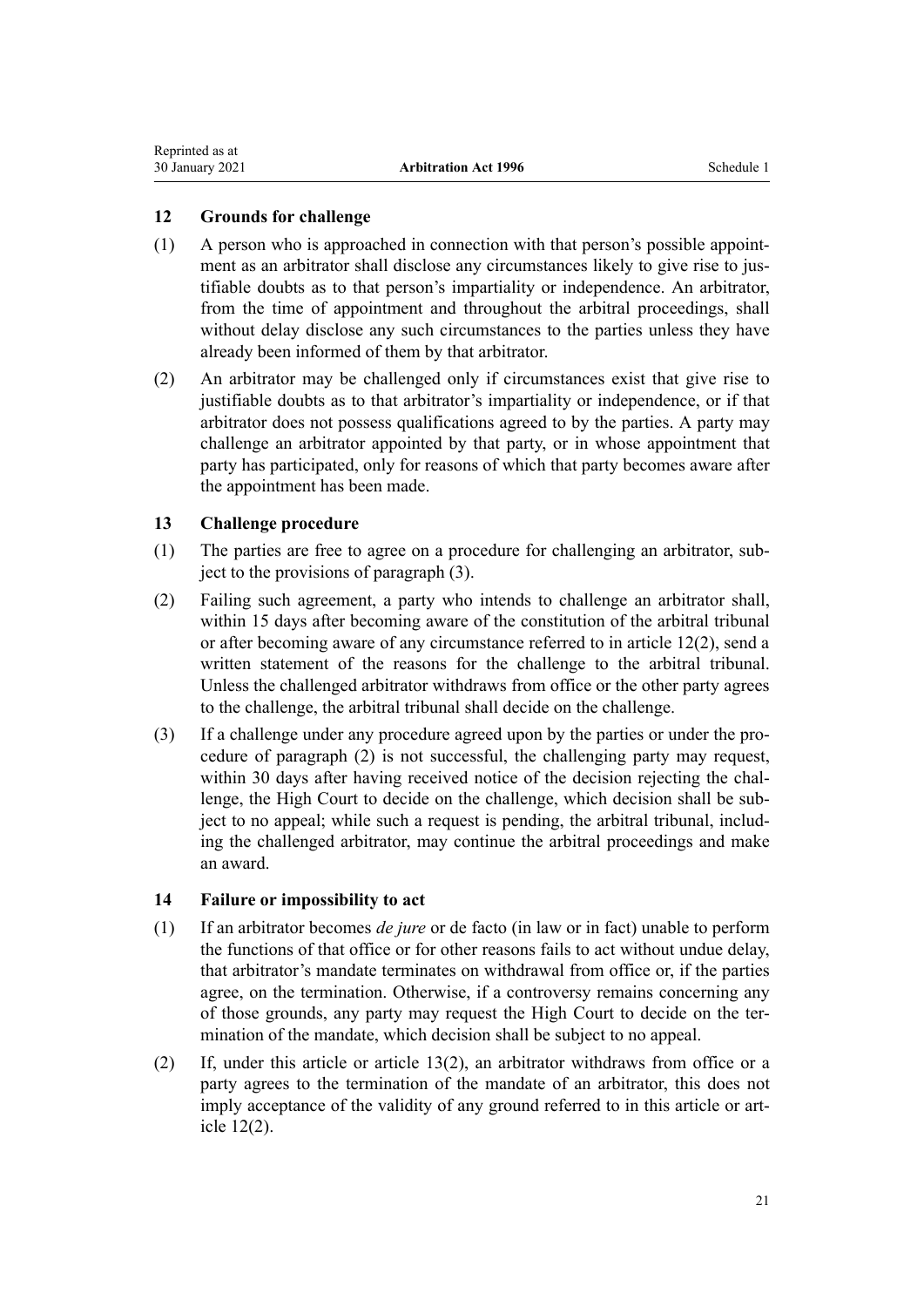### 12 Grounds for challenge

(1) A person who is approached in connection with that person's possible appointment as an arbitrator shall disclose any circumstances likely to give rise to justifiable doubts as to that person's impartiality or independence. An arbitrator, from the time of appointment and throughout the arbitral proceedings, shall without delay disclose any such circumstances to the parties unless they have already been informed of them by that arbitrator.

(2) An arbitrator may be challenged only if circumstances exist that give rise to justifiable doubts as to that arbitrator's impartiality or independence, or if that arbitrator does not possess qualifications agreed to by the parties. A party may challenge an arbitrator appointed by that party, or in whose appointment that party has participated, only for reasons of which that party becomes aware after the appointment has been made.

### 13 Challenge procedure

(1) The parties are free to agree on a procedure for challenging an arbitrator, subject to the provisions of paragraph (3).

(2) Failing such agreement, a party who intends to challenge an arbitrator shall, within 15 days after becoming aware of the constitution of the arbitral tribunal or after becoming aware of any circumstance referred to in article 12(2), send a written statement of the reasons for the challenge to the arbitral tribunal. Unless the challenged arbitrator withdraws from office or the other party agrees to the challenge, the arbitral tribunal shall decide on the challenge.

(3) If a challenge under any procedure agreed upon by the parties or under the procedure of paragraph (2) is not successful, the challenging party may request, within 30 days after having received notice of the decision rejecting the challenge, the High Court to decide on the challenge, which decision shall be subject to no appeal; while such a request is pending, the arbitral tribunal, including the challenged arbitrator, may continue the arbitral proceedings and make an award.

### 14 Failure or impossibility to act

(1) If an arbitrator becomes *de jure* or de facto (in law or in fact) unable to perform the functions of that office or for other reasons fails to act without undue delay, that arbitrator's mandate terminates on withdrawal from office or, if the parties agree, on the termination. Otherwise, if a controversy remains concerning any of those grounds, any party may request the High Court to decide on the termination of the mandate, which decision shall be subject to no appeal.

(2) If, under this article or article 13(2), an arbitrator withdraws from office or a party agrees to the termination of the mandate of an arbitrator, this does not imply acceptance of the validity of any ground referred to in this article or article 12(2).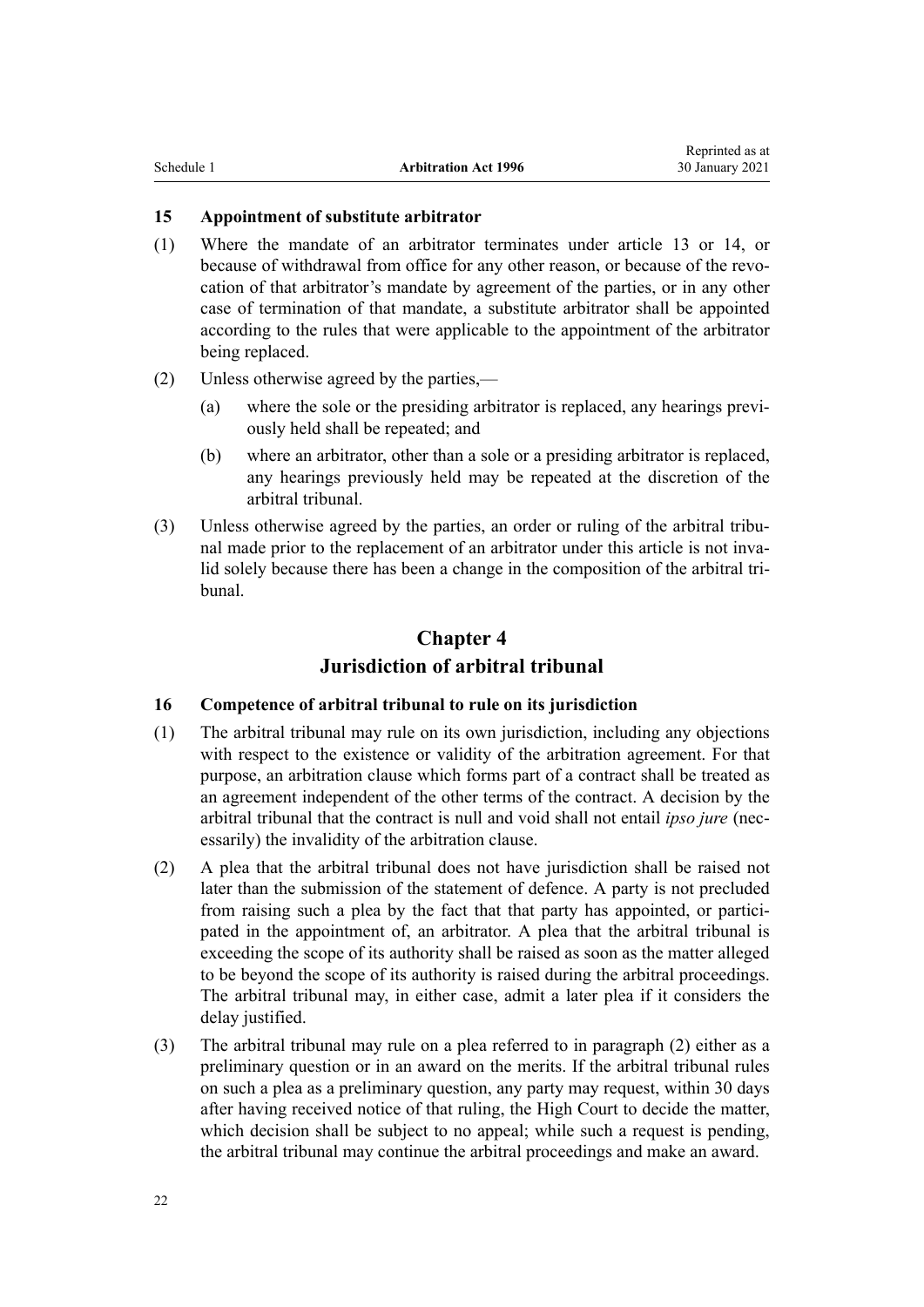### 15 Appointment of substitute arbitrator

(1) Where the mandate of an arbitrator terminates under article 13 or 14, or because of withdrawal from office for any other reason, or because of the revocation of that arbitrator's mandate by agreement of the parties, or in any other case of termination of that mandate, a substitute arbitrator shall be appointed according to the rules that were applicable to the appointment of the arbitrator being replaced.

(2) Unless otherwise agreed by the parties,—

(a) where the sole or the presiding arbitrator is replaced, any hearings previously held shall be repeated; and

(b) where an arbitrator, other than a sole or a presiding arbitrator is replaced, any hearings previously held may be repeated at the discretion of the arbitral tribunal.

(3) Unless otherwise agreed by the parties, an order or ruling of the arbitral tribunal made prior to the replacement of an arbitrator under this article is not invalid solely because there has been a change in the composition of the arbitral tribunal.

## Chapter 4
## Jurisdiction of arbitral tribunal

### 16 Competence of arbitral tribunal to rule on its jurisdiction

(1) The arbitral tribunal may rule on its own jurisdiction, including any objections with respect to the existence or validity of the arbitration agreement. For that purpose, an arbitration clause which forms part of a contract shall be treated as an agreement independent of the other terms of the contract. A decision by the arbitral tribunal that the contract is null and void shall not entail *ipso jure* (necessarily) the invalidity of the arbitration clause.

(2) A plea that the arbitral tribunal does not have jurisdiction shall be raised not later than the submission of the statement of defence. A party is not precluded from raising such a plea by the fact that that party has appointed, or participated in the appointment of, an arbitrator. A plea that the arbitral tribunal is exceeding the scope of its authority shall be raised as soon as the matter alleged to be beyond the scope of its authority is raised during the arbitral proceedings. The arbitral tribunal may, in either case, admit a later plea if it considers the delay justified.

(3) The arbitral tribunal may rule on a plea referred to in paragraph (2) either as a preliminary question or in an award on the merits. If the arbitral tribunal rules on such a plea as a preliminary question, any party may request, within 30 days after having received notice of that ruling, the High Court to decide the matter, which decision shall be subject to no appeal; while such a request is pending, the arbitral tribunal may continue the arbitral proceedings and make an award.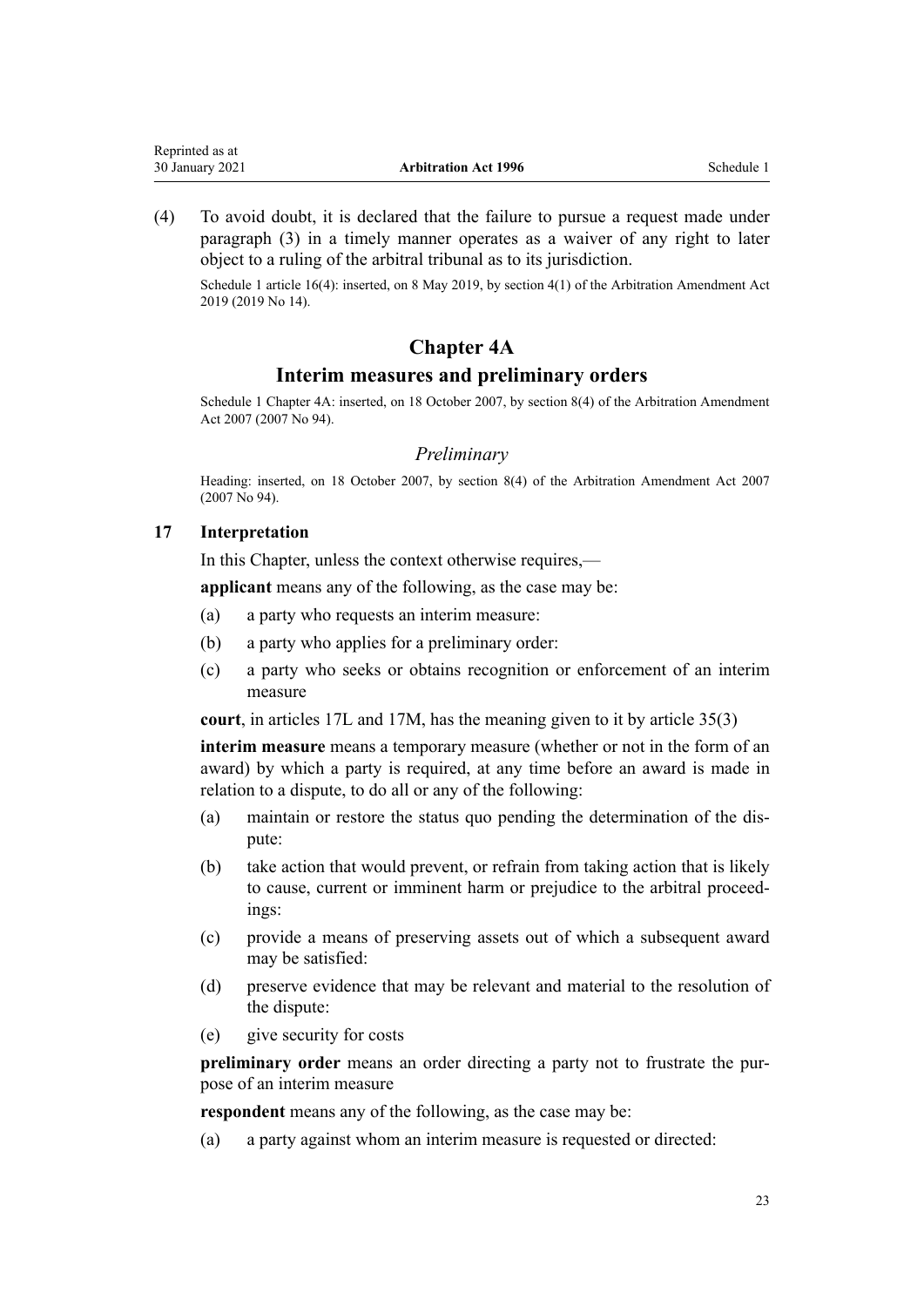(4) To avoid doubt, it is declared that the failure to pursue a request made under paragraph (3) in a timely manner operates as a waiver of any right to later object to a ruling of the arbitral tribunal as to its jurisdiction.

Schedule 1 article 16(4): inserted, on 8 May 2019, by section 4(1) of the Arbitration Amendment Act 2019 (2019 No 14).

## Chapter 4A

## Interim measures and preliminary orders

Schedule 1 Chapter 4A: inserted, on 18 October 2007, by section 8(4) of the Arbitration Amendment Act 2007 (2007 No 94).

### *Preliminary*

Heading: inserted, on 18 October 2007, by section 8(4) of the Arbitration Amendment Act 2007 (2007 No 94).

### 17 Interpretation

In this Chapter, unless the context otherwise requires,—

**applicant** means any of the following, as the case may be:

(a) a party who requests an interim measure:

(b) a party who applies for a preliminary order:

(c) a party who seeks or obtains recognition or enforcement of an interim measure

**court**, in articles 17L and 17M, has the meaning given to it by article 35(3)

**interim measure** means a temporary measure (whether or not in the form of an award) by which a party is required, at any time before an award is made in relation to a dispute, to do all or any of the following:

(a) maintain or restore the status quo pending the determination of the dispute:

(b) take action that would prevent, or refrain from taking action that is likely to cause, current or imminent harm or prejudice to the arbitral proceedings:

(c) provide a means of preserving assets out of which a subsequent award may be satisfied:

(d) preserve evidence that may be relevant and material to the resolution of the dispute:

(e) give security for costs

**preliminary order** means an order directing a party not to frustrate the purpose of an interim measure

**respondent** means any of the following, as the case may be:

(a) a party against whom an interim measure is requested or directed: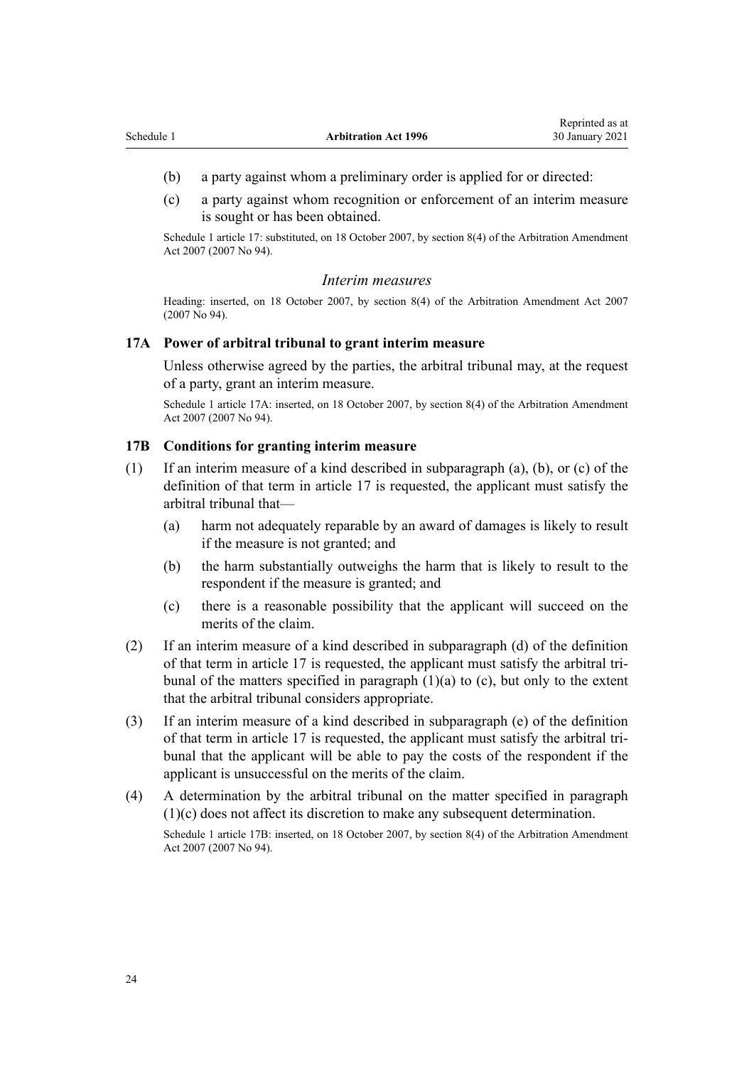(b) a party against whom a preliminary order is applied for or directed:

(c) a party against whom recognition or enforcement of an interim measure is sought or has been obtained.

Schedule 1 article 17: substituted, on 18 October 2007, by section 8(4) of the Arbitration Amendment Act 2007 (2007 No 94).

### *Interim measures*

Heading: inserted, on 18 October 2007, by section 8(4) of the Arbitration Amendment Act 2007 (2007 No 94).

### 17A Power of arbitral tribunal to grant interim measure

Unless otherwise agreed by the parties, the arbitral tribunal may, at the request of a party, grant an interim measure.

Schedule 1 article 17A: inserted, on 18 October 2007, by section 8(4) of the Arbitration Amendment Act 2007 (2007 No 94).

### 17B Conditions for granting interim measure

(1) If an interim measure of a kind described in subparagraph (a), (b), or (c) of the definition of that term in article 17 is requested, the applicant must satisfy the arbitral tribunal that—

(a) harm not adequately reparable by an award of damages is likely to result if the measure is not granted; and

(b) the harm substantially outweighs the harm that is likely to result to the respondent if the measure is granted; and

(c) there is a reasonable possibility that the applicant will succeed on the merits of the claim.

(2) If an interim measure of a kind described in subparagraph (d) of the definition of that term in article 17 is requested, the applicant must satisfy the arbitral tribunal of the matters specified in paragraph (1)(a) to (c), but only to the extent that the arbitral tribunal considers appropriate.

(3) If an interim measure of a kind described in subparagraph (e) of the definition of that term in article 17 is requested, the applicant must satisfy the arbitral tribunal that the applicant will be able to pay the costs of the respondent if the applicant is unsuccessful on the merits of the claim.

(4) A determination by the arbitral tribunal on the matter specified in paragraph (1)(c) does not affect its discretion to make any subsequent determination.

Schedule 1 article 17B: inserted, on 18 October 2007, by section 8(4) of the Arbitration Amendment Act 2007 (2007 No 94).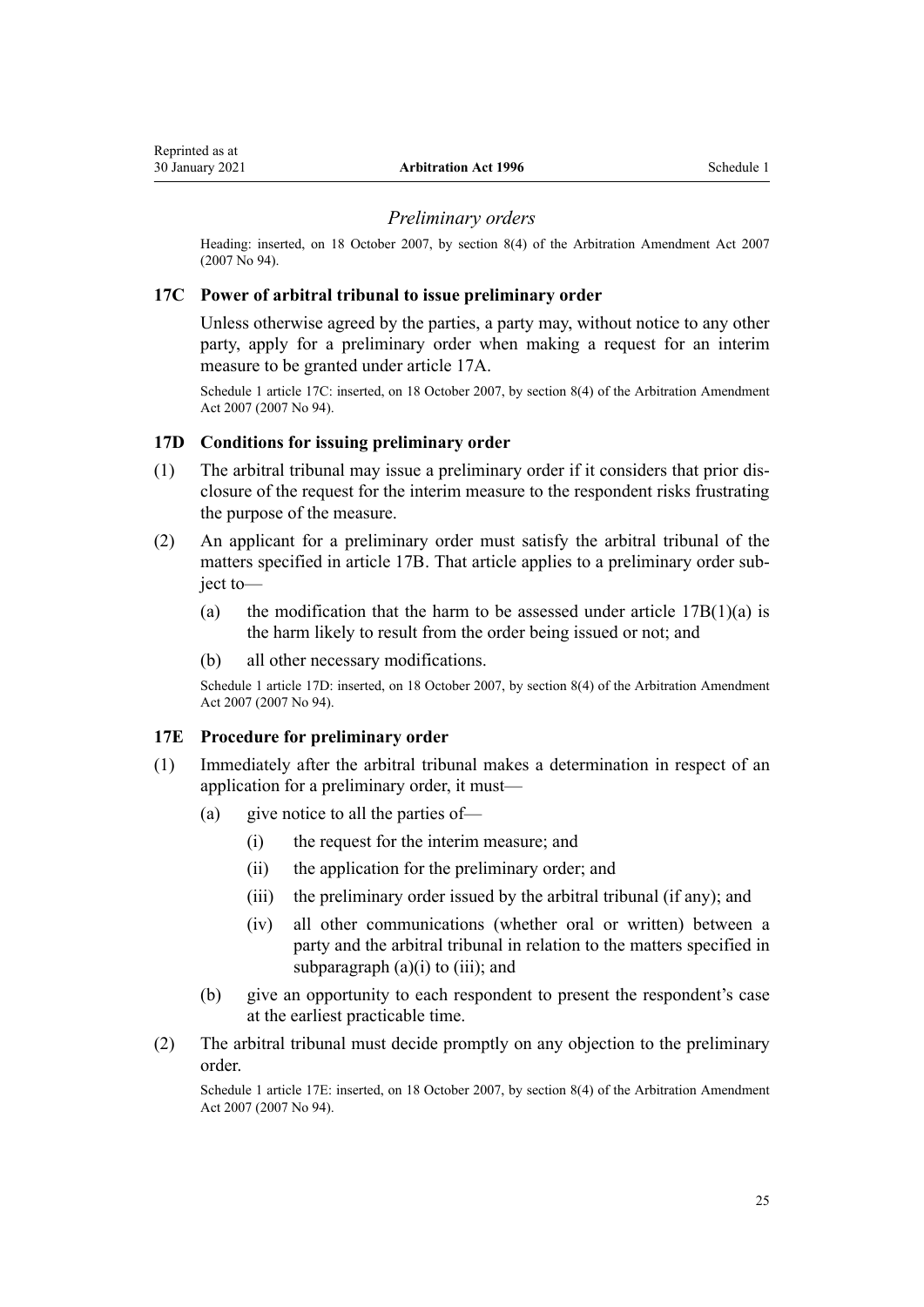### *Preliminary orders*

Heading: inserted, on 18 October 2007, by section 8(4) of the Arbitration Amendment Act 2007 (2007 No 94).

### 17C Power of arbitral tribunal to issue preliminary order

Unless otherwise agreed by the parties, a party may, without notice to any other party, apply for a preliminary order when making a request for an interim measure to be granted under article 17A.

Schedule 1 article 17C: inserted, on 18 October 2007, by section 8(4) of the Arbitration Amendment Act 2007 (2007 No 94).

### 17D Conditions for issuing preliminary order

(1) The arbitral tribunal may issue a preliminary order if it considers that prior disclosure of the request for the interim measure to the respondent risks frustrating the purpose of the measure.

(2) An applicant for a preliminary order must satisfy the arbitral tribunal of the matters specified in article 17B. That article applies to a preliminary order subject to—

- (a) the modification that the harm to be assessed under article 17B(1)(a) is the harm likely to result from the order being issued or not; and
- (b) all other necessary modifications.

Schedule 1 article 17D: inserted, on 18 October 2007, by section 8(4) of the Arbitration Amendment Act 2007 (2007 No 94).

### 17E Procedure for preliminary order

(1) Immediately after the arbitral tribunal makes a determination in respect of an application for a preliminary order, it must—

- (a) give notice to all the parties of—
  - (i) the request for the interim measure; and
  - (ii) the application for the preliminary order; and
  - (iii) the preliminary order issued by the arbitral tribunal (if any); and
  - (iv) all other communications (whether oral or written) between a party and the arbitral tribunal in relation to the matters specified in subparagraph (a)(i) to (iii); and
- (b) give an opportunity to each respondent to present the respondent's case at the earliest practicable time.

(2) The arbitral tribunal must decide promptly on any objection to the preliminary order.

Schedule 1 article 17E: inserted, on 18 October 2007, by section 8(4) of the Arbitration Amendment Act 2007 (2007 No 94).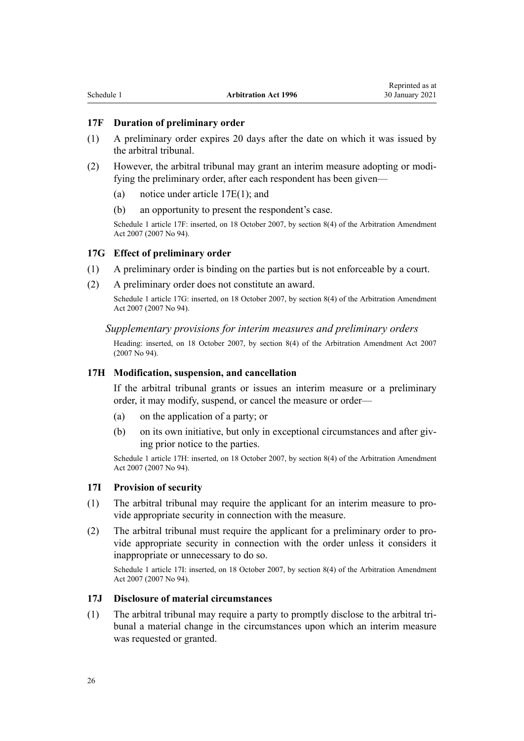### 17F Duration of preliminary order

(1) A preliminary order expires 20 days after the date on which it was issued by the arbitral tribunal.

(2) However, the arbitral tribunal may grant an interim measure adopting or modifying the preliminary order, after each respondent has been given—

(a) notice under article 17E(1); and

(b) an opportunity to present the respondent's case.

Schedule 1 article 17F: inserted, on 18 October 2007, by section 8(4) of the Arbitration Amendment Act 2007 (2007 No 94).

### 17G Effect of preliminary order

(1) A preliminary order is binding on the parties but is not enforceable by a court.

(2) A preliminary order does not constitute an award.

Schedule 1 article 17G: inserted, on 18 October 2007, by section 8(4) of the Arbitration Amendment Act 2007 (2007 No 94).

*Supplementary provisions for interim measures and preliminary orders*

Heading: inserted, on 18 October 2007, by section 8(4) of the Arbitration Amendment Act 2007 (2007 No 94).

### 17H Modification, suspension, and cancellation

If the arbitral tribunal grants or issues an interim measure or a preliminary order, it may modify, suspend, or cancel the measure or order—

(a) on the application of a party; or

(b) on its own initiative, but only in exceptional circumstances and after giving prior notice to the parties.

Schedule 1 article 17H: inserted, on 18 October 2007, by section 8(4) of the Arbitration Amendment Act 2007 (2007 No 94).

### 17I Provision of security

(1) The arbitral tribunal may require the applicant for an interim measure to provide appropriate security in connection with the measure.

(2) The arbitral tribunal must require the applicant for a preliminary order to provide appropriate security in connection with the order unless it considers it inappropriate or unnecessary to do so.

Schedule 1 article 17I: inserted, on 18 October 2007, by section 8(4) of the Arbitration Amendment Act 2007 (2007 No 94).

### 17J Disclosure of material circumstances

(1) The arbitral tribunal may require a party to promptly disclose to the arbitral tribunal a material change in the circumstances upon which an interim measure was requested or granted.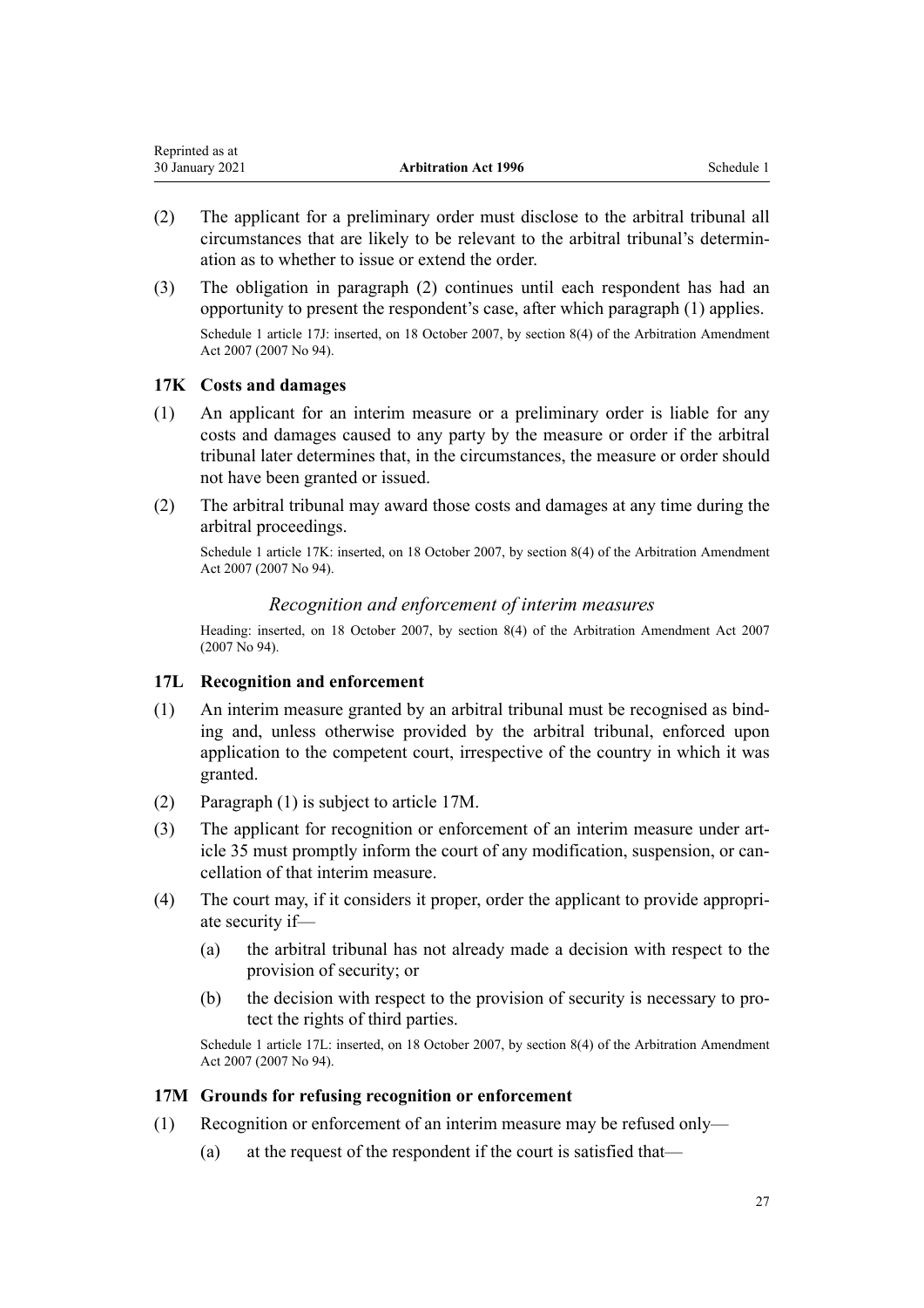(2) The applicant for a preliminary order must disclose to the arbitral tribunal all circumstances that are likely to be relevant to the arbitral tribunal's determination as to whether to issue or extend the order.

(3) The obligation in paragraph (2) continues until each respondent has had an opportunity to present the respondent's case, after which paragraph (1) applies.

Schedule 1 article 17J: inserted, on 18 October 2007, by section 8(4) of the Arbitration Amendment Act 2007 (2007 No 94).

### 17K Costs and damages

(1) An applicant for an interim measure or a preliminary order is liable for any costs and damages caused to any party by the measure or order if the arbitral tribunal later determines that, in the circumstances, the measure or order should not have been granted or issued.

(2) The arbitral tribunal may award those costs and damages at any time during the arbitral proceedings.

Schedule 1 article 17K: inserted, on 18 October 2007, by section 8(4) of the Arbitration Amendment Act 2007 (2007 No 94).

*Recognition and enforcement of interim measures*

Heading: inserted, on 18 October 2007, by section 8(4) of the Arbitration Amendment Act 2007 (2007 No 94).

### 17L Recognition and enforcement

(1) An interim measure granted by an arbitral tribunal must be recognised as binding and, unless otherwise provided by the arbitral tribunal, enforced upon application to the competent court, irrespective of the country in which it was granted.

(2) Paragraph (1) is subject to article 17M.

(3) The applicant for recognition or enforcement of an interim measure under article 35 must promptly inform the court of any modification, suspension, or cancellation of that interim measure.

(4) The court may, if it considers it proper, order the applicant to provide appropriate security if—

  (a) the arbitral tribunal has not already made a decision with respect to the provision of security; or

  (b) the decision with respect to the provision of security is necessary to protect the rights of third parties.

Schedule 1 article 17L: inserted, on 18 October 2007, by section 8(4) of the Arbitration Amendment Act 2007 (2007 No 94).

### 17M Grounds for refusing recognition or enforcement

(1) Recognition or enforcement of an interim measure may be refused only—

  (a) at the request of the respondent if the court is satisfied that—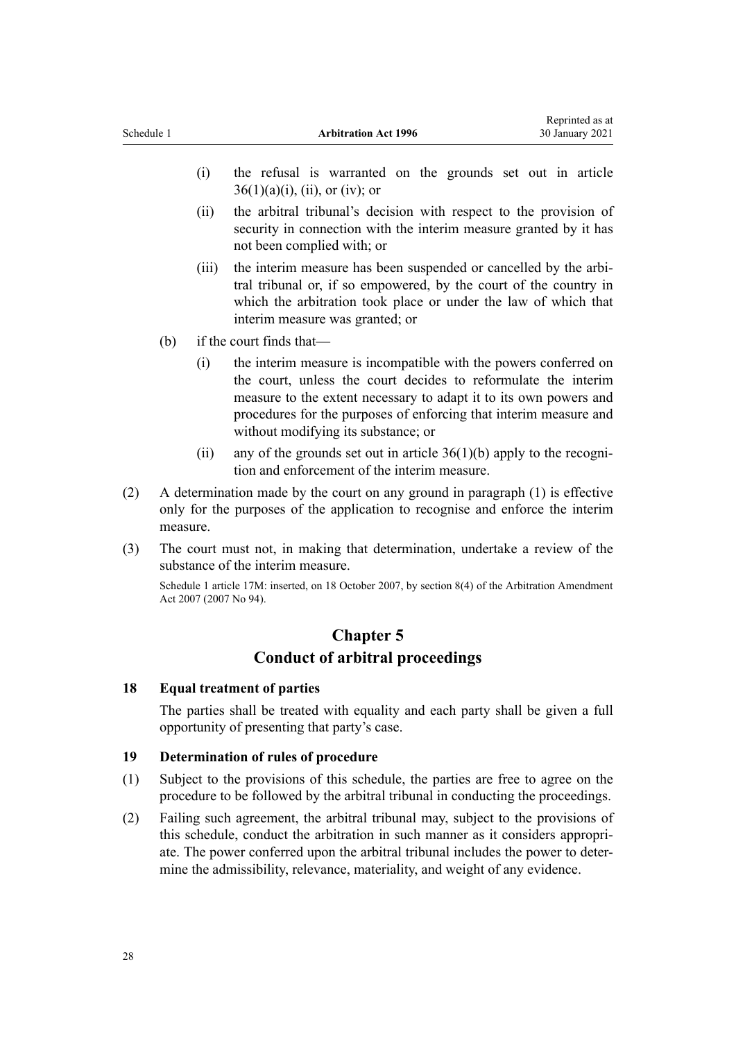(i) the refusal is warranted on the grounds set out in article 36(1)(a)(i), (ii), or (iv); or

(ii) the arbitral tribunal's decision with respect to the provision of security in connection with the interim measure granted by it has not been complied with; or

(iii) the interim measure has been suspended or cancelled by the arbitral tribunal or, if so empowered, by the court of the country in which the arbitration took place or under the law of which that interim measure was granted; or

(b) if the court finds that—

(i) the interim measure is incompatible with the powers conferred on the court, unless the court decides to reformulate the interim measure to the extent necessary to adapt it to its own powers and procedures for the purposes of enforcing that interim measure and without modifying its substance; or

(ii) any of the grounds set out in article 36(1)(b) apply to the recognition and enforcement of the interim measure.

(2) A determination made by the court on any ground in paragraph (1) is effective only for the purposes of the application to recognise and enforce the interim measure.

(3) The court must not, in making that determination, undertake a review of the substance of the interim measure.

Schedule 1 article 17M: inserted, on 18 October 2007, by section 8(4) of the Arbitration Amendment Act 2007 (2007 No 94).

## Chapter 5
## Conduct of arbitral proceedings

### 18 Equal treatment of parties

The parties shall be treated with equality and each party shall be given a full opportunity of presenting that party's case.

### 19 Determination of rules of procedure

(1) Subject to the provisions of this schedule, the parties are free to agree on the procedure to be followed by the arbitral tribunal in conducting the proceedings.

(2) Failing such agreement, the arbitral tribunal may, subject to the provisions of this schedule, conduct the arbitration in such manner as it considers appropriate. The power conferred upon the arbitral tribunal includes the power to determine the admissibility, relevance, materiality, and weight of any evidence.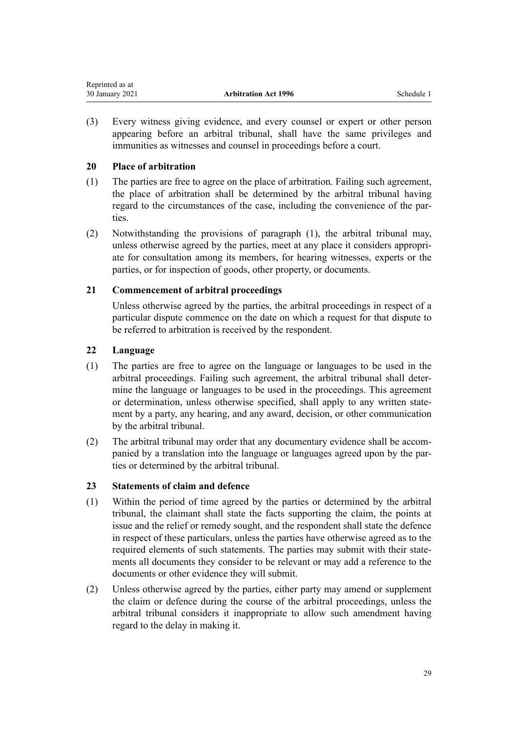(3) Every witness giving evidence, and every counsel or expert or other person appearing before an arbitral tribunal, shall have the same privileges and immunities as witnesses and counsel in proceedings before a court.

### 20 Place of arbitration

(1) The parties are free to agree on the place of arbitration. Failing such agreement, the place of arbitration shall be determined by the arbitral tribunal having regard to the circumstances of the case, including the convenience of the parties.

(2) Notwithstanding the provisions of paragraph (1), the arbitral tribunal may, unless otherwise agreed by the parties, meet at any place it considers appropriate for consultation among its members, for hearing witnesses, experts or the parties, or for inspection of goods, other property, or documents.

### 21 Commencement of arbitral proceedings

Unless otherwise agreed by the parties, the arbitral proceedings in respect of a particular dispute commence on the date on which a request for that dispute to be referred to arbitration is received by the respondent.

### 22 Language

(1) The parties are free to agree on the language or languages to be used in the arbitral proceedings. Failing such agreement, the arbitral tribunal shall determine the language or languages to be used in the proceedings. This agreement or determination, unless otherwise specified, shall apply to any written statement by a party, any hearing, and any award, decision, or other communication by the arbitral tribunal.

(2) The arbitral tribunal may order that any documentary evidence shall be accompanied by a translation into the language or languages agreed upon by the parties or determined by the arbitral tribunal.

### 23 Statements of claim and defence

(1) Within the period of time agreed by the parties or determined by the arbitral tribunal, the claimant shall state the facts supporting the claim, the points at issue and the relief or remedy sought, and the respondent shall state the defence in respect of these particulars, unless the parties have otherwise agreed as to the required elements of such statements. The parties may submit with their statements all documents they consider to be relevant or may add a reference to the documents or other evidence they will submit.

(2) Unless otherwise agreed by the parties, either party may amend or supplement the claim or defence during the course of the arbitral proceedings, unless the arbitral tribunal considers it inappropriate to allow such amendment having regard to the delay in making it.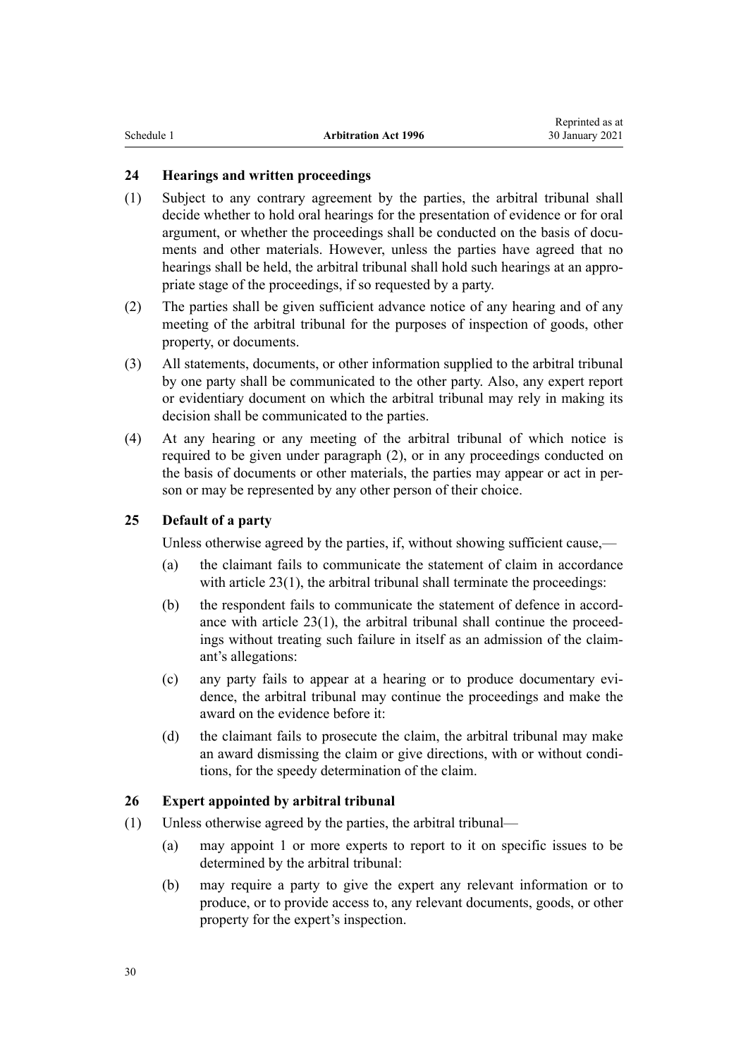### 24 Hearings and written proceedings

(1) Subject to any contrary agreement by the parties, the arbitral tribunal shall decide whether to hold oral hearings for the presentation of evidence or for oral argument, or whether the proceedings shall be conducted on the basis of documents and other materials. However, unless the parties have agreed that no hearings shall be held, the arbitral tribunal shall hold such hearings at an appropriate stage of the proceedings, if so requested by a party.

(2) The parties shall be given sufficient advance notice of any hearing and of any meeting of the arbitral tribunal for the purposes of inspection of goods, other property, or documents.

(3) All statements, documents, or other information supplied to the arbitral tribunal by one party shall be communicated to the other party. Also, any expert report or evidentiary document on which the arbitral tribunal may rely in making its decision shall be communicated to the parties.

(4) At any hearing or any meeting of the arbitral tribunal of which notice is required to be given under paragraph (2), or in any proceedings conducted on the basis of documents or other materials, the parties may appear or act in person or may be represented by any other person of their choice.

### 25 Default of a party

Unless otherwise agreed by the parties, if, without showing sufficient cause,—

(a) the claimant fails to communicate the statement of claim in accordance with article 23(1), the arbitral tribunal shall terminate the proceedings:

(b) the respondent fails to communicate the statement of defence in accordance with article 23(1), the arbitral tribunal shall continue the proceedings without treating such failure in itself as an admission of the claimant's allegations:

(c) any party fails to appear at a hearing or to produce documentary evidence, the arbitral tribunal may continue the proceedings and make the award on the evidence before it:

(d) the claimant fails to prosecute the claim, the arbitral tribunal may make an award dismissing the claim or give directions, with or without conditions, for the speedy determination of the claim.

### 26 Expert appointed by arbitral tribunal

(1) Unless otherwise agreed by the parties, the arbitral tribunal—

(a) may appoint 1 or more experts to report to it on specific issues to be determined by the arbitral tribunal:

(b) may require a party to give the expert any relevant information or to produce, or to provide access to, any relevant documents, goods, or other property for the expert's inspection.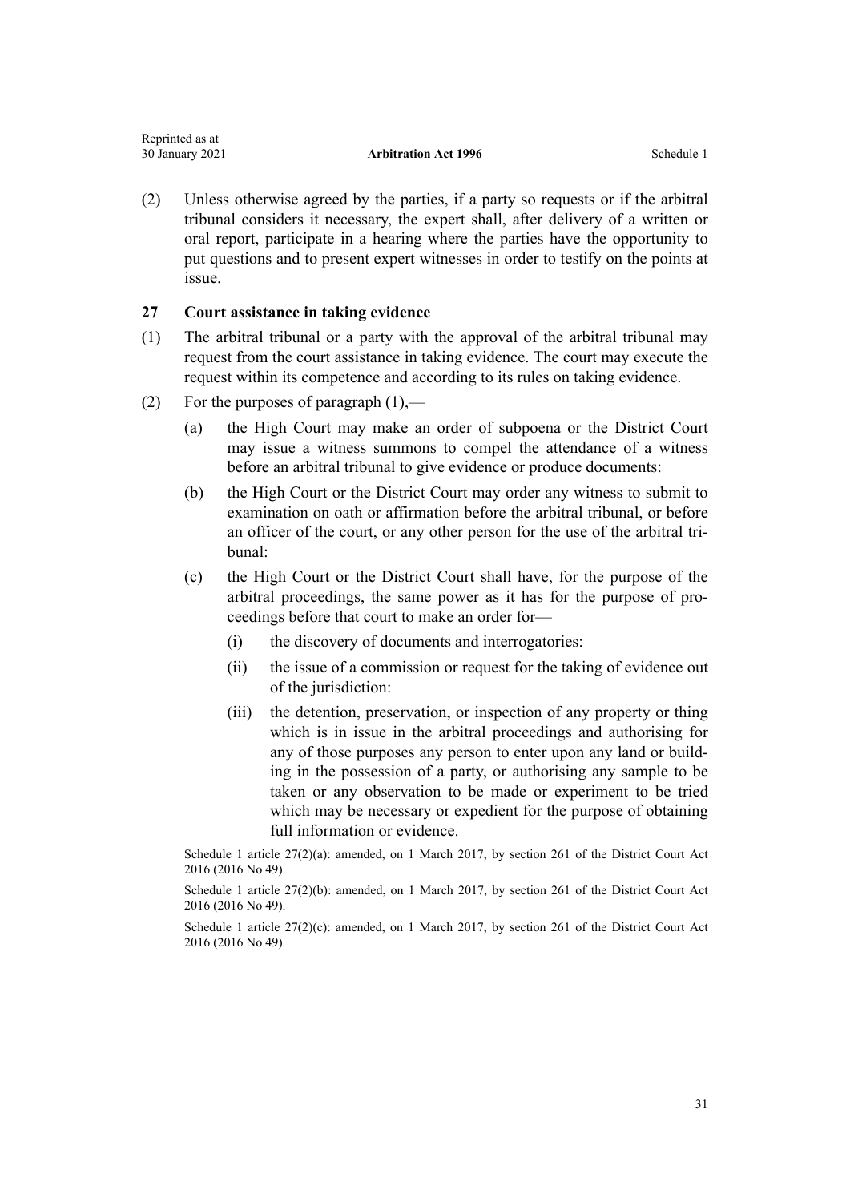(2) Unless otherwise agreed by the parties, if a party so requests or if the arbitral tribunal considers it necessary, the expert shall, after delivery of a written or oral report, participate in a hearing where the parties have the opportunity to put questions and to present expert witnesses in order to testify on the points at issue.

### 27 Court assistance in taking evidence

(1) The arbitral tribunal or a party with the approval of the arbitral tribunal may request from the court assistance in taking evidence. The court may execute the request within its competence and according to its rules on taking evidence.

(2) For the purposes of paragraph (1),—

(a) the High Court may make an order of subpoena or the District Court may issue a witness summons to compel the attendance of a witness before an arbitral tribunal to give evidence or produce documents:

(b) the High Court or the District Court may order any witness to submit to examination on oath or affirmation before the arbitral tribunal, or before an officer of the court, or any other person for the use of the arbitral tribunal:

(c) the High Court or the District Court shall have, for the purpose of the arbitral proceedings, the same power as it has for the purpose of proceedings before that court to make an order for—

(i) the discovery of documents and interrogatories:

(ii) the issue of a commission or request for the taking of evidence out of the jurisdiction:

(iii) the detention, preservation, or inspection of any property or thing which is in issue in the arbitral proceedings and authorising for any of those purposes any person to enter upon any land or building in the possession of a party, or authorising any sample to be taken or any observation to be made or experiment to be tried which may be necessary or expedient for the purpose of obtaining full information or evidence.

Schedule 1 article 27(2)(a): amended, on 1 March 2017, by section 261 of the District Court Act 2016 (2016 No 49).

Schedule 1 article 27(2)(b): amended, on 1 March 2017, by section 261 of the District Court Act 2016 (2016 No 49).

Schedule 1 article 27(2)(c): amended, on 1 March 2017, by section 261 of the District Court Act 2016 (2016 No 49).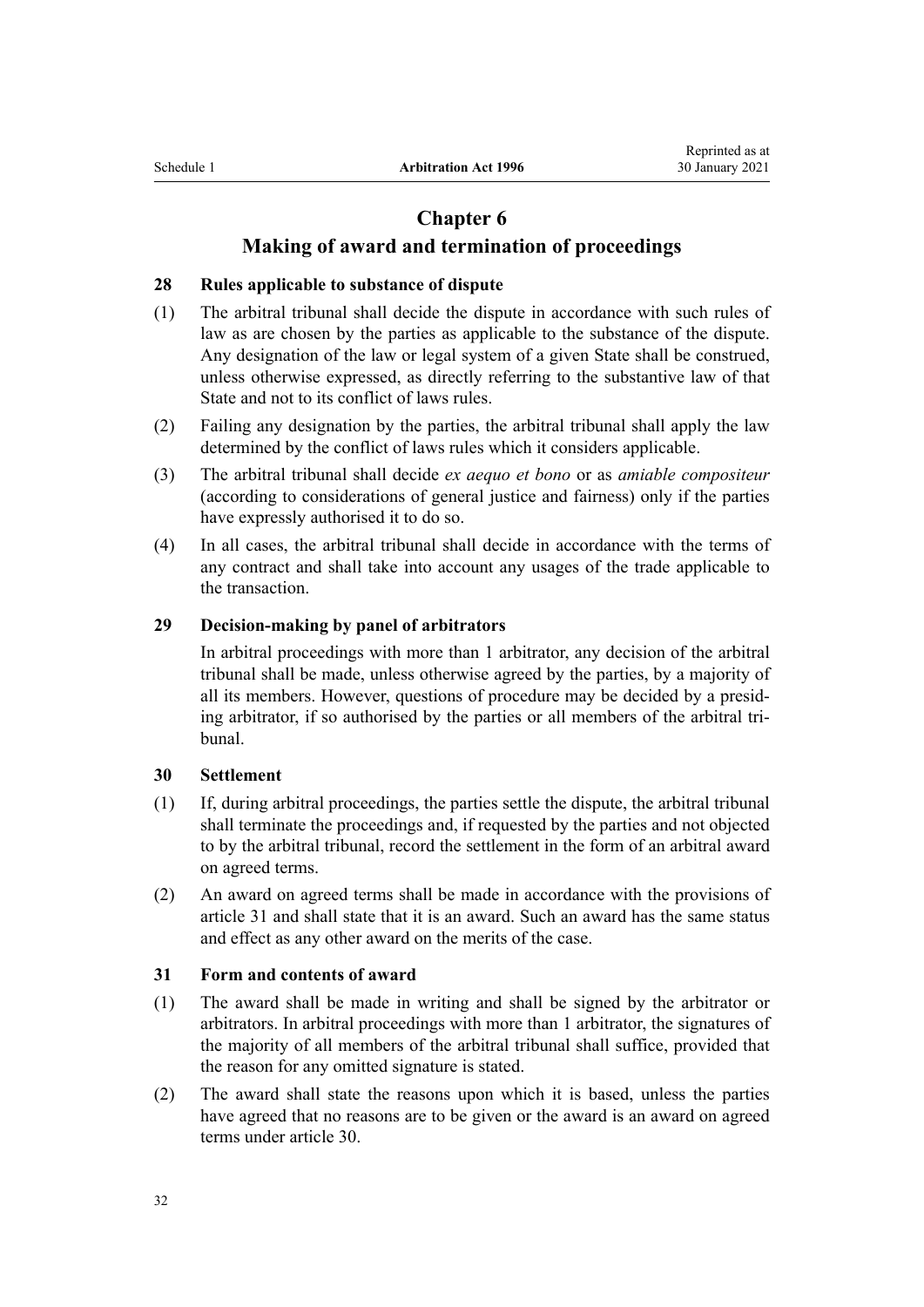## Chapter 6

## Making of award and termination of proceedings

### 28 Rules applicable to substance of dispute

(1) The arbitral tribunal shall decide the dispute in accordance with such rules of law as are chosen by the parties as applicable to the substance of the dispute. Any designation of the law or legal system of a given State shall be construed, unless otherwise expressed, as directly referring to the substantive law of that State and not to its conflict of laws rules.

(2) Failing any designation by the parties, the arbitral tribunal shall apply the law determined by the conflict of laws rules which it considers applicable.

(3) The arbitral tribunal shall decide *ex aequo et bono* or as *amiable compositeur* (according to considerations of general justice and fairness) only if the parties have expressly authorised it to do so.

(4) In all cases, the arbitral tribunal shall decide in accordance with the terms of any contract and shall take into account any usages of the trade applicable to the transaction.

### 29 Decision-making by panel of arbitrators

In arbitral proceedings with more than 1 arbitrator, any decision of the arbitral tribunal shall be made, unless otherwise agreed by the parties, by a majority of all its members. However, questions of procedure may be decided by a presiding arbitrator, if so authorised by the parties or all members of the arbitral tribunal.

### 30 Settlement

(1) If, during arbitral proceedings, the parties settle the dispute, the arbitral tribunal shall terminate the proceedings and, if requested by the parties and not objected to by the arbitral tribunal, record the settlement in the form of an arbitral award on agreed terms.

(2) An award on agreed terms shall be made in accordance with the provisions of article 31 and shall state that it is an award. Such an award has the same status and effect as any other award on the merits of the case.

### 31 Form and contents of award

(1) The award shall be made in writing and shall be signed by the arbitrator or arbitrators. In arbitral proceedings with more than 1 arbitrator, the signatures of the majority of all members of the arbitral tribunal shall suffice, provided that the reason for any omitted signature is stated.

(2) The award shall state the reasons upon which it is based, unless the parties have agreed that no reasons are to be given or the award is an award on agreed terms under article 30.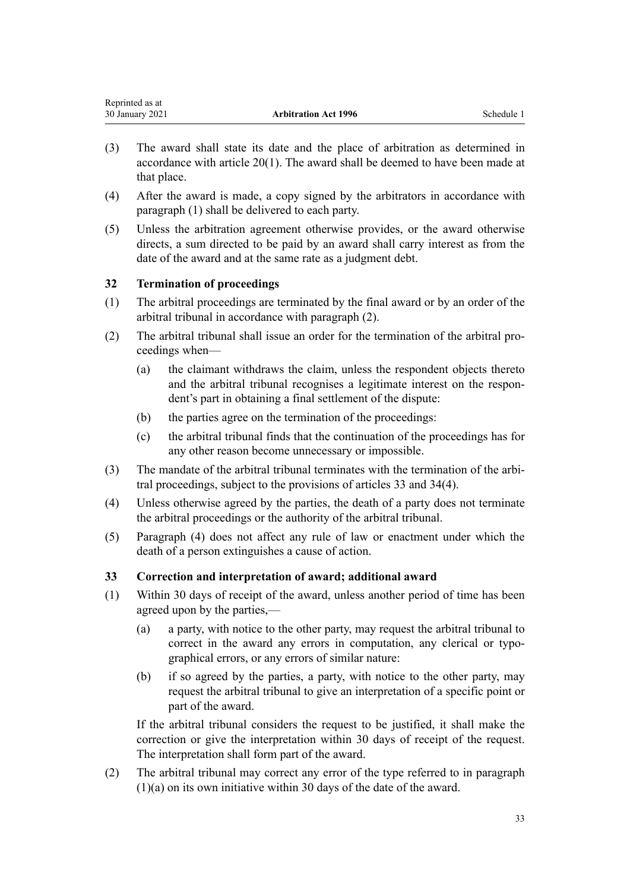(3) The award shall state its date and the place of arbitration as determined in accordance with article 20(1). The award shall be deemed to have been made at that place.

(4) After the award is made, a copy signed by the arbitrators in accordance with paragraph (1) shall be delivered to each party.

(5) Unless the arbitration agreement otherwise provides, or the award otherwise directs, a sum directed to be paid by an award shall carry interest as from the date of the award and at the same rate as a judgment debt.

### 32 Termination of proceedings

(1) The arbitral proceedings are terminated by the final award or by an order of the arbitral tribunal in accordance with paragraph (2).

(2) The arbitral tribunal shall issue an order for the termination of the arbitral proceedings when—

(a) the claimant withdraws the claim, unless the respondent objects thereto and the arbitral tribunal recognises a legitimate interest on the respondent's part in obtaining a final settlement of the dispute:

(b) the parties agree on the termination of the proceedings:

(c) the arbitral tribunal finds that the continuation of the proceedings has for any other reason become unnecessary or impossible.

(3) The mandate of the arbitral tribunal terminates with the termination of the arbitral proceedings, subject to the provisions of articles 33 and 34(4).

(4) Unless otherwise agreed by the parties, the death of a party does not terminate the arbitral proceedings or the authority of the arbitral tribunal.

(5) Paragraph (4) does not affect any rule of law or enactment under which the death of a person extinguishes a cause of action.

### 33 Correction and interpretation of award; additional award

(1) Within 30 days of receipt of the award, unless another period of time has been agreed upon by the parties,—

(a) a party, with notice to the other party, may request the arbitral tribunal to correct in the award any errors in computation, any clerical or typographical errors, or any errors of similar nature:

(b) if so agreed by the parties, a party, with notice to the other party, may request the arbitral tribunal to give an interpretation of a specific point or part of the award.

If the arbitral tribunal considers the request to be justified, it shall make the correction or give the interpretation within 30 days of receipt of the request. The interpretation shall form part of the award.

(2) The arbitral tribunal may correct any error of the type referred to in paragraph (1)(a) on its own initiative within 30 days of the date of the award.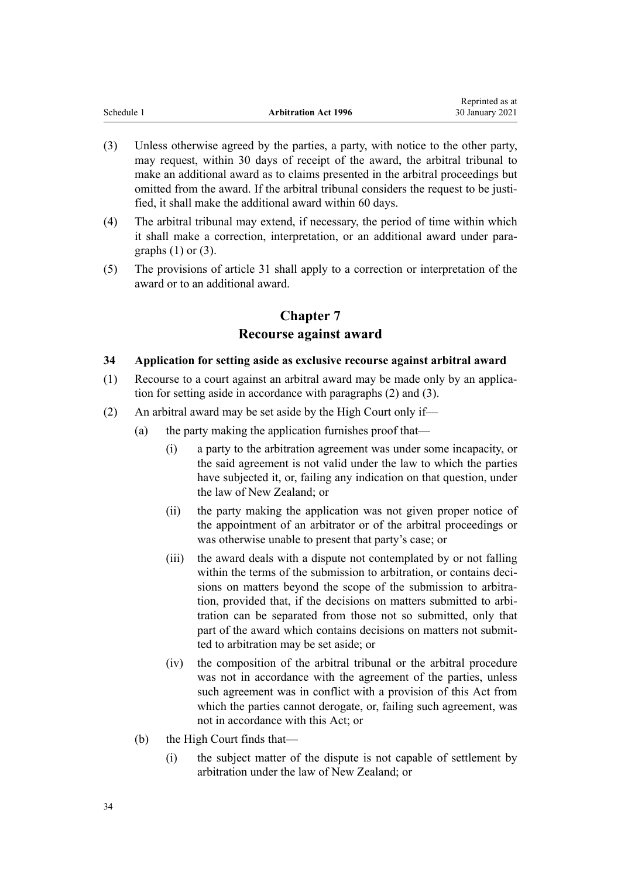(3) Unless otherwise agreed by the parties, a party, with notice to the other party, may request, within 30 days of receipt of the award, the arbitral tribunal to make an additional award as to claims presented in the arbitral proceedings but omitted from the award. If the arbitral tribunal considers the request to be justified, it shall make the additional award within 60 days.

(4) The arbitral tribunal may extend, if necessary, the period of time within which it shall make a correction, interpretation, or an additional award under paragraphs (1) or (3).

(5) The provisions of article 31 shall apply to a correction or interpretation of the award or to an additional award.

## Chapter 7
## Recourse against award

### 34 Application for setting aside as exclusive recourse against arbitral award

(1) Recourse to a court against an arbitral award may be made only by an application for setting aside in accordance with paragraphs (2) and (3).

(2) An arbitral award may be set aside by the High Court only if—

- (a) the party making the application furnishes proof that—
  - (i) a party to the arbitration agreement was under some incapacity, or the said agreement is not valid under the law to which the parties have subjected it, or, failing any indication on that question, under the law of New Zealand; or
  - (ii) the party making the application was not given proper notice of the appointment of an arbitrator or of the arbitral proceedings or was otherwise unable to present that party's case; or
  - (iii) the award deals with a dispute not contemplated by or not falling within the terms of the submission to arbitration, or contains decisions on matters beyond the scope of the submission to arbitration, provided that, if the decisions on matters submitted to arbitration can be separated from those not so submitted, only that part of the award which contains decisions on matters not submitted to arbitration may be set aside; or
  - (iv) the composition of the arbitral tribunal or the arbitral procedure was not in accordance with the agreement of the parties, unless such agreement was in conflict with a provision of this Act from which the parties cannot derogate, or, failing such agreement, was not in accordance with this Act; or
- (b) the High Court finds that—
  - (i) the subject matter of the dispute is not capable of settlement by arbitration under the law of New Zealand; or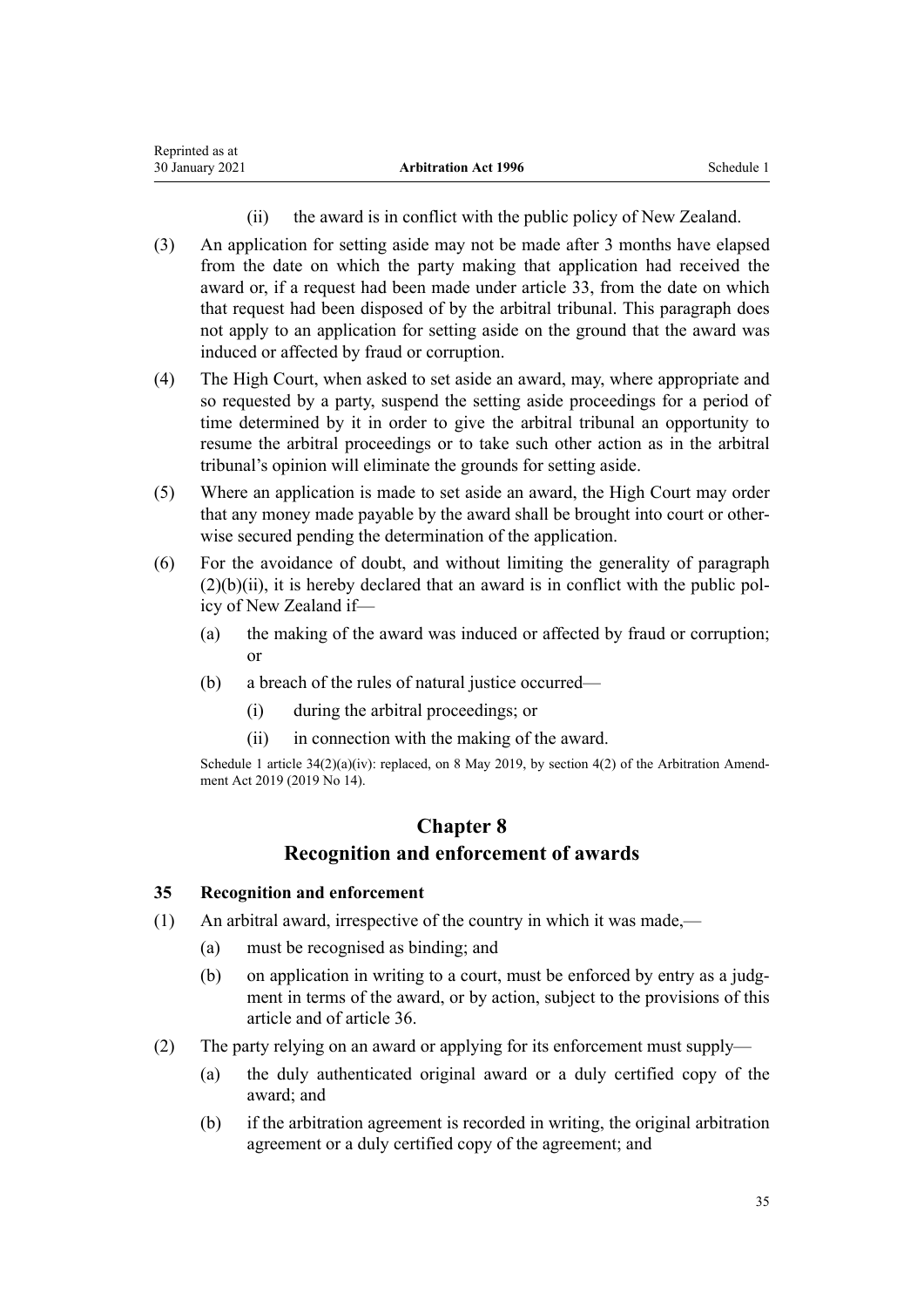(ii) the award is in conflict with the public policy of New Zealand.

(3) An application for setting aside may not be made after 3 months have elapsed from the date on which the party making that application had received the award or, if a request had been made under article 33, from the date on which that request had been disposed of by the arbitral tribunal. This paragraph does not apply to an application for setting aside on the ground that the award was induced or affected by fraud or corruption.

(4) The High Court, when asked to set aside an award, may, where appropriate and so requested by a party, suspend the setting aside proceedings for a period of time determined by it in order to give the arbitral tribunal an opportunity to resume the arbitral proceedings or to take such other action as in the arbitral tribunal's opinion will eliminate the grounds for setting aside.

(5) Where an application is made to set aside an award, the High Court may order that any money made payable by the award shall be brought into court or otherwise secured pending the determination of the application.

(6) For the avoidance of doubt, and without limiting the generality of paragraph (2)(b)(ii), it is hereby declared that an award is in conflict with the public policy of New Zealand if—

(a) the making of the award was induced or affected by fraud or corruption; or

(b) a breach of the rules of natural justice occurred—

(i) during the arbitral proceedings; or

(ii) in connection with the making of the award.

Schedule 1 article 34(2)(a)(iv): replaced, on 8 May 2019, by section 4(2) of the Arbitration Amendment Act 2019 (2019 No 14).

## Chapter 8
## Recognition and enforcement of awards

### 35 Recognition and enforcement

(1) An arbitral award, irrespective of the country in which it was made,—

(a) must be recognised as binding; and

(b) on application in writing to a court, must be enforced by entry as a judgment in terms of the award, or by action, subject to the provisions of this article and of article 36.

(2) The party relying on an award or applying for its enforcement must supply—

(a) the duly authenticated original award or a duly certified copy of the award; and

(b) if the arbitration agreement is recorded in writing, the original arbitration agreement or a duly certified copy of the agreement; and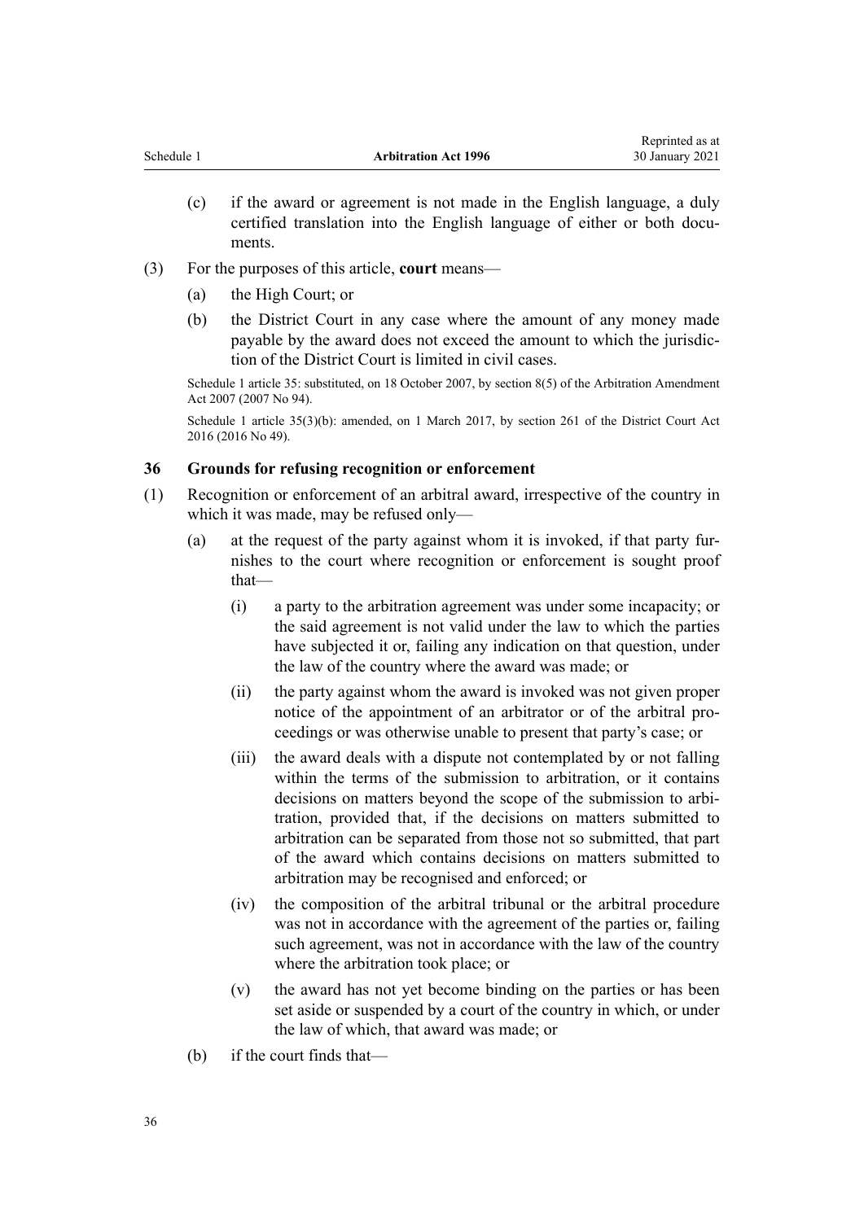(c) if the award or agreement is not made in the English language, a duly certified translation into the English language of either or both documents.

(3) For the purposes of this article, **court** means—

(a) the High Court; or

(b) the District Court in any case where the amount of any money made payable by the award does not exceed the amount to which the jurisdiction of the District Court is limited in civil cases.

Schedule 1 article 35: substituted, on 18 October 2007, by section 8(5) of the Arbitration Amendment Act 2007 (2007 No 94).

Schedule 1 article 35(3)(b): amended, on 1 March 2017, by section 261 of the District Court Act 2016 (2016 No 49).

### 36 Grounds for refusing recognition or enforcement

(1) Recognition or enforcement of an arbitral award, irrespective of the country in which it was made, may be refused only—

(a) at the request of the party against whom it is invoked, if that party furnishes to the court where recognition or enforcement is sought proof that—

(i) a party to the arbitration agreement was under some incapacity; or the said agreement is not valid under the law to which the parties have subjected it or, failing any indication on that question, under the law of the country where the award was made; or

(ii) the party against whom the award is invoked was not given proper notice of the appointment of an arbitrator or of the arbitral proceedings or was otherwise unable to present that party's case; or

(iii) the award deals with a dispute not contemplated by or not falling within the terms of the submission to arbitration, or it contains decisions on matters beyond the scope of the submission to arbitration, provided that, if the decisions on matters submitted to arbitration can be separated from those not so submitted, that part of the award which contains decisions on matters submitted to arbitration may be recognised and enforced; or

(iv) the composition of the arbitral tribunal or the arbitral procedure was not in accordance with the agreement of the parties or, failing such agreement, was not in accordance with the law of the country where the arbitration took place; or

(v) the award has not yet become binding on the parties or has been set aside or suspended by a court of the country in which, or under the law of which, that award was made; or

(b) if the court finds that—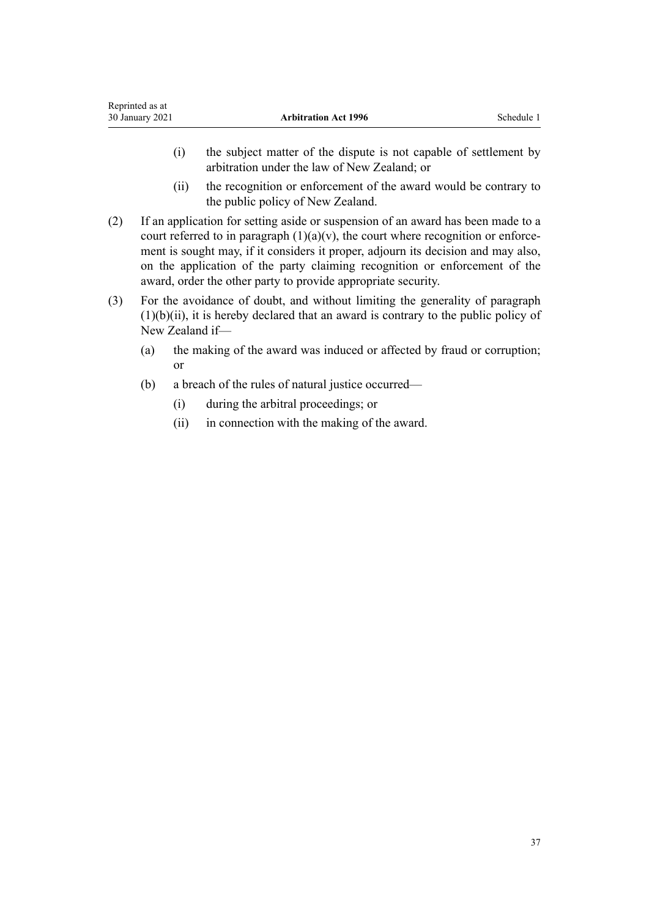(i) the subject matter of the dispute is not capable of settlement by arbitration under the law of New Zealand; or

(ii) the recognition or enforcement of the award would be contrary to the public policy of New Zealand.

(2) If an application for setting aside or suspension of an award has been made to a court referred to in paragraph (1)(a)(v), the court where recognition or enforcement is sought may, if it considers it proper, adjourn its decision and may also, on the application of the party claiming recognition or enforcement of the award, order the other party to provide appropriate security.

(3) For the avoidance of doubt, and without limiting the generality of paragraph (1)(b)(ii), it is hereby declared that an award is contrary to the public policy of New Zealand if—

(a) the making of the award was induced or affected by fraud or corruption; or

(b) a breach of the rules of natural justice occurred—

(i) during the arbitral proceedings; or

(ii) in connection with the making of the award.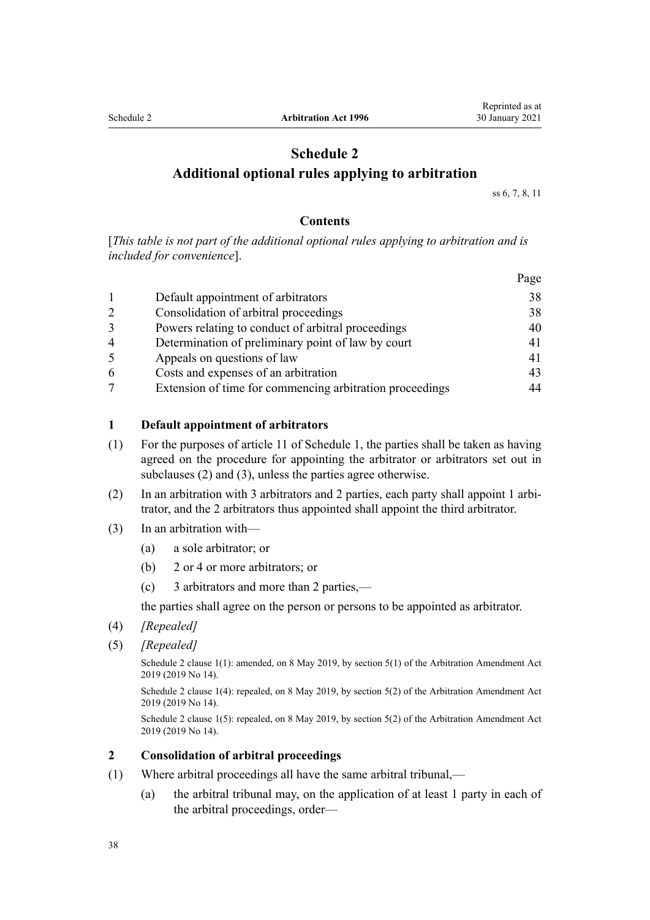# Schedule 2
## Additional optional rules applying to arbitration

ss 6, 7, 8, 11

### Contents

[*This table is not part of the additional optional rules applying to arbitration and is included for convenience*].

| | | Page |
|---|---|---|
| 1 | Default appointment of arbitrators | 38 |
| 2 | Consolidation of arbitral proceedings | 38 |
| 3 | Powers relating to conduct of arbitral proceedings | 40 |
| 4 | Determination of preliminary point of law by court | 41 |
| 5 | Appeals on questions of law | 41 |
| 6 | Costs and expenses of an arbitration | 43 |
| 7 | Extension of time for commencing arbitration proceedings | 44 |

### 1 Default appointment of arbitrators

(1) For the purposes of article 11 of Schedule 1, the parties shall be taken as having agreed on the procedure for appointing the arbitrator or arbitrators set out in subclauses (2) and (3), unless the parties agree otherwise.

(2) In an arbitration with 3 arbitrators and 2 parties, each party shall appoint 1 arbitrator, and the 2 arbitrators thus appointed shall appoint the third arbitrator.

(3) In an arbitration with—

(a) a sole arbitrator; or

(b) 2 or 4 or more arbitrators; or

(c) 3 arbitrators and more than 2 parties,—

the parties shall agree on the person or persons to be appointed as arbitrator.

(4) *[Repealed]*

(5) *[Repealed]*

Schedule 2 clause 1(1): amended, on 8 May 2019, by section 5(1) of the Arbitration Amendment Act 2019 (2019 No 14).

Schedule 2 clause 1(4): repealed, on 8 May 2019, by section 5(2) of the Arbitration Amendment Act 2019 (2019 No 14).

Schedule 2 clause 1(5): repealed, on 8 May 2019, by section 5(2) of the Arbitration Amendment Act 2019 (2019 No 14).

### 2 Consolidation of arbitral proceedings

(1) Where arbitral proceedings all have the same arbitral tribunal,—

(a) the arbitral tribunal may, on the application of at least 1 party in each of the arbitral proceedings, order—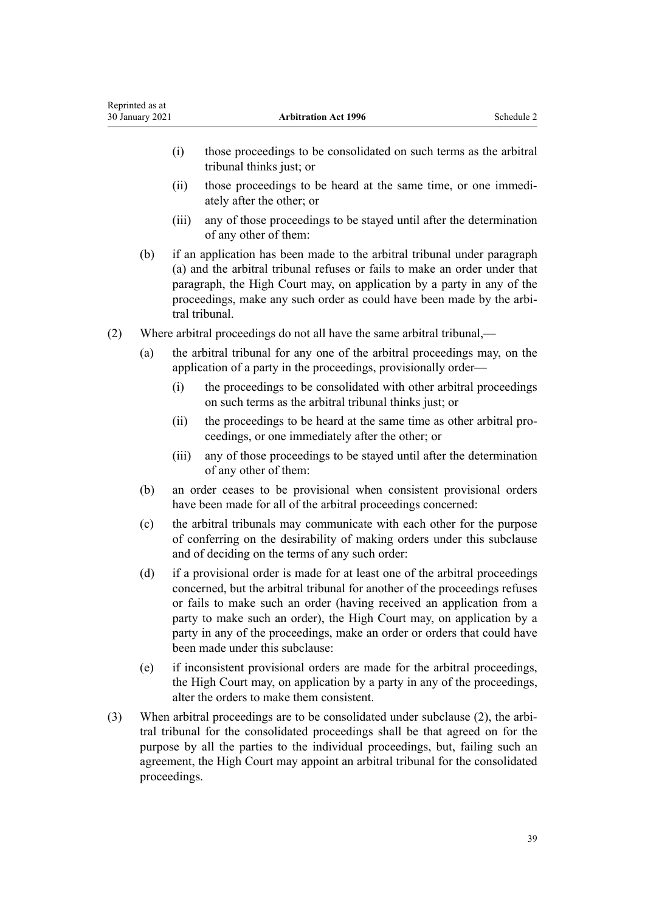(i) those proceedings to be consolidated on such terms as the arbitral tribunal thinks just; or

(ii) those proceedings to be heard at the same time, or one immediately after the other; or

(iii) any of those proceedings to be stayed until after the determination of any other of them:

(b) if an application has been made to the arbitral tribunal under paragraph (a) and the arbitral tribunal refuses or fails to make an order under that paragraph, the High Court may, on application by a party in any of the proceedings, make any such order as could have been made by the arbitral tribunal.

(2) Where arbitral proceedings do not all have the same arbitral tribunal,—

(a) the arbitral tribunal for any one of the arbitral proceedings may, on the application of a party in the proceedings, provisionally order—

(i) the proceedings to be consolidated with other arbitral proceedings on such terms as the arbitral tribunal thinks just; or

(ii) the proceedings to be heard at the same time as other arbitral proceedings, or one immediately after the other; or

(iii) any of those proceedings to be stayed until after the determination of any other of them:

(b) an order ceases to be provisional when consistent provisional orders have been made for all of the arbitral proceedings concerned:

(c) the arbitral tribunals may communicate with each other for the purpose of conferring on the desirability of making orders under this subclause and of deciding on the terms of any such order:

(d) if a provisional order is made for at least one of the arbitral proceedings concerned, but the arbitral tribunal for another of the proceedings refuses or fails to make such an order (having received an application from a party to make such an order), the High Court may, on application by a party in any of the proceedings, make an order or orders that could have been made under this subclause:

(e) if inconsistent provisional orders are made for the arbitral proceedings, the High Court may, on application by a party in any of the proceedings, alter the orders to make them consistent.

(3) When arbitral proceedings are to be consolidated under subclause (2), the arbitral tribunal for the consolidated proceedings shall be that agreed on for the purpose by all the parties to the individual proceedings, but, failing such an agreement, the High Court may appoint an arbitral tribunal for the consolidated proceedings.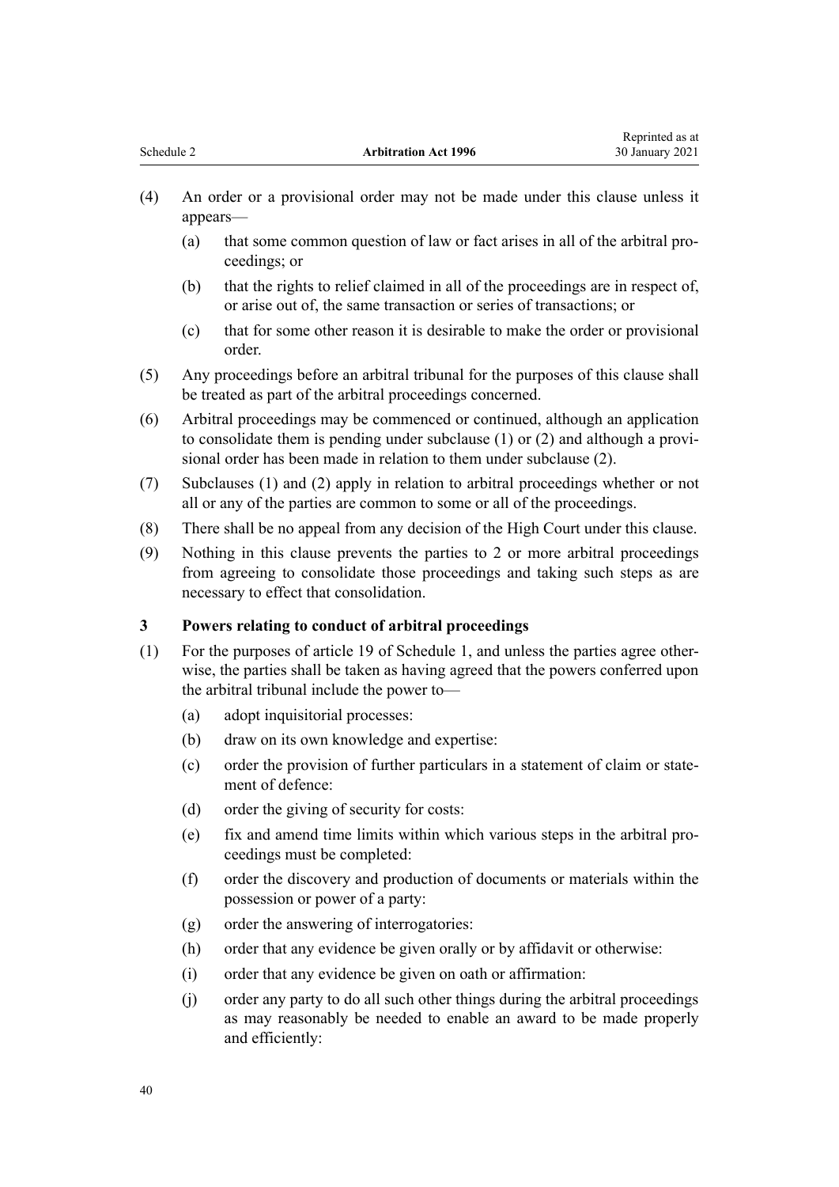(4) An order or a provisional order may not be made under this clause unless it appears—

 (a) that some common question of law or fact arises in all of the arbitral proceedings; or

 (b) that the rights to relief claimed in all of the proceedings are in respect of, or arise out of, the same transaction or series of transactions; or

 (c) that for some other reason it is desirable to make the order or provisional order.

(5) Any proceedings before an arbitral tribunal for the purposes of this clause shall be treated as part of the arbitral proceedings concerned.

(6) Arbitral proceedings may be commenced or continued, although an application to consolidate them is pending under subclause (1) or (2) and although a provisional order has been made in relation to them under subclause (2).

(7) Subclauses (1) and (2) apply in relation to arbitral proceedings whether or not all or any of the parties are common to some or all of the proceedings.

(8) There shall be no appeal from any decision of the High Court under this clause.

(9) Nothing in this clause prevents the parties to 2 or more arbitral proceedings from agreeing to consolidate those proceedings and taking such steps as are necessary to effect that consolidation.

### 3 Powers relating to conduct of arbitral proceedings

(1) For the purposes of article 19 of Schedule 1, and unless the parties agree otherwise, the parties shall be taken as having agreed that the powers conferred upon the arbitral tribunal include the power to—

 (a) adopt inquisitorial processes:

 (b) draw on its own knowledge and expertise:

 (c) order the provision of further particulars in a statement of claim or statement of defence:

 (d) order the giving of security for costs:

 (e) fix and amend time limits within which various steps in the arbitral proceedings must be completed:

 (f) order the discovery and production of documents or materials within the possession or power of a party:

 (g) order the answering of interrogatories:

 (h) order that any evidence be given orally or by affidavit or otherwise:

 (i) order that any evidence be given on oath or affirmation:

 (j) order any party to do all such other things during the arbitral proceedings as may reasonably be needed to enable an award to be made properly and efficiently: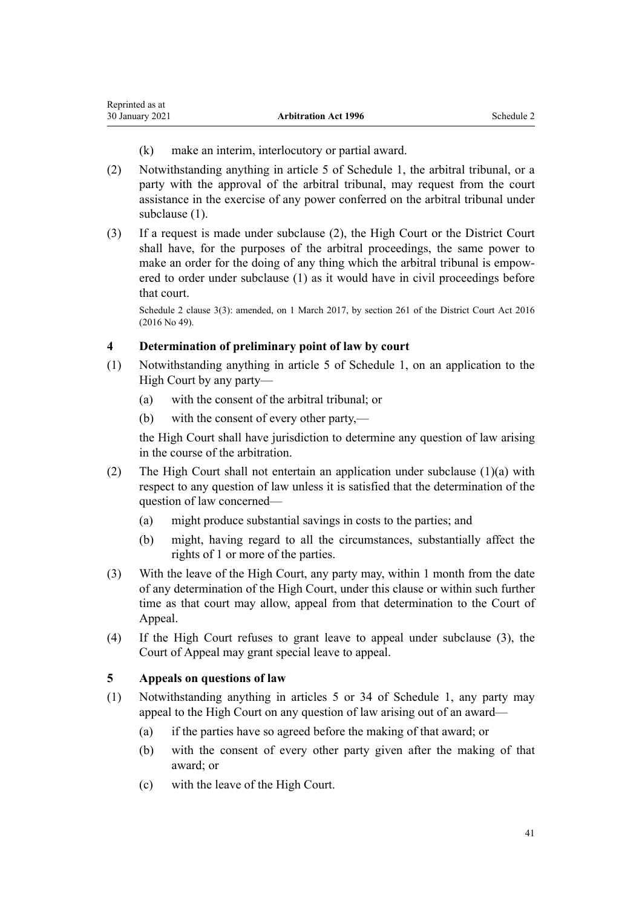(k) make an interim, interlocutory or partial award.

(2) Notwithstanding anything in article 5 of Schedule 1, the arbitral tribunal, or a party with the approval of the arbitral tribunal, may request from the court assistance in the exercise of any power conferred on the arbitral tribunal under subclause (1).

(3) If a request is made under subclause (2), the High Court or the District Court shall have, for the purposes of the arbitral proceedings, the same power to make an order for the doing of any thing which the arbitral tribunal is empowered to order under subclause (1) as it would have in civil proceedings before that court.

Schedule 2 clause 3(3): amended, on 1 March 2017, by section 261 of the District Court Act 2016 (2016 No 49).

### 4 Determination of preliminary point of law by court

(1) Notwithstanding anything in article 5 of Schedule 1, on an application to the High Court by any party—

(a) with the consent of the arbitral tribunal; or

(b) with the consent of every other party,—

the High Court shall have jurisdiction to determine any question of law arising in the course of the arbitration.

(2) The High Court shall not entertain an application under subclause (1)(a) with respect to any question of law unless it is satisfied that the determination of the question of law concerned—

(a) might produce substantial savings in costs to the parties; and

(b) might, having regard to all the circumstances, substantially affect the rights of 1 or more of the parties.

(3) With the leave of the High Court, any party may, within 1 month from the date of any determination of the High Court, under this clause or within such further time as that court may allow, appeal from that determination to the Court of Appeal.

(4) If the High Court refuses to grant leave to appeal under subclause (3), the Court of Appeal may grant special leave to appeal.

### 5 Appeals on questions of law

(1) Notwithstanding anything in articles 5 or 34 of Schedule 1, any party may appeal to the High Court on any question of law arising out of an award—

(a) if the parties have so agreed before the making of that award; or

(b) with the consent of every other party given after the making of that award; or

(c) with the leave of the High Court.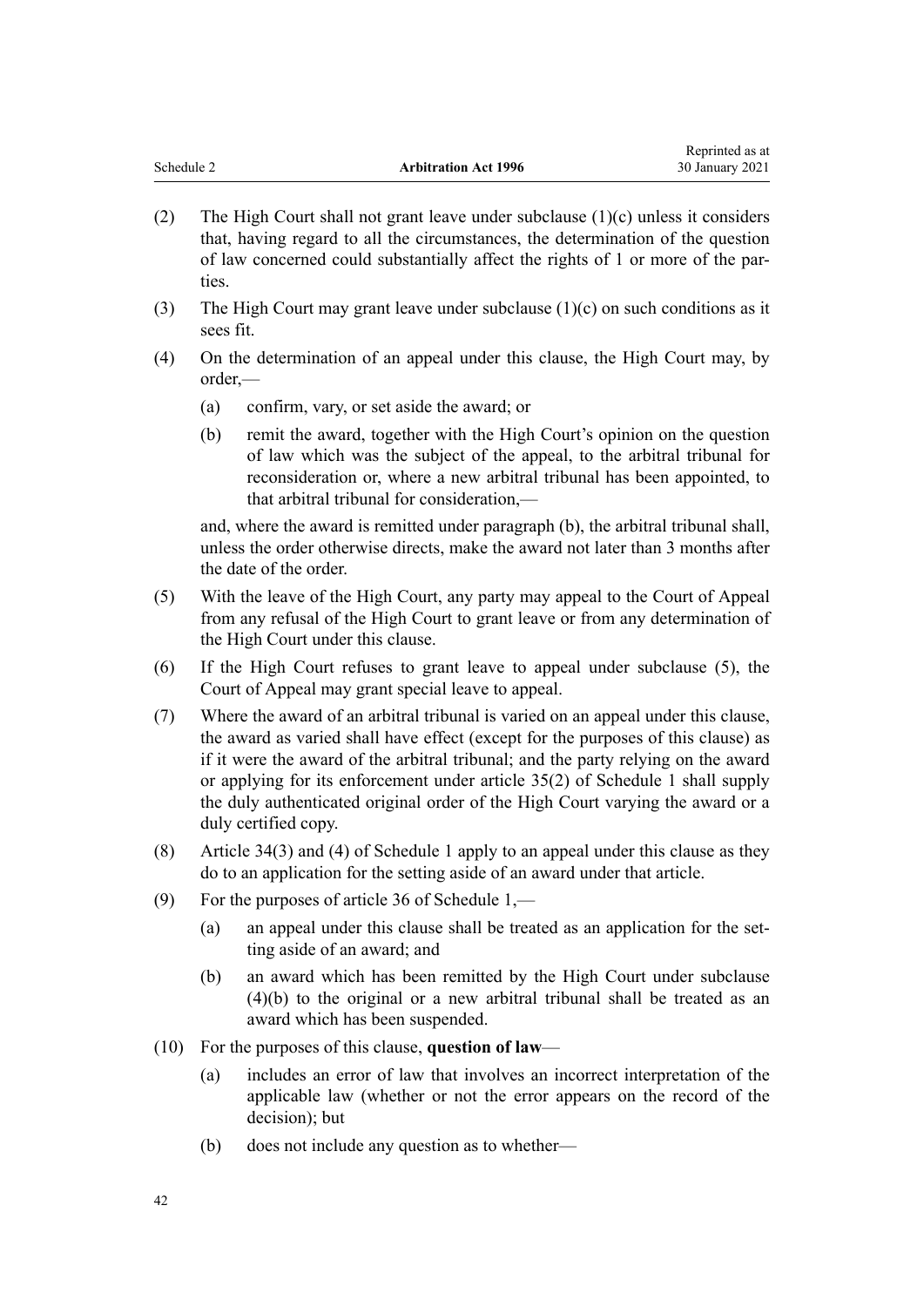(2) The High Court shall not grant leave under subclause (1)(c) unless it considers that, having regard to all the circumstances, the determination of the question of law concerned could substantially affect the rights of 1 or more of the parties.

(3) The High Court may grant leave under subclause (1)(c) on such conditions as it sees fit.

(4) On the determination of an appeal under this clause, the High Court may, by order,—

  (a) confirm, vary, or set aside the award; or

  (b) remit the award, together with the High Court's opinion on the question of law which was the subject of the appeal, to the arbitral tribunal for reconsideration or, where a new arbitral tribunal has been appointed, to that arbitral tribunal for consideration,—

  and, where the award is remitted under paragraph (b), the arbitral tribunal shall, unless the order otherwise directs, make the award not later than 3 months after the date of the order.

(5) With the leave of the High Court, any party may appeal to the Court of Appeal from any refusal of the High Court to grant leave or from any determination of the High Court under this clause.

(6) If the High Court refuses to grant leave to appeal under subclause (5), the Court of Appeal may grant special leave to appeal.

(7) Where the award of an arbitral tribunal is varied on an appeal under this clause, the award as varied shall have effect (except for the purposes of this clause) as if it were the award of the arbitral tribunal; and the party relying on the award or applying for its enforcement under article 35(2) of Schedule 1 shall supply the duly authenticated original order of the High Court varying the award or a duly certified copy.

(8) Article 34(3) and (4) of Schedule 1 apply to an appeal under this clause as they do to an application for the setting aside of an award under that article.

(9) For the purposes of article 36 of Schedule 1,—

  (a) an appeal under this clause shall be treated as an application for the setting aside of an award; and

  (b) an award which has been remitted by the High Court under subclause (4)(b) to the original or a new arbitral tribunal shall be treated as an award which has been suspended.

(10) For the purposes of this clause, **question of law**—

  (a) includes an error of law that involves an incorrect interpretation of the applicable law (whether or not the error appears on the record of the decision); but

  (b) does not include any question as to whether—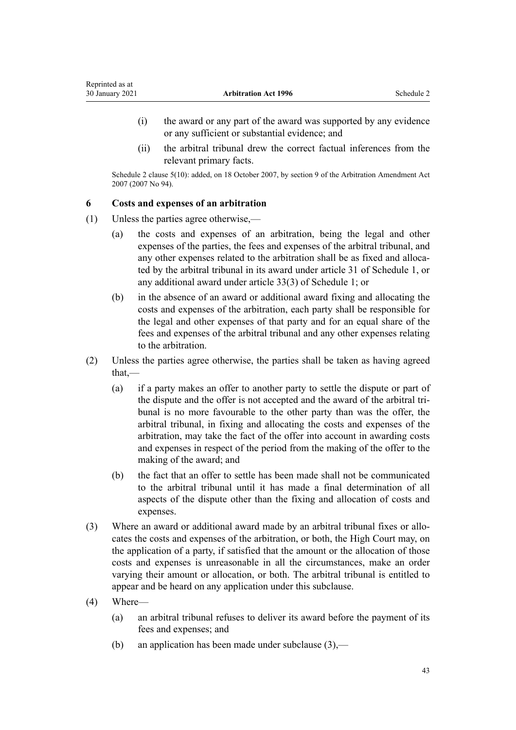(i) the award or any part of the award was supported by any evidence or any sufficient or substantial evidence; and

(ii) the arbitral tribunal drew the correct factual inferences from the relevant primary facts.

Schedule 2 clause 5(10): added, on 18 October 2007, by section 9 of the Arbitration Amendment Act 2007 (2007 No 94).

### 6 Costs and expenses of an arbitration

(1) Unless the parties agree otherwise,—

(a) the costs and expenses of an arbitration, being the legal and other expenses of the parties, the fees and expenses of the arbitral tribunal, and any other expenses related to the arbitration shall be as fixed and allocated by the arbitral tribunal in its award under article 31 of Schedule 1, or any additional award under article 33(3) of Schedule 1; or

(b) in the absence of an award or additional award fixing and allocating the costs and expenses of the arbitration, each party shall be responsible for the legal and other expenses of that party and for an equal share of the fees and expenses of the arbitral tribunal and any other expenses relating to the arbitration.

(2) Unless the parties agree otherwise, the parties shall be taken as having agreed that,—

(a) if a party makes an offer to another party to settle the dispute or part of the dispute and the offer is not accepted and the award of the arbitral tribunal is no more favourable to the other party than was the offer, the arbitral tribunal, in fixing and allocating the costs and expenses of the arbitration, may take the fact of the offer into account in awarding costs and expenses in respect of the period from the making of the offer to the making of the award; and

(b) the fact that an offer to settle has been made shall not be communicated to the arbitral tribunal until it has made a final determination of all aspects of the dispute other than the fixing and allocation of costs and expenses.

(3) Where an award or additional award made by an arbitral tribunal fixes or allocates the costs and expenses of the arbitration, or both, the High Court may, on the application of a party, if satisfied that the amount or the allocation of those costs and expenses is unreasonable in all the circumstances, make an order varying their amount or allocation, or both. The arbitral tribunal is entitled to appear and be heard on any application under this subclause.

(4) Where—

(a) an arbitral tribunal refuses to deliver its award before the payment of its fees and expenses; and

(b) an application has been made under subclause (3),—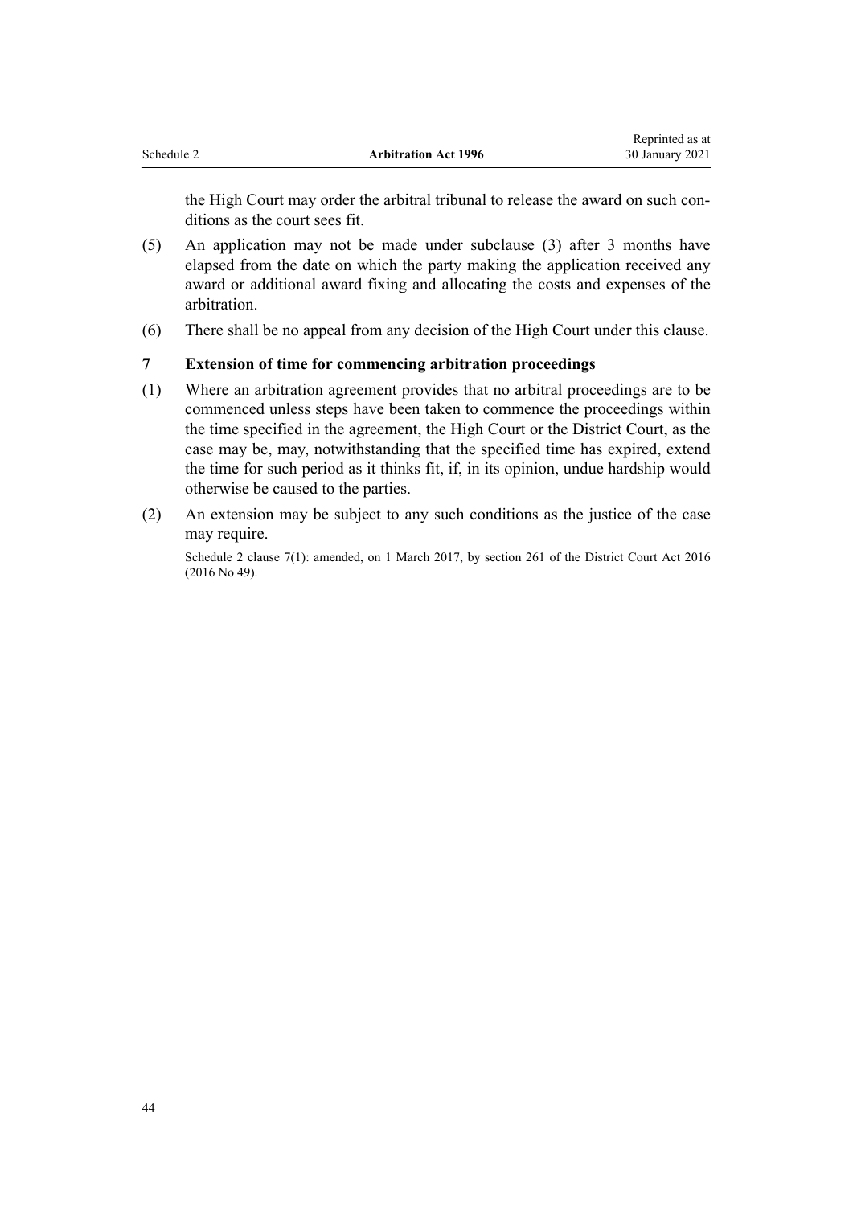the High Court may order the arbitral tribunal to release the award on such conditions as the court sees fit.

(5) An application may not be made under subclause (3) after 3 months have elapsed from the date on which the party making the application received any award or additional award fixing and allocating the costs and expenses of the arbitration.

(6) There shall be no appeal from any decision of the High Court under this clause.

### 7 Extension of time for commencing arbitration proceedings

(1) Where an arbitration agreement provides that no arbitral proceedings are to be commenced unless steps have been taken to commence the proceedings within the time specified in the agreement, the High Court or the District Court, as the case may be, may, notwithstanding that the specified time has expired, extend the time for such period as it thinks fit, if, in its opinion, undue hardship would otherwise be caused to the parties.

(2) An extension may be subject to any such conditions as the justice of the case may require.

Schedule 2 clause 7(1): amended, on 1 March 2017, by section 261 of the District Court Act 2016 (2016 No 49).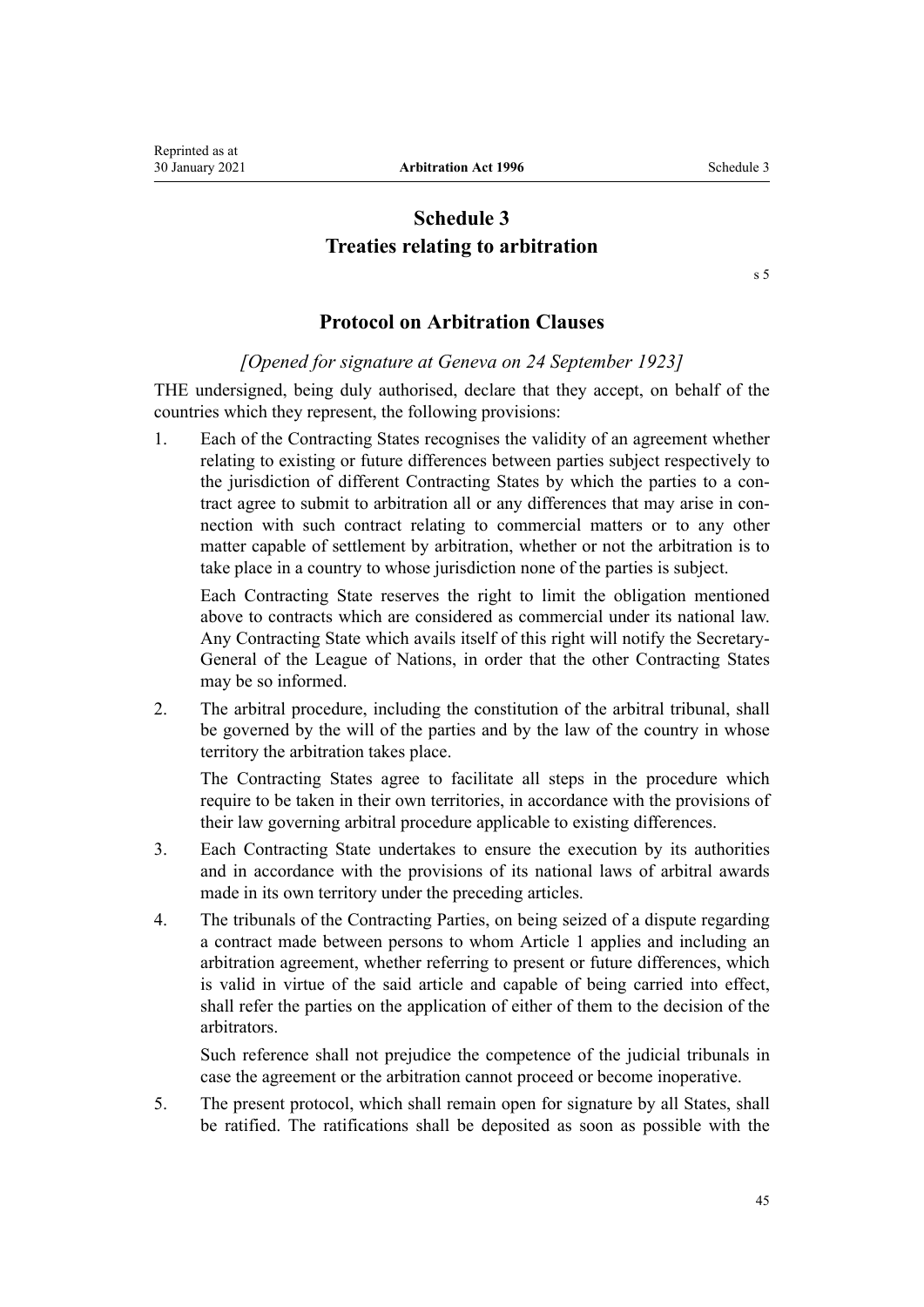# Schedule 3
# Treaties relating to arbitration

s 5

## Protocol on Arbitration Clauses

*[Opened for signature at Geneva on 24 September 1923]*

THE undersigned, being duly authorised, declare that they accept, on behalf of the countries which they represent, the following provisions:

1. Each of the Contracting States recognises the validity of an agreement whether relating to existing or future differences between parties subject respectively to the jurisdiction of different Contracting States by which the parties to a contract agree to submit to arbitration all or any differences that may arise in connection with such contract relating to commercial matters or to any other matter capable of settlement by arbitration, whether or not the arbitration is to take place in a country to whose jurisdiction none of the parties is subject.

   Each Contracting State reserves the right to limit the obligation mentioned above to contracts which are considered as commercial under its national law. Any Contracting State which avails itself of this right will notify the Secretary-General of the League of Nations, in order that the other Contracting States may be so informed.

2. The arbitral procedure, including the constitution of the arbitral tribunal, shall be governed by the will of the parties and by the law of the country in whose territory the arbitration takes place.

   The Contracting States agree to facilitate all steps in the procedure which require to be taken in their own territories, in accordance with the provisions of their law governing arbitral procedure applicable to existing differences.

3. Each Contracting State undertakes to ensure the execution by its authorities and in accordance with the provisions of its national laws of arbitral awards made in its own territory under the preceding articles.

4. The tribunals of the Contracting Parties, on being seized of a dispute regarding a contract made between persons to whom Article 1 applies and including an arbitration agreement, whether referring to present or future differences, which is valid in virtue of the said article and capable of being carried into effect, shall refer the parties on the application of either of them to the decision of the arbitrators.

   Such reference shall not prejudice the competence of the judicial tribunals in case the agreement or the arbitration cannot proceed or become inoperative.

5. The present protocol, which shall remain open for signature by all States, shall be ratified. The ratifications shall be deposited as soon as possible with the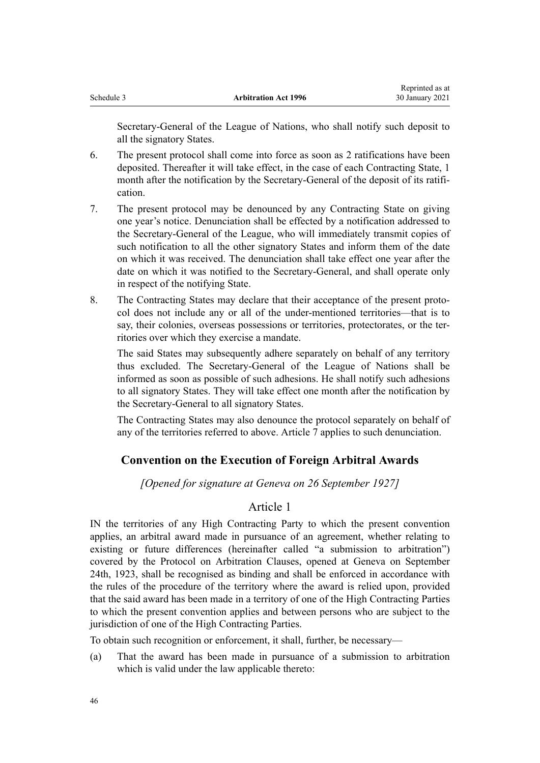Secretary-General of the League of Nations, who shall notify such deposit to all the signatory States.

6. The present protocol shall come into force as soon as 2 ratifications have been deposited. Thereafter it will take effect, in the case of each Contracting State, 1 month after the notification by the Secretary-General of the deposit of its ratification.

7. The present protocol may be denounced by any Contracting State on giving one year's notice. Denunciation shall be effected by a notification addressed to the Secretary-General of the League, who will immediately transmit copies of such notification to all the other signatory States and inform them of the date on which it was received. The denunciation shall take effect one year after the date on which it was notified to the Secretary-General, and shall operate only in respect of the notifying State.

8. The Contracting States may declare that their acceptance of the present protocol does not include any or all of the under-mentioned territories—that is to say, their colonies, overseas possessions or territories, protectorates, or the territories over which they exercise a mandate.

   The said States may subsequently adhere separately on behalf of any territory thus excluded. The Secretary-General of the League of Nations shall be informed as soon as possible of such adhesions. He shall notify such adhesions to all signatory States. They will take effect one month after the notification by the Secretary-General to all signatory States.

   The Contracting States may also denounce the protocol separately on behalf of any of the territories referred to above. Article 7 applies to such denunciation.

## Convention on the Execution of Foreign Arbitral Awards

*[Opened for signature at Geneva on 26 September 1927]*

### Article 1

IN the territories of any High Contracting Party to which the present convention applies, an arbitral award made in pursuance of an agreement, whether relating to existing or future differences (hereinafter called "a submission to arbitration") covered by the Protocol on Arbitration Clauses, opened at Geneva on September 24th, 1923, shall be recognised as binding and shall be enforced in accordance with the rules of the procedure of the territory where the award is relied upon, provided that the said award has been made in a territory of one of the High Contracting Parties to which the present convention applies and between persons who are subject to the jurisdiction of one of the High Contracting Parties.

To obtain such recognition or enforcement, it shall, further, be necessary—

(a) That the award has been made in pursuance of a submission to arbitration which is valid under the law applicable thereto: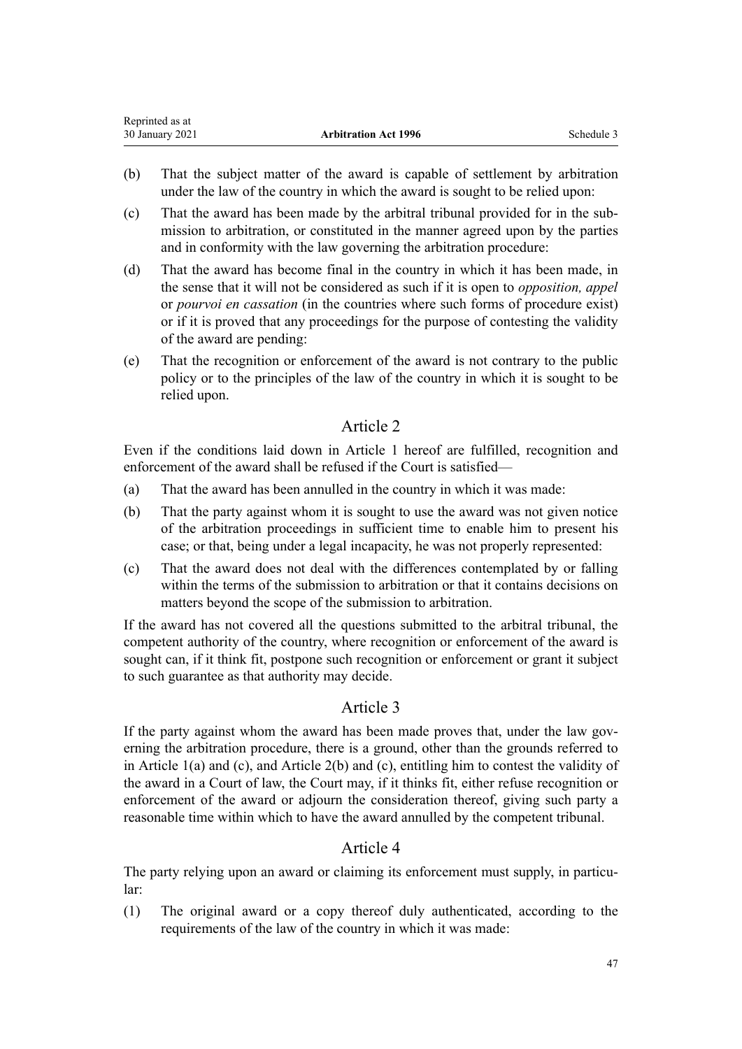(b) That the subject matter of the award is capable of settlement by arbitration under the law of the country in which the award is sought to be relied upon:

(c) That the award has been made by the arbitral tribunal provided for in the submission to arbitration, or constituted in the manner agreed upon by the parties and in conformity with the law governing the arbitration procedure:

(d) That the award has become final in the country in which it has been made, in the sense that it will not be considered as such if it is open to *opposition, appel* or *pourvoi en cassation* (in the countries where such forms of procedure exist) or if it is proved that any proceedings for the purpose of contesting the validity of the award are pending:

(e) That the recognition or enforcement of the award is not contrary to the public policy or to the principles of the law of the country in which it is sought to be relied upon.

## Article 2

Even if the conditions laid down in Article 1 hereof are fulfilled, recognition and enforcement of the award shall be refused if the Court is satisfied—

(a) That the award has been annulled in the country in which it was made:

(b) That the party against whom it is sought to use the award was not given notice of the arbitration proceedings in sufficient time to enable him to present his case; or that, being under a legal incapacity, he was not properly represented:

(c) That the award does not deal with the differences contemplated by or falling within the terms of the submission to arbitration or that it contains decisions on matters beyond the scope of the submission to arbitration.

If the award has not covered all the questions submitted to the arbitral tribunal, the competent authority of the country, where recognition or enforcement of the award is sought can, if it think fit, postpone such recognition or enforcement or grant it subject to such guarantee as that authority may decide.

## Article 3

If the party against whom the award has been made proves that, under the law governing the arbitration procedure, there is a ground, other than the grounds referred to in Article 1(a) and (c), and Article 2(b) and (c), entitling him to contest the validity of the award in a Court of law, the Court may, if it thinks fit, either refuse recognition or enforcement of the award or adjourn the consideration thereof, giving such party a reasonable time within which to have the award annulled by the competent tribunal.

## Article 4

The party relying upon an award or claiming its enforcement must supply, in particular:

(1) The original award or a copy thereof duly authenticated, according to the requirements of the law of the country in which it was made: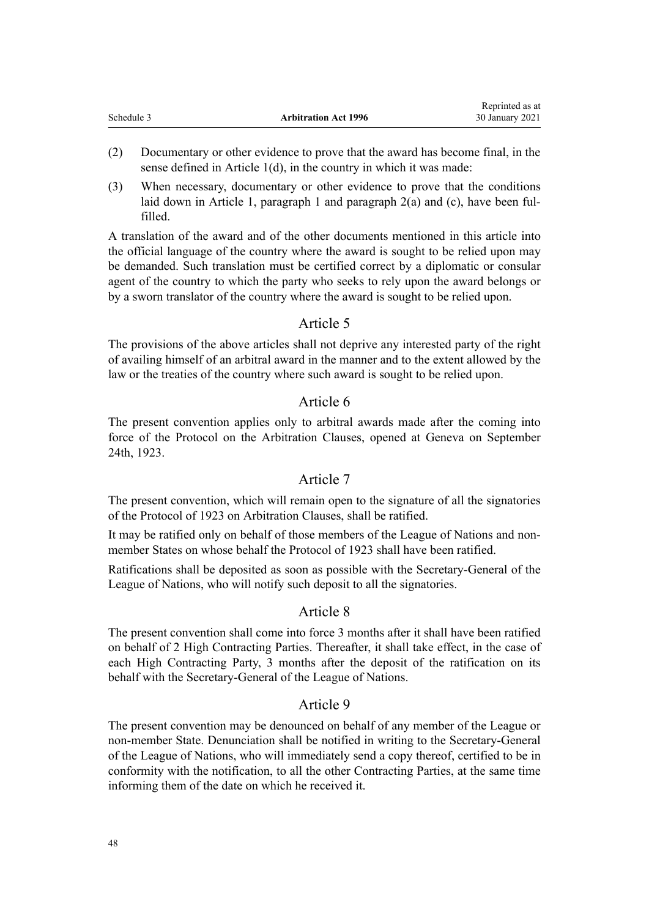(2) Documentary or other evidence to prove that the award has become final, in the sense defined in Article 1(d), in the country in which it was made:

(3) When necessary, documentary or other evidence to prove that the conditions laid down in Article 1, paragraph 1 and paragraph 2(a) and (c), have been fulfilled.

A translation of the award and of the other documents mentioned in this article into the official language of the country where the award is sought to be relied upon may be demanded. Such translation must be certified correct by a diplomatic or consular agent of the country to which the party who seeks to rely upon the award belongs or by a sworn translator of the country where the award is sought to be relied upon.

## Article 5

The provisions of the above articles shall not deprive any interested party of the right of availing himself of an arbitral award in the manner and to the extent allowed by the law or the treaties of the country where such award is sought to be relied upon.

## Article 6

The present convention applies only to arbitral awards made after the coming into force of the Protocol on the Arbitration Clauses, opened at Geneva on September 24th, 1923.

## Article 7

The present convention, which will remain open to the signature of all the signatories of the Protocol of 1923 on Arbitration Clauses, shall be ratified.

It may be ratified only on behalf of those members of the League of Nations and non-member States on whose behalf the Protocol of 1923 shall have been ratified.

Ratifications shall be deposited as soon as possible with the Secretary-General of the League of Nations, who will notify such deposit to all the signatories.

## Article 8

The present convention shall come into force 3 months after it shall have been ratified on behalf of 2 High Contracting Parties. Thereafter, it shall take effect, in the case of each High Contracting Party, 3 months after the deposit of the ratification on its behalf with the Secretary-General of the League of Nations.

## Article 9

The present convention may be denounced on behalf of any member of the League or non-member State. Denunciation shall be notified in writing to the Secretary-General of the League of Nations, who will immediately send a copy thereof, certified to be in conformity with the notification, to all the other Contracting Parties, at the same time informing them of the date on which he received it.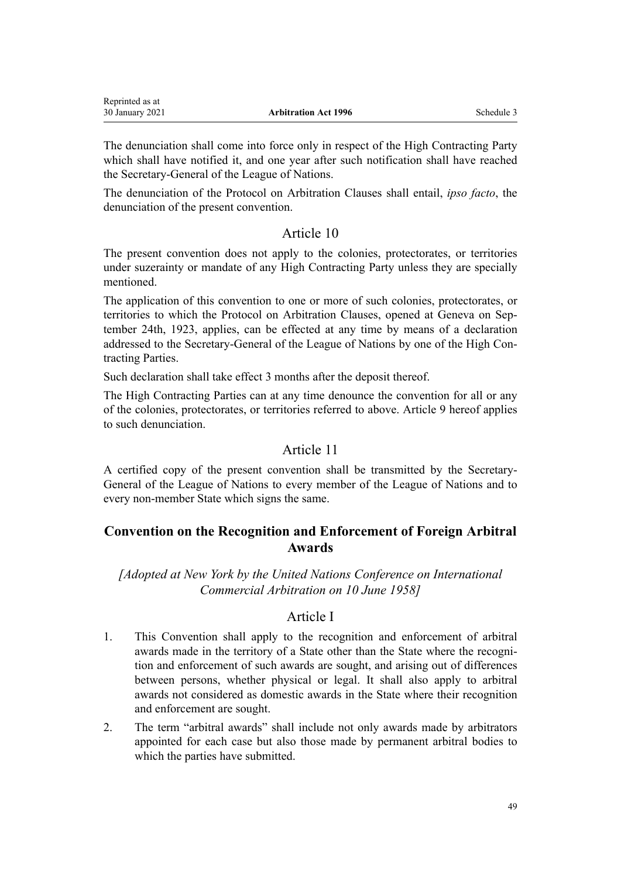The denunciation shall come into force only in respect of the High Contracting Party which shall have notified it, and one year after such notification shall have reached the Secretary-General of the League of Nations.

The denunciation of the Protocol on Arbitration Clauses shall entail, *ipso facto*, the denunciation of the present convention.

### Article 10

The present convention does not apply to the colonies, protectorates, or territories under suzerainty or mandate of any High Contracting Party unless they are specially mentioned.

The application of this convention to one or more of such colonies, protectorates, or territories to which the Protocol on Arbitration Clauses, opened at Geneva on September 24th, 1923, applies, can be effected at any time by means of a declaration addressed to the Secretary-General of the League of Nations by one of the High Contracting Parties.

Such declaration shall take effect 3 months after the deposit thereof.

The High Contracting Parties can at any time denounce the convention for all or any of the colonies, protectorates, or territories referred to above. Article 9 hereof applies to such denunciation.

### Article 11

A certified copy of the present convention shall be transmitted by the Secretary-General of the League of Nations to every member of the League of Nations and to every non-member State which signs the same.

## Convention on the Recognition and Enforcement of Foreign Arbitral Awards

*[Adopted at New York by the United Nations Conference on International Commercial Arbitration on 10 June 1958]*

### Article I

1. This Convention shall apply to the recognition and enforcement of arbitral awards made in the territory of a State other than the State where the recognition and enforcement of such awards are sought, and arising out of differences between persons, whether physical or legal. It shall also apply to arbitral awards not considered as domestic awards in the State where their recognition and enforcement are sought.
2. The term "arbitral awards" shall include not only awards made by arbitrators appointed for each case but also those made by permanent arbitral bodies to which the parties have submitted.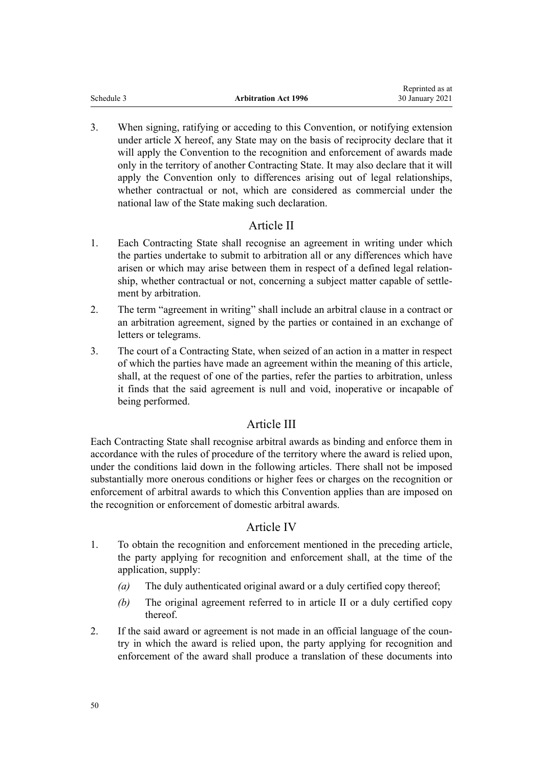3. When signing, ratifying or acceding to this Convention, or notifying extension under article X hereof, any State may on the basis of reciprocity declare that it will apply the Convention to the recognition and enforcement of awards made only in the territory of another Contracting State. It may also declare that it will apply the Convention only to differences arising out of legal relationships, whether contractual or not, which are considered as commercial under the national law of the State making such declaration.

## Article II

1. Each Contracting State shall recognise an agreement in writing under which the parties undertake to submit to arbitration all or any differences which have arisen or which may arise between them in respect of a defined legal relationship, whether contractual or not, concerning a subject matter capable of settlement by arbitration.
2. The term "agreement in writing" shall include an arbitral clause in a contract or an arbitration agreement, signed by the parties or contained in an exchange of letters or telegrams.
3. The court of a Contracting State, when seized of an action in a matter in respect of which the parties have made an agreement within the meaning of this article, shall, at the request of one of the parties, refer the parties to arbitration, unless it finds that the said agreement is null and void, inoperative or incapable of being performed.

## Article III

Each Contracting State shall recognise arbitral awards as binding and enforce them in accordance with the rules of procedure of the territory where the award is relied upon, under the conditions laid down in the following articles. There shall not be imposed substantially more onerous conditions or higher fees or charges on the recognition or enforcement of arbitral awards to which this Convention applies than are imposed on the recognition or enforcement of domestic arbitral awards.

## Article IV

1. To obtain the recognition and enforcement mentioned in the preceding article, the party applying for recognition and enforcement shall, at the time of the application, supply:
   - *(a)* The duly authenticated original award or a duly certified copy thereof;
   - *(b)* The original agreement referred to in article II or a duly certified copy thereof.
2. If the said award or agreement is not made in an official language of the country in which the award is relied upon, the party applying for recognition and enforcement of the award shall produce a translation of these documents into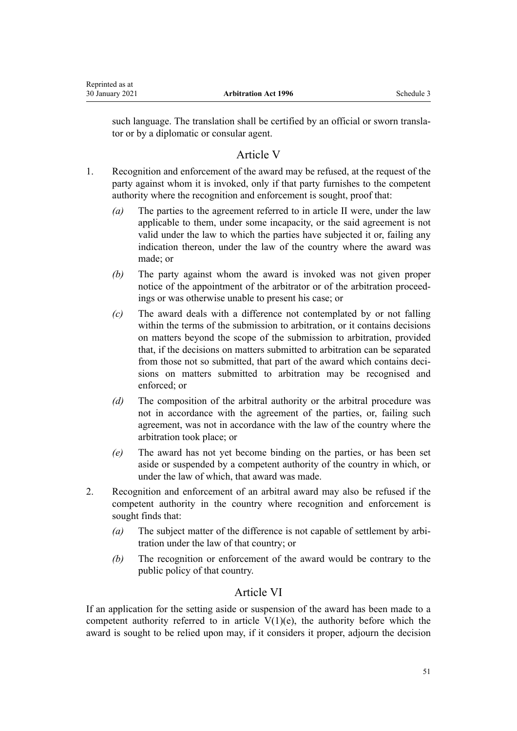such language. The translation shall be certified by an official or sworn translator or by a diplomatic or consular agent.

## Article V

1. Recognition and enforcement of the award may be refused, at the request of the party against whom it is invoked, only if that party furnishes to the competent authority where the recognition and enforcement is sought, proof that:

   *(a)* The parties to the agreement referred to in article II were, under the law applicable to them, under some incapacity, or the said agreement is not valid under the law to which the parties have subjected it or, failing any indication thereon, under the law of the country where the award was made; or

   *(b)* The party against whom the award is invoked was not given proper notice of the appointment of the arbitrator or of the arbitration proceedings or was otherwise unable to present his case; or

   *(c)* The award deals with a difference not contemplated by or not falling within the terms of the submission to arbitration, or it contains decisions on matters beyond the scope of the submission to arbitration, provided that, if the decisions on matters submitted to arbitration can be separated from those not so submitted, that part of the award which contains decisions on matters submitted to arbitration may be recognised and enforced; or

   *(d)* The composition of the arbitral authority or the arbitral procedure was not in accordance with the agreement of the parties, or, failing such agreement, was not in accordance with the law of the country where the arbitration took place; or

   *(e)* The award has not yet become binding on the parties, or has been set aside or suspended by a competent authority of the country in which, or under the law of which, that award was made.

2. Recognition and enforcement of an arbitral award may also be refused if the competent authority in the country where recognition and enforcement is sought finds that:

   *(a)* The subject matter of the difference is not capable of settlement by arbitration under the law of that country; or

   *(b)* The recognition or enforcement of the award would be contrary to the public policy of that country.

## Article VI

If an application for the setting aside or suspension of the award has been made to a competent authority referred to in article V(1)(e), the authority before which the award is sought to be relied upon may, if it considers it proper, adjourn the decision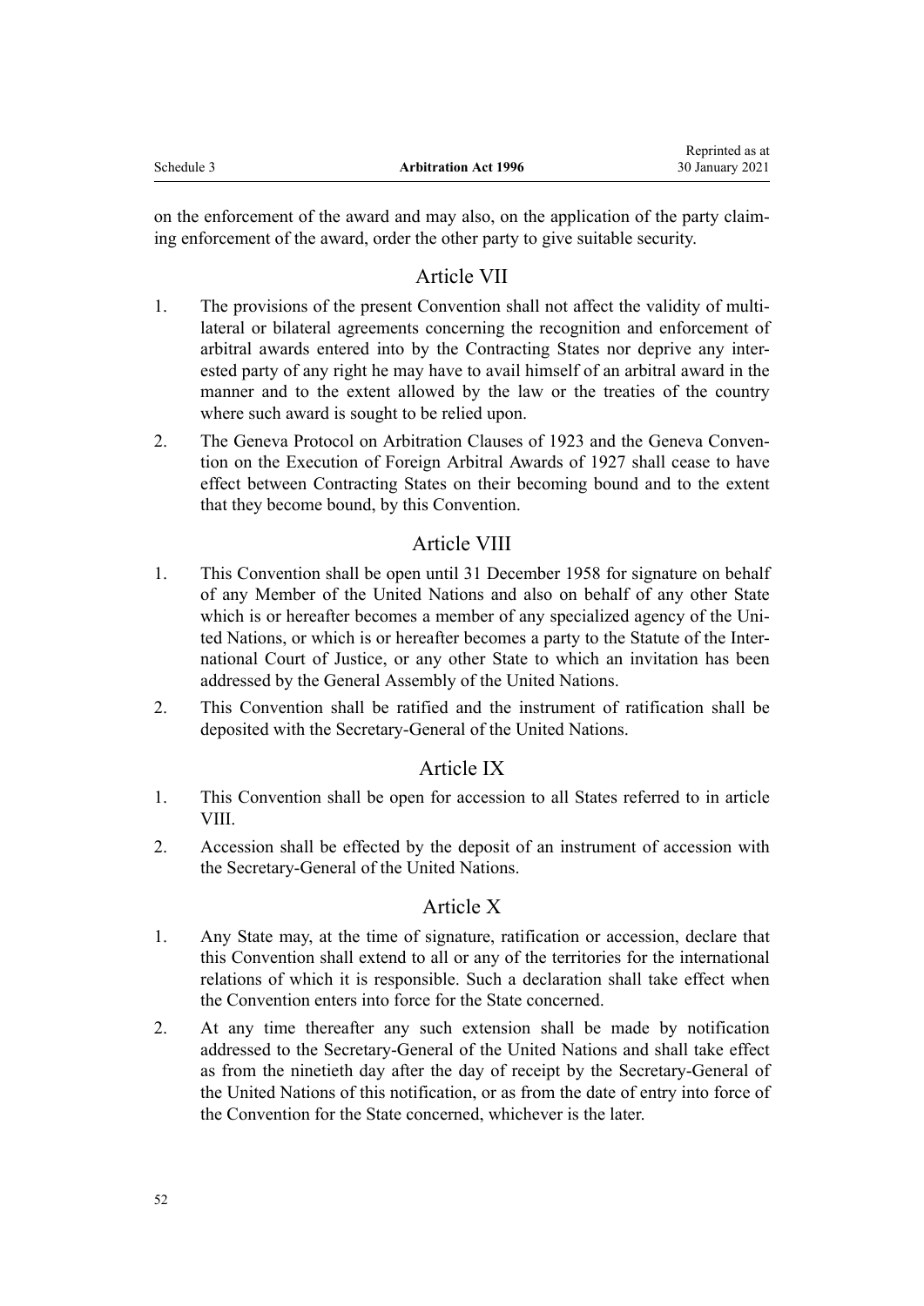on the enforcement of the award and may also, on the application of the party claiming enforcement of the award, order the other party to give suitable security.

## Article VII

1. The provisions of the present Convention shall not affect the validity of multilateral or bilateral agreements concerning the recognition and enforcement of arbitral awards entered into by the Contracting States nor deprive any interested party of any right he may have to avail himself of an arbitral award in the manner and to the extent allowed by the law or the treaties of the country where such award is sought to be relied upon.
2. The Geneva Protocol on Arbitration Clauses of 1923 and the Geneva Convention on the Execution of Foreign Arbitral Awards of 1927 shall cease to have effect between Contracting States on their becoming bound and to the extent that they become bound, by this Convention.

## Article VIII

1. This Convention shall be open until 31 December 1958 for signature on behalf of any Member of the United Nations and also on behalf of any other State which is or hereafter becomes a member of any specialized agency of the United Nations, or which is or hereafter becomes a party to the Statute of the International Court of Justice, or any other State to which an invitation has been addressed by the General Assembly of the United Nations.
2. This Convention shall be ratified and the instrument of ratification shall be deposited with the Secretary-General of the United Nations.

## Article IX

1. This Convention shall be open for accession to all States referred to in article VIII.
2. Accession shall be effected by the deposit of an instrument of accession with the Secretary-General of the United Nations.

## Article X

1. Any State may, at the time of signature, ratification or accession, declare that this Convention shall extend to all or any of the territories for the international relations of which it is responsible. Such a declaration shall take effect when the Convention enters into force for the State concerned.
2. At any time thereafter any such extension shall be made by notification addressed to the Secretary-General of the United Nations and shall take effect as from the ninetieth day after the day of receipt by the Secretary-General of the United Nations of this notification, or as from the date of entry into force of the Convention for the State concerned, whichever is the later.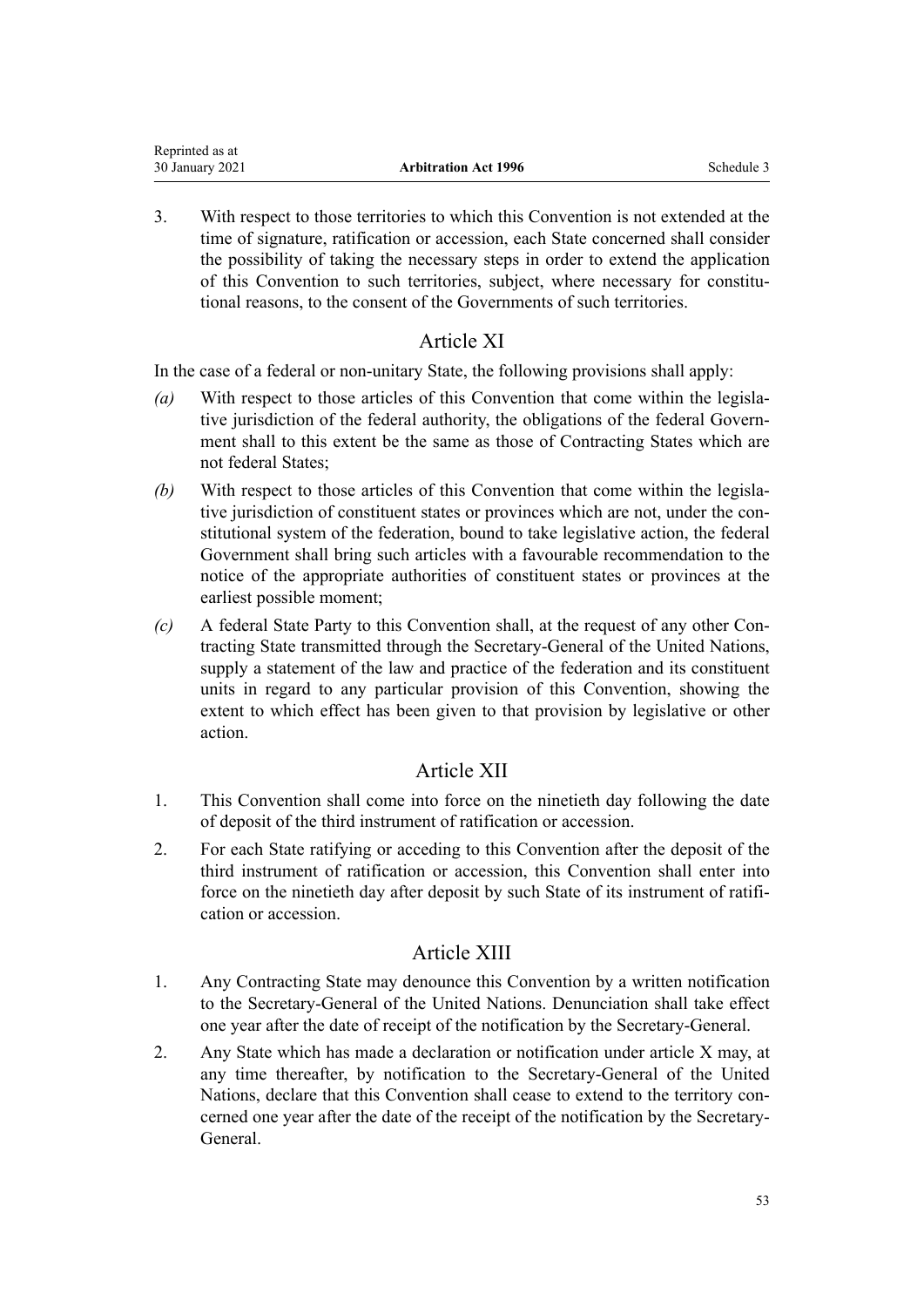3. With respect to those territories to which this Convention is not extended at the time of signature, ratification or accession, each State concerned shall consider the possibility of taking the necessary steps in order to extend the application of this Convention to such territories, subject, where necessary for constitutional reasons, to the consent of the Governments of such territories.

## Article XI

In the case of a federal or non-unitary State, the following provisions shall apply:

*(a)* With respect to those articles of this Convention that come within the legislative jurisdiction of the federal authority, the obligations of the federal Government shall to this extent be the same as those of Contracting States which are not federal States;

*(b)* With respect to those articles of this Convention that come within the legislative jurisdiction of constituent states or provinces which are not, under the constitutional system of the federation, bound to take legislative action, the federal Government shall bring such articles with a favourable recommendation to the notice of the appropriate authorities of constituent states or provinces at the earliest possible moment;

*(c)* A federal State Party to this Convention shall, at the request of any other Contracting State transmitted through the Secretary-General of the United Nations, supply a statement of the law and practice of the federation and its constituent units in regard to any particular provision of this Convention, showing the extent to which effect has been given to that provision by legislative or other action.

## Article XII

1. This Convention shall come into force on the ninetieth day following the date of deposit of the third instrument of ratification or accession.
2. For each State ratifying or acceding to this Convention after the deposit of the third instrument of ratification or accession, this Convention shall enter into force on the ninetieth day after deposit by such State of its instrument of ratification or accession.

## Article XIII

1. Any Contracting State may denounce this Convention by a written notification to the Secretary-General of the United Nations. Denunciation shall take effect one year after the date of receipt of the notification by the Secretary-General.
2. Any State which has made a declaration or notification under article X may, at any time thereafter, by notification to the Secretary-General of the United Nations, declare that this Convention shall cease to extend to the territory concerned one year after the date of the receipt of the notification by the Secretary-General.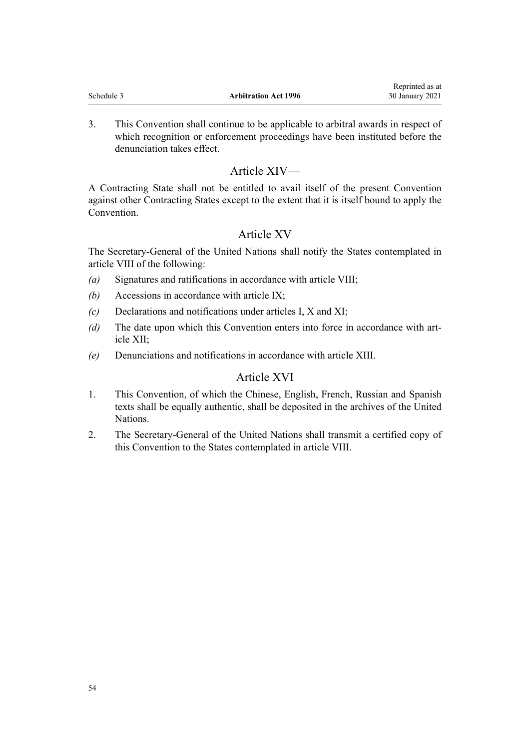3. This Convention shall continue to be applicable to arbitral awards in respect of which recognition or enforcement proceedings have been instituted before the denunciation takes effect.

## Article XIV—

A Contracting State shall not be entitled to avail itself of the present Convention against other Contracting States except to the extent that it is itself bound to apply the Convention.

## Article XV

The Secretary-General of the United Nations shall notify the States contemplated in article VIII of the following:

*(a)* Signatures and ratifications in accordance with article VIII;

*(b)* Accessions in accordance with article IX;

*(c)* Declarations and notifications under articles I, X and XI;

*(d)* The date upon which this Convention enters into force in accordance with article XII;

*(e)* Denunciations and notifications in accordance with article XIII.

## Article XVI

1. This Convention, of which the Chinese, English, French, Russian and Spanish texts shall be equally authentic, shall be deposited in the archives of the United Nations.
2. The Secretary-General of the United Nations shall transmit a certified copy of this Convention to the States contemplated in article VIII.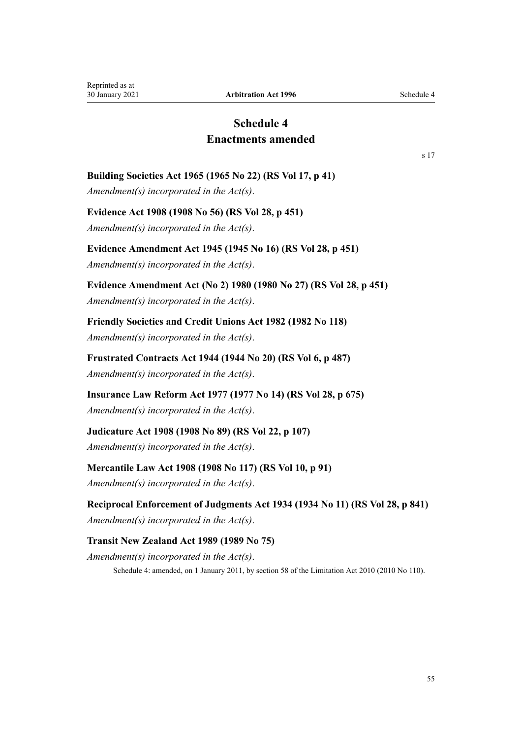# Schedule 4
# Enactments amended

s 17

**Building Societies Act 1965 (1965 No 22) (RS Vol 17, p 41)**

*Amendment(s) incorporated in the Act(s).*

**Evidence Act 1908 (1908 No 56) (RS Vol 28, p 451)**

*Amendment(s) incorporated in the Act(s).*

**Evidence Amendment Act 1945 (1945 No 16) (RS Vol 28, p 451)**

*Amendment(s) incorporated in the Act(s).*

**Evidence Amendment Act (No 2) 1980 (1980 No 27) (RS Vol 28, p 451)**

*Amendment(s) incorporated in the Act(s).*

**Friendly Societies and Credit Unions Act 1982 (1982 No 118)**

*Amendment(s) incorporated in the Act(s).*

**Frustrated Contracts Act 1944 (1944 No 20) (RS Vol 6, p 487)**

*Amendment(s) incorporated in the Act(s).*

**Insurance Law Reform Act 1977 (1977 No 14) (RS Vol 28, p 675)**

*Amendment(s) incorporated in the Act(s).*

**Judicature Act 1908 (1908 No 89) (RS Vol 22, p 107)**

*Amendment(s) incorporated in the Act(s).*

**Mercantile Law Act 1908 (1908 No 117) (RS Vol 10, p 91)**

*Amendment(s) incorporated in the Act(s).*

**Reciprocal Enforcement of Judgments Act 1934 (1934 No 11) (RS Vol 28, p 841)**

*Amendment(s) incorporated in the Act(s).*

**Transit New Zealand Act 1989 (1989 No 75)**

*Amendment(s) incorporated in the Act(s).*

Schedule 4: amended, on 1 January 2011, by section 58 of the Limitation Act 2010 (2010 No 110).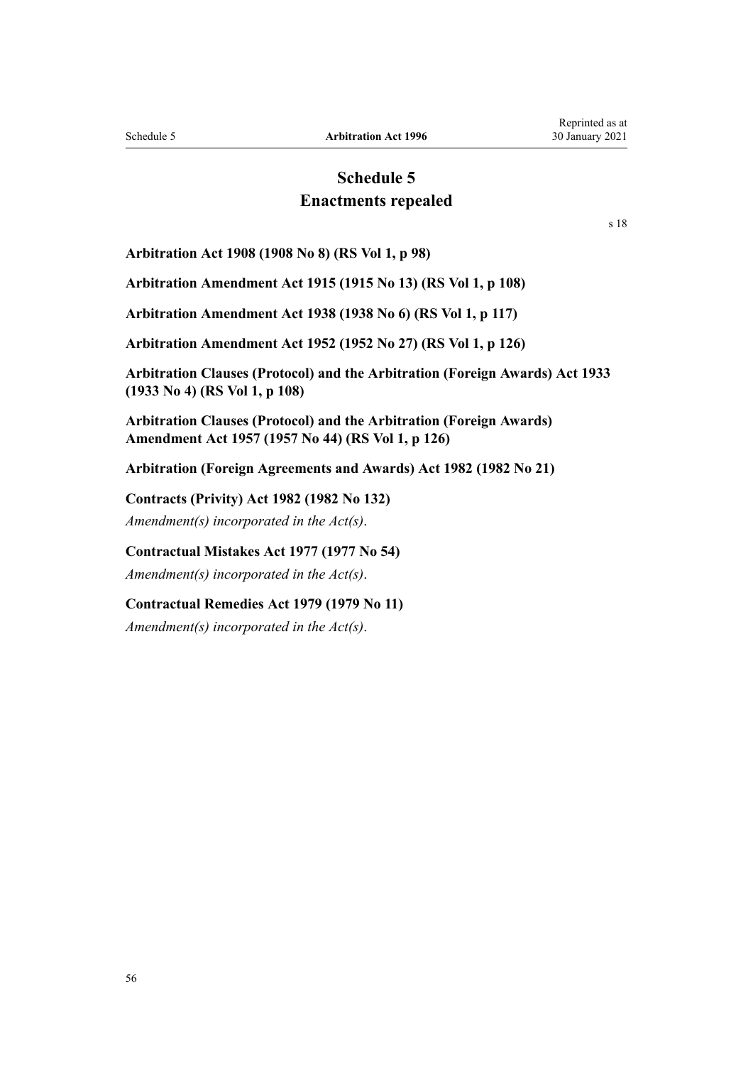# Schedule 5
## Enactments repealed

s 18

**Arbitration Act 1908 (1908 No 8) (RS Vol 1, p 98)**

**Arbitration Amendment Act 1915 (1915 No 13) (RS Vol 1, p 108)**

**Arbitration Amendment Act 1938 (1938 No 6) (RS Vol 1, p 117)**

**Arbitration Amendment Act 1952 (1952 No 27) (RS Vol 1, p 126)**

**Arbitration Clauses (Protocol) and the Arbitration (Foreign Awards) Act 1933 (1933 No 4) (RS Vol 1, p 108)**

**Arbitration Clauses (Protocol) and the Arbitration (Foreign Awards) Amendment Act 1957 (1957 No 44) (RS Vol 1, p 126)**

**Arbitration (Foreign Agreements and Awards) Act 1982 (1982 No 21)**

**Contracts (Privity) Act 1982 (1982 No 132)**

*Amendment(s) incorporated in the Act(s).*

**Contractual Mistakes Act 1977 (1977 No 54)**

*Amendment(s) incorporated in the Act(s).*

**Contractual Remedies Act 1979 (1979 No 11)**

*Amendment(s) incorporated in the Act(s).*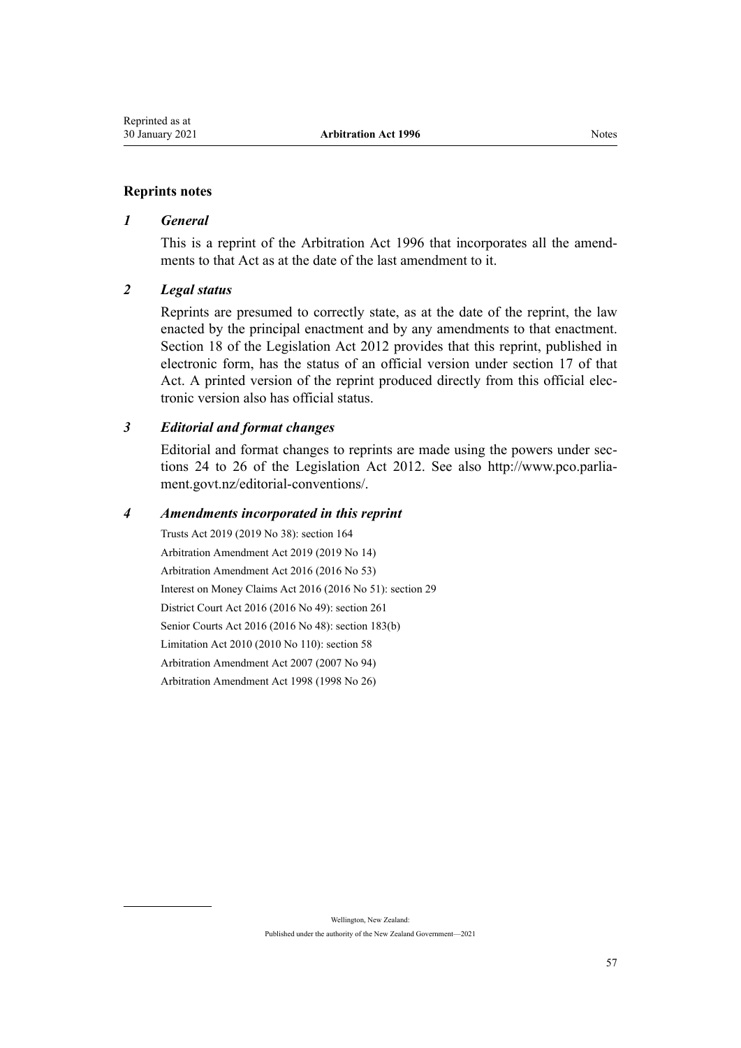## Reprints notes

### *1 General*

This is a reprint of the Arbitration Act 1996 that incorporates all the amendments to that Act as at the date of the last amendment to it.

### *2 Legal status*

Reprints are presumed to correctly state, as at the date of the reprint, the law enacted by the principal enactment and by any amendments to that enactment. Section 18 of the Legislation Act 2012 provides that this reprint, published in electronic form, has the status of an official version under section 17 of that Act. A printed version of the reprint produced directly from this official electronic version also has official status.

### *3 Editorial and format changes*

Editorial and format changes to reprints are made using the powers under sections 24 to 26 of the Legislation Act 2012. See also http://www.pco.parliament.govt.nz/editorial-conventions/.

### *4 Amendments incorporated in this reprint*

Trusts Act 2019 (2019 No 38): section 164

Arbitration Amendment Act 2019 (2019 No 14)

Arbitration Amendment Act 2016 (2016 No 53)

Interest on Money Claims Act 2016 (2016 No 51): section 29

District Court Act 2016 (2016 No 49): section 261

Senior Courts Act 2016 (2016 No 48): section 183(b)

Limitation Act 2010 (2010 No 110): section 58

Arbitration Amendment Act 2007 (2007 No 94)

Arbitration Amendment Act 1998 (1998 No 26)

Wellington, New Zealand:

Published under the authority of the New Zealand Government—2021